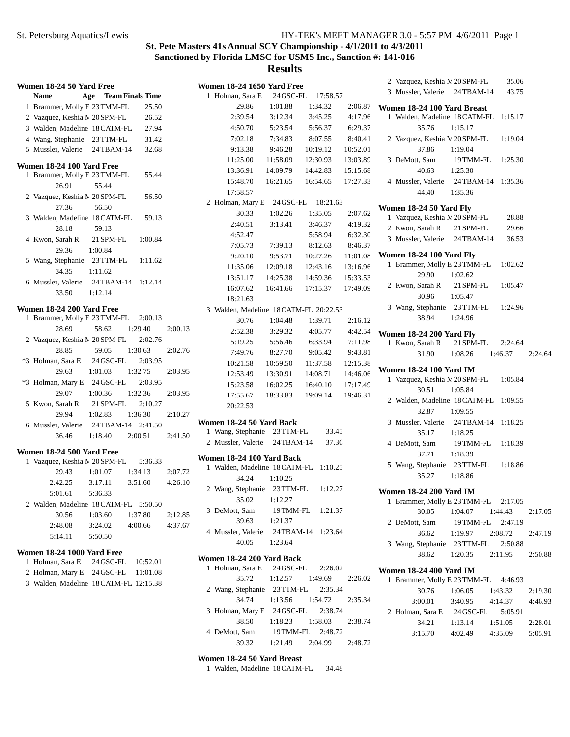**St. Petersburg Aquatics/Lewis** HY-TEK's MEET MANAGER 3.0 - 5:57 PM 4/6/2011

# St. Pete Masters 41s Annual SCY Championship - 4/1/2011 to 4/3/2011

## Sanctioned by Florida LMSC for USMS Inc., Sanction #: 141-016

## Results

### Women 18-24 50 Yard Free

| | Name | Age | Team | Finals Time |
|---|---|---|---|---|
| 1 | Brammer, Molly E | 23 | TMM-FL | 25.50 |
| 2 | Vazquez, Keshia M | 20 | SPM-FL | 26.52 |
| 3 | Walden, Madeline | 18 | CATM-FL | 27.94 |
| 4 | Wang, Stephanie | 23 | TTM-FL | 31.42 |
| 5 | Mussler, Valerie | 24 | TBAM-14 | 32.68 |

### Women 18-24 100 Yard Free

1 Brammer, Molly E 23 TMM-FL 55.44
 26.91 55.44

2 Vazquez, Keshia M 20 SPM-FL 56.50
 27.36 56.50

3 Walden, Madeline 18 CATM-FL 59.13
 28.18 59.13

4 Kwon, Sarah R 21 SPM-FL 1:00.84
 29.36 1:00.84

5 Wang, Stephanie 23 TTM-FL 1:11.62
 34.35 1:11.62

6 Mussler, Valerie 24 TBAM-14 1:12.14
 33.50 1:12.14

### Women 18-24 200 Yard Free

1 Brammer, Molly E 23 TMM-FL 2:00.13
 28.69 58.62 1:29.40 2:00.13

2 Vazquez, Keshia M 20 SPM-FL 2:02.76
 28.85 59.05 1:30.63 2:02.76

*3 Holman, Sara E 24 GSC-FL 2:03.95
 29.63 1:01.03 1:32.75 2:03.95

*3 Holman, Mary E 24 GSC-FL 2:03.95
 29.07 1:00.36 1:32.36 2:03.95

5 Kwon, Sarah R 21 SPM-FL 2:10.27
 29.94 1:02.83 1:36.30 2:10.27

6 Mussler, Valerie 24 TBAM-14 2:41.50
 36.46 1:18.40 2:00.51 2:41.50

### Women 18-24 500 Yard Free

1 Vazquez, Keshia M 20 SPM-FL 5:36.33
 29.43 1:01.07 1:34.13 2:07.72
 2:42.25 3:17.11 3:51.60 4:26.10
 5:01.61 5:36.33

2 Walden, Madeline 18 CATM-FL 5:50.50
 30.56 1:03.60 1:37.80 2:12.85
 2:48.08 3:24.02 4:00.66 4:37.67
 5:14.11 5:50.50

### Women 18-24 1000 Yard Free

| | Name | Age | Team | Finals Time |
|---|---|---|---|---|
| 1 | Holman, Sara E | 24 | GSC-FL | 10:52.01 |
| 2 | Holman, Mary E | 24 | GSC-FL | 11:01.08 |
| 3 | Walden, Madeline | 18 | CATM-FL | 12:15.38 |

### Women 18-24 1650 Yard Free

1 Holman, Sara E 24 GSC-FL 17:58.57
 29.86 1:01.88 1:34.32 2:06.87
 2:39.54 3:12.34 3:45.25 4:17.96
 4:50.70 5:23.54 5:56.37 6:29.37
 7:02.18 7:34.83 8:07.55 8:40.41
 9:13.38 9:46.28 10:19.12 10:52.01
 11:25.00 11:58.09 12:30.93 13:03.89
 13:36.91 14:09.79 14:42.83 15:15.68
 15:48.70 16:21.65 16:54.65 17:27.33
 17:58.57

2 Holman, Mary E 24 GSC-FL 18:21.63
 30.33 1:02.26 1:35.05 2:07.62
 2:40.51 3:13.41 3:46.37 4:19.32
 4:52.47 5:58.94 6:32.30
 7:05.73 7:39.13 8:12.63 8:46.37
 9:20.10 9:53.71 10:27.26 11:01.08
 11:35.06 12:09.18 12:43.16 13:16.96
 13:51.17 14:25.38 14:59.36 15:33.53
 16:07.62 16:41.66 17:15.37 17:49.09
 18:21.63

3 Walden, Madeline 18 CATM-FL 20:22.53
 30.76 1:04.48 1:39.71 2:16.12
 2:52.38 3:29.32 4:05.77 4:42.54
 5:19.25 5:56.46 6:33.94 7:11.98
 7:49.76 8:27.70 9:05.42 9:43.81
 10:21.58 10:59.50 11:37.58 12:15.38
 12:53.49 13:30.91 14:08.71 14:46.06
 15:23.58 16:02.25 16:40.10 17:17.49
 17:55.67 18:33.83 19:09.14 19:46.31
 20:22.53

### Women 18-24 50 Yard Back

| | Name | Age | Team | Finals Time |
|---|---|---|---|---|
| 1 | Wang, Stephanie | 23 | TTM-FL | 33.45 |
| 2 | Mussler, Valerie | 24 | TBAM-14 | 37.36 |

### Women 18-24 100 Yard Back

1 Walden, Madeline 18 CATM-FL 1:10.25
 34.24 1:10.25

2 Wang, Stephanie 23 TTM-FL 1:12.27
 35.02 1:12.27

3 DeMott, Sam 19 TMM-FL 1:21.37
 39.63 1:21.37

4 Mussler, Valerie 24 TBAM-14 1:23.64
 40.05 1:23.64

### Women 18-24 200 Yard Back

1 Holman, Sara E 24 GSC-FL 2:26.02
 35.72 1:12.57 1:49.69 2:26.02

2 Wang, Stephanie 23 TTM-FL 2:35.34
 34.74 1:13.56 1:54.72 2:35.34

3 Holman, Mary E 24 GSC-FL 2:38.74
 38.50 1:18.23 1:58.03 2:38.74

4 DeMott, Sam 19 TMM-FL 2:48.72
 39.32 1:21.49 2:04.99 2:48.72

### Women 18-24 50 Yard Breast

| | Name | Age | Team | Finals Time |
|---|---|---|---|---|
| 1 | Walden, Madeline | 18 | CATM-FL | 34.48 |
| 2 | Vazquez, Keshia M | 20 | SPM-FL | 35.06 |
| 3 | Mussler, Valerie | 24 | TBAM-14 | 43.75 |

### Women 18-24 100 Yard Breast

1 Walden, Madeline 18 CATM-FL 1:15.17
 35.76 1:15.17

2 Vazquez, Keshia M 20 SPM-FL 1:19.04
 37.86 1:19.04

3 DeMott, Sam 19 TMM-FL 1:25.30
 40.63 1:25.30

4 Mussler, Valerie 24 TBAM-14 1:35.36
 44.40 1:35.36

### Women 18-24 50 Yard Fly

| | Name | Age | Team | Finals Time |
|---|---|---|---|---|
| 1 | Vazquez, Keshia M | 20 | SPM-FL | 28.88 |
| 2 | Kwon, Sarah R | 21 | SPM-FL | 29.66 |
| 3 | Mussler, Valerie | 24 | TBAM-14 | 36.53 |

### Women 18-24 100 Yard Fly

1 Brammer, Molly E 23 TMM-FL 1:02.62
 29.90 1:02.62

2 Kwon, Sarah R 21 SPM-FL 1:05.47
 30.96 1:05.47

3 Wang, Stephanie 23 TTM-FL 1:24.96
 38.94 1:24.96

### Women 18-24 200 Yard Fly

1 Kwon, Sarah R 21 SPM-FL 2:24.64
 31.90 1:08.26 1:46.37 2:24.64

### Women 18-24 100 Yard IM

1 Vazquez, Keshia M 20 SPM-FL 1:05.84
 30.51 1:05.84

2 Walden, Madeline 18 CATM-FL 1:09.55
 32.87 1:09.55

3 Mussler, Valerie 24 TBAM-14 1:18.25
 35.17 1:18.25

4 DeMott, Sam 19 TMM-FL 1:18.39
 37.71 1:18.39

5 Wang, Stephanie 23 TTM-FL 1:18.86
 35.27 1:18.86

### Women 18-24 200 Yard IM

1 Brammer, Molly E 23 TMM-FL 2:17.05
 30.05 1:04.07 1:44.43 2:17.05

2 DeMott, Sam 19 TMM-FL 2:47.19
 36.62 1:19.97 2:08.72 2:47.19

3 Wang, Stephanie 23 TTM-FL 2:50.88
 38.62 1:20.35 2:11.95 2:50.88

### Women 18-24 400 Yard IM

1 Brammer, Molly E 23 TMM-FL 4:46.93
 30.76 1:06.05 1:43.32 2:19.30
 3:00.01 3:40.95 4:14.37 4:46.93

2 Holman, Sara E 24 GSC-FL 5:05.91
 34.21 1:13.14 1:51.05 2:28.01
 3:15.70 4:02.49 4:35.09 5:05.91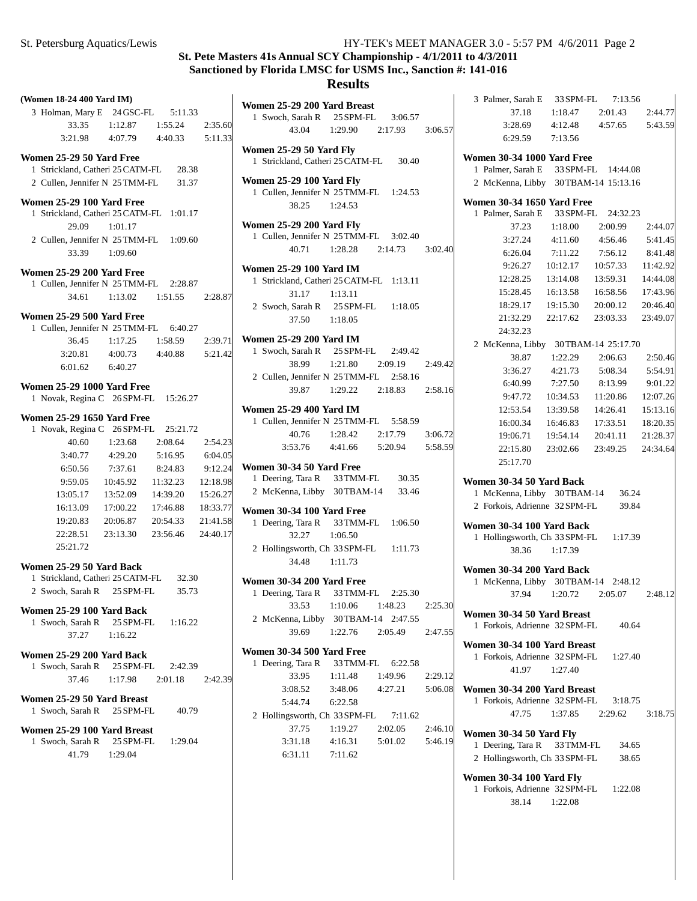St. Pete Masters 41s Annual SCY Championship - 4/1/2011 to 4/3/2011

Sanctioned by Florida LMSC for USMS Inc., Sanction #: 141-016

## Results

**(Women 18-24 400 Yard IM)**

3 Holman, Mary E 24 GSC-FL 5:11.33

33.35 1:12.87 1:55.24 2:35.60
3:21.98 4:07.79 4:40.33 5:11.33

**Women 25-29 50 Yard Free**

1 Strickland, Catheri 25 CATM-FL 28.38

2 Cullen, Jennifer N 25 TMM-FL 31.37

**Women 25-29 100 Yard Free**

1 Strickland, Catheri 25 CATM-FL 1:01.17

29.09 1:01.17

2 Cullen, Jennifer N 25 TMM-FL 1:09.60

33.39 1:09.60

**Women 25-29 200 Yard Free**

1 Cullen, Jennifer N 25 TMM-FL 2:28.87

34.61 1:13.02 1:51.55 2:28.87

**Women 25-29 500 Yard Free**

1 Cullen, Jennifer N 25 TMM-FL 6:40.27

36.45 1:17.25 1:58.59 2:39.71
3:20.81 4:00.73 4:40.88 5:21.42
6:01.62 6:40.27

**Women 25-29 1000 Yard Free**

1 Novak, Regina C 26 SPM-FL 15:26.27

**Women 25-29 1650 Yard Free**

1 Novak, Regina C 26 SPM-FL 25:21.72

40.60 1:23.68 2:08.64 2:54.23
3:40.77 4:29.20 5:16.95 6:04.05
6:50.56 7:37.61 8:24.83 9:12.24
9:59.05 10:45.92 11:32.23 12:18.98
13:05.17 13:52.09 14:39.20 15:26.27
16:13.09 17:00.22 17:46.88 18:33.77
19:20.83 20:06.87 20:54.33 21:41.58
22:28.51 23:13.30 23:56.46 24:40.17
25:21.72

**Women 25-29 50 Yard Back**

1 Strickland, Catheri 25 CATM-FL 32.30

2 Swoch, Sarah R 25 SPM-FL 35.73

**Women 25-29 100 Yard Back**

1 Swoch, Sarah R 25 SPM-FL 1:16.22

37.27 1:16.22

**Women 25-29 200 Yard Back**

1 Swoch, Sarah R 25 SPM-FL 2:42.39

37.46 1:17.98 2:01.18 2:42.39

**Women 25-29 50 Yard Breast**

1 Swoch, Sarah R 25 SPM-FL 40.79

**Women 25-29 100 Yard Breast**

1 Swoch, Sarah R 25 SPM-FL 1:29.04

41.79 1:29.04

**Women 25-29 200 Yard Breast**

1 Swoch, Sarah R 25 SPM-FL 3:06.57

43.04 1:29.90 2:17.93 3:06.57

**Women 25-29 50 Yard Fly**

1 Strickland, Catheri 25 CATM-FL 30.40

**Women 25-29 100 Yard Fly**

1 Cullen, Jennifer N 25 TMM-FL 1:24.53

38.25 1:24.53

**Women 25-29 200 Yard Fly**

1 Cullen, Jennifer N 25 TMM-FL 3:02.40

40.71 1:28.28 2:14.73 3:02.40

**Women 25-29 100 Yard IM**

1 Strickland, Catheri 25 CATM-FL 1:13.11

31.17 1:13.11

2 Swoch, Sarah R 25 SPM-FL 1:18.05

37.50 1:18.05

**Women 25-29 200 Yard IM**

1 Swoch, Sarah R 25 SPM-FL 2:49.42

38.99 1:21.80 2:09.19 2:49.42

2 Cullen, Jennifer N 25 TMM-FL 2:58.16

39.87 1:29.22 2:18.83 2:58.16

**Women 25-29 400 Yard IM**

1 Cullen, Jennifer N 25 TMM-FL 5:58.59

40.76 1:28.42 2:17.79 3:06.72
3:53.76 4:41.66 5:20.94 5:58.59

**Women 30-34 50 Yard Free**

1 Deering, Tara R 33 TMM-FL 30.35

2 McKenna, Libby 30 TBAM-14 33.46

**Women 30-34 100 Yard Free**

1 Deering, Tara R 33 TMM-FL 1:06.50

32.27 1:06.50

2 Hollingsworth, Ch 33 SPM-FL 1:11.73

34.48 1:11.73

**Women 30-34 200 Yard Free**

1 Deering, Tara R 33 TMM-FL 2:25.30

33.53 1:10.06 1:48.23 2:25.30

2 McKenna, Libby 30 TBAM-14 2:47.55

39.69 1:22.76 2:05.49 2:47.55

**Women 30-34 500 Yard Free**

1 Deering, Tara R 33 TMM-FL 6:22.58

33.95 1:11.48 1:49.96 2:29.12
3:08.52 3:48.06 4:27.21 5:06.08
5:44.74 6:22.58

2 Hollingsworth, Ch 33 SPM-FL 7:11.62

37.75 1:19.27 2:02.05 2:46.10
3:31.18 4:16.31 5:01.02 5:46.19
6:31.11 7:11.62

3 Palmer, Sarah E 33 SPM-FL 7:13.56

37.18 1:18.47 2:01.43 2:44.77
3:28.69 4:12.48 4:57.65 5:43.59
6:29.59 7:13.56

**Women 30-34 1000 Yard Free**

1 Palmer, Sarah E 33 SPM-FL 14:44.08

2 McKenna, Libby 30 TBAM-14 15:13.16

**Women 30-34 1650 Yard Free**

1 Palmer, Sarah E 33 SPM-FL 24:32.23

37.23 1:18.00 2:00.99 2:44.07
3:27.24 4:11.60 4:56.46 5:41.45
6:26.04 7:11.22 7:56.12 8:41.48
9:26.27 10:12.17 10:57.33 11:42.92
12:28.25 13:14.08 13:59.31 14:44.08
15:28.45 16:13.58 16:58.56 17:43.96
18:29.17 19:15.30 20:00.12 20:46.40
21:32.29 22:17.62 23:03.33 23:49.07
24:32.23

2 McKenna, Libby 30 TBAM-14 25:17.70

38.87 1:22.29 2:06.63 2:50.46
3:36.27 4:21.73 5:08.34 5:54.91
6:40.99 7:27.50 8:13.99 9:01.22
9:47.72 10:34.53 11:20.86 12:07.26
12:53.54 13:39.58 14:26.41 15:13.16
16:00.34 16:46.83 17:33.51 18:20.35
19:06.71 19:54.14 20:41.11 21:28.37
22:15.80 23:02.66 23:49.25 24:34.64
25:17.70

**Women 30-34 50 Yard Back**

1 McKenna, Libby 30 TBAM-14 36.24

2 Forkois, Adrienne 32 SPM-FL 39.84

**Women 30-34 100 Yard Back**

1 Hollingsworth, Ch 33 SPM-FL 1:17.39

38.36 1:17.39

**Women 30-34 200 Yard Back**

1 McKenna, Libby 30 TBAM-14 2:48.12

37.94 1:20.72 2:05.07 2:48.12

**Women 30-34 50 Yard Breast**

1 Forkois, Adrienne 32 SPM-FL 40.64

**Women 30-34 100 Yard Breast**

1 Forkois, Adrienne 32 SPM-FL 1:27.40

41.97 1:27.40

**Women 30-34 200 Yard Breast**

1 Forkois, Adrienne 32 SPM-FL 3:18.75

47.75 1:37.85 2:29.62 3:18.75

**Women 30-34 50 Yard Fly**

1 Deering, Tara R 33 TMM-FL 34.65

2 Hollingsworth, Ch 33 SPM-FL 38.65

**Women 30-34 100 Yard Fly**

1 Forkois, Adrienne 32 SPM-FL 1:22.08

38.14 1:22.08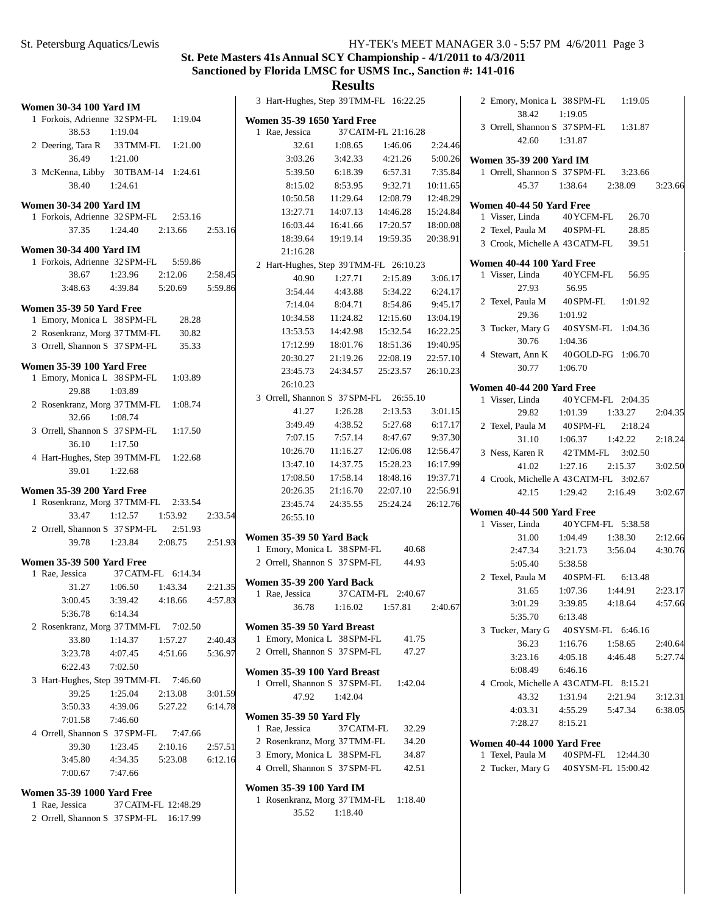# St. Pete Masters 41s Annual SCY Championship - 4/1/2011 to 4/3/2011

**Sanctioned by Florida LMSC for USMS Inc., Sanction #: 141-016**

## Results

### Women 30-34 100 Yard IM

1 Forkois, Adrienne 32 SPM-FL 1:19.04
38.53 1:19.04

2 Deering, Tara R 33 TMM-FL 1:21.00
36.49 1:21.00

3 McKenna, Libby 30 TBAM-14 1:24.61
38.40 1:24.61

### Women 30-34 200 Yard IM

1 Forkois, Adrienne 32 SPM-FL 2:53.16
37.35 1:24.40 2:13.66 2:53.16

### Women 30-34 400 Yard IM

1 Forkois, Adrienne 32 SPM-FL 5:59.86
38.67 1:23.96 2:12.06 2:58.45
3:48.63 4:39.84 5:20.69 5:59.86

### Women 35-39 50 Yard Free

1 Emory, Monica L 38 SPM-FL 28.28
2 Rosenkranz, Morg 37 TMM-FL 30.82
3 Orrell, Shannon S 37 SPM-FL 35.33

### Women 35-39 100 Yard Free

1 Emory, Monica L 38 SPM-FL 1:03.89
29.88 1:03.89

2 Rosenkranz, Morg 37 TMM-FL 1:08.74
32.66 1:08.74

3 Orrell, Shannon S 37 SPM-FL 1:17.50
36.10 1:17.50

4 Hart-Hughes, Step 39 TMM-FL 1:22.68
39.01 1:22.68

### Women 35-39 200 Yard Free

1 Rosenkranz, Morg 37 TMM-FL 2:33.54
33.47 1:12.57 1:53.92 2:33.54

2 Orrell, Shannon S 37 SPM-FL 2:51.93
39.78 1:23.84 2:08.75 2:51.93

### Women 35-39 500 Yard Free

1 Rae, Jessica 37 CATM-FL 6:14.34
31.27 1:06.50 1:43.34 2:21.35
3:00.45 3:39.42 4:18.66 4:57.83
5:36.78 6:14.34

2 Rosenkranz, Morg 37 TMM-FL 7:02.50
33.80 1:14.37 1:57.27 2:40.43
3:23.78 4:07.45 4:51.66 5:36.97
6:22.43 7:02.50

3 Hart-Hughes, Step 39 TMM-FL 7:46.60
39.25 1:25.04 2:13.08 3:01.59
3:50.33 4:39.06 5:27.22 6:14.78
7:01.58 7:46.60

4 Orrell, Shannon S 37 SPM-FL 7:47.66
39.30 1:23.45 2:10.16 2:57.51
3:45.80 4:34.35 5:23.08 6:12.16
7:00.67 7:47.66

### Women 35-39 1000 Yard Free

1 Rae, Jessica 37 CATM-FL 12:48.29
2 Orrell, Shannon S 37 SPM-FL 16:17.99
3 Hart-Hughes, Step 39 TMM-FL 16:22.25

### Women 35-39 1650 Yard Free

1 Rae, Jessica 37 CATM-FL 21:16.28
32.61 1:08.65 1:46.06 2:24.46
3:03.26 3:42.33 4:21.26 5:00.26
5:39.50 6:18.39 6:57.31 7:35.84
8:15.02 8:53.95 9:32.71 10:11.65
10:50.58 11:29.64 12:08.79 12:48.29
13:27.71 14:07.13 14:46.28 15:24.84
16:03.44 16:41.66 17:20.57 18:00.08
18:39.64 19:19.14 19:59.35 20:38.91
21:16.28

2 Hart-Hughes, Step 39 TMM-FL 26:10.23
40.90 1:27.71 2:15.89 3:06.17
3:54.44 4:43.88 5:34.22 6:24.17
7:14.04 8:04.71 8:54.86 9:45.17
10:34.58 11:24.82 12:15.60 13:04.19
13:53.53 14:42.98 15:32.54 16:22.25
17:12.99 18:01.76 18:51.36 19:40.95
20:30.27 21:19.26 22:08.19 22:57.10
23:45.73 24:34.57 25:23.57 26:10.23
26:10.23

3 Orrell, Shannon S 37 SPM-FL 26:55.10
41.27 1:26.28 2:13.53 3:01.15
3:49.49 4:38.52 5:27.68 6:17.17
7:07.15 7:57.14 8:47.67 9:37.30
10:26.70 11:16.27 12:06.08 12:56.47
13:47.10 14:37.75 15:28.23 16:17.99
17:08.50 17:58.14 18:48.16 19:37.71
20:26.35 21:16.70 22:07.10 22:56.91
23:45.74 24:35.55 25:24.24 26:12.76
26:55.10

### Women 35-39 50 Yard Back

1 Emory, Monica L 38 SPM-FL 40.68
2 Orrell, Shannon S 37 SPM-FL 44.93

### Women 35-39 200 Yard Back

1 Rae, Jessica 37 CATM-FL 2:40.67
36.78 1:16.02 1:57.81 2:40.67

### Women 35-39 50 Yard Breast

1 Emory, Monica L 38 SPM-FL 41.75
2 Orrell, Shannon S 37 SPM-FL 47.27

### Women 35-39 100 Yard Breast

1 Orrell, Shannon S 37 SPM-FL 1:42.04
47.92 1:42.04

### Women 35-39 50 Yard Fly

1 Rae, Jessica 37 CATM-FL 32.29
2 Rosenkranz, Morg 37 TMM-FL 34.20
3 Emory, Monica L 38 SPM-FL 34.87
4 Orrell, Shannon S 37 SPM-FL 42.51

### Women 35-39 100 Yard IM

1 Rosenkranz, Morg 37 TMM-FL 1:18.40
35.52 1:18.40

2 Emory, Monica L 38 SPM-FL 1:19.05
38.42 1:19.05

3 Orrell, Shannon S 37 SPM-FL 1:31.87
42.60 1:31.87

### Women 35-39 200 Yard IM

1 Orrell, Shannon S 37 SPM-FL 3:23.66
45.37 1:38.64 2:38.09 3:23.66

### Women 40-44 50 Yard Free

1 Visser, Linda 40 YCFM-FL 26.70
2 Texel, Paula M 40 SPM-FL 28.85
3 Crook, Michelle A 43 CATM-FL 39.51

### Women 40-44 100 Yard Free

1 Visser, Linda 40 YCFM-FL 56.95
27.93 56.95

2 Texel, Paula M 40 SPM-FL 1:01.92
29.36 1:01.92

3 Tucker, Mary G 40 SYSM-FL 1:04.36
30.76 1:04.36

4 Stewart, Ann K 40 GOLD-FG 1:06.70
30.77 1:06.70

### Women 40-44 200 Yard Free

1 Visser, Linda 40 YCFM-FL 2:04.35
29.82 1:01.39 1:33.27 2:04.35

2 Texel, Paula M 40 SPM-FL 2:18.24
31.10 1:06.37 1:42.22 2:18.24

3 Ness, Karen R 42 TMM-FL 3:02.50
41.02 1:27.16 2:15.37 3:02.50

4 Crook, Michelle A 43 CATM-FL 3:02.67
42.15 1:29.42 2:16.49 3:02.67

### Women 40-44 500 Yard Free

1 Visser, Linda 40 YCFM-FL 5:38.58
31.00 1:04.49 1:38.30 2:12.66
2:47.34 3:21.73 3:56.04 4:30.76
5:05.40 5:38.58

2 Texel, Paula M 40 SPM-FL 6:13.48
31.65 1:07.36 1:44.91 2:23.17
3:01.29 3:39.85 4:18.64 4:57.66
5:35.70 6:13.48

3 Tucker, Mary G 40 SYSM-FL 6:46.16
36.23 1:16.76 1:58.65 2:40.64
3:23.16 4:05.18 4:46.48 5:27.74
6:08.49 6:46.16

4 Crook, Michelle A 43 CATM-FL 8:15.21
43.32 1:31.94 2:21.94 3:12.31
4:03.31 4:55.29 5:47.34 6:38.05
7:28.27 8:15.21

### Women 40-44 1000 Yard Free

1 Texel, Paula M 40 SPM-FL 12:44.30
2 Tucker, Mary G 40 SYSM-FL 15:00.42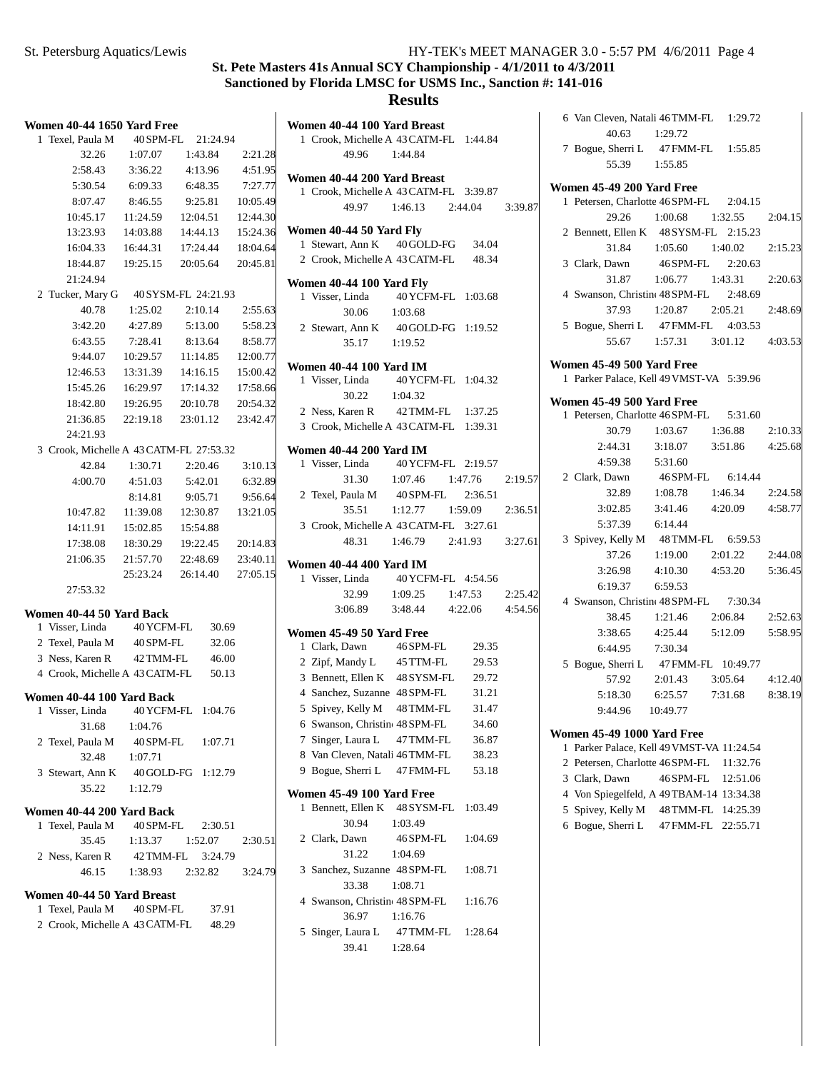# St. Pete Masters 41s Annual SCY Championship - 4/1/2011 to 4/3/2011

## Sanctioned by Florida LMSC for USMS Inc., Sanction #: 141-016

## Results

### Women 40-44 1650 Yard Free

1 Texel, Paula M 40 SPM-FL 21:24.94

| | | | |
|---|---|---|---|
| 32.26 | 1:07.07 | 1:43.84 | 2:21.28 |
| 2:58.43 | 3:36.22 | 4:13.96 | 4:51.95 |
| 5:30.54 | 6:09.33 | 6:48.35 | 7:27.77 |
| 8:07.47 | 8:46.55 | 9:25.81 | 10:05.49 |
| 10:45.17 | 11:24.59 | 12:04.51 | 12:44.30 |
| 13:23.93 | 14:03.88 | 14:44.13 | 15:24.36 |
| 16:04.33 | 16:44.31 | 17:24.44 | 18:04.64 |
| 18:44.87 | 19:25.15 | 20:05.64 | 20:45.81 |
| 21:24.94 | | | |

2 Tucker, Mary G 40 SYSM-FL 24:21.93

| | | | |
|---|---|---|---|
| 40.78 | 1:25.02 | 2:10.14 | 2:55.63 |
| 3:42.20 | 4:27.89 | 5:13.00 | 5:58.23 |
| 6:43.55 | 7:28.41 | 8:13.64 | 8:58.77 |
| 9:44.07 | 10:29.57 | 11:14.85 | 12:00.77 |
| 12:46.53 | 13:31.39 | 14:16.15 | 15:00.42 |
| 15:45.26 | 16:29.97 | 17:14.32 | 17:58.66 |
| 18:42.80 | 19:26.95 | 20:10.78 | 20:54.32 |
| 21:36.85 | 22:19.18 | 23:01.12 | 23:42.47 |
| 24:21.93 | | | |

3 Crook, Michelle A 43 CATM-FL 27:53.32

| | | | |
|---|---|---|---|
| 42.84 | 1:30.71 | 2:20.46 | 3:10.13 |
| 4:00.70 | 4:51.03 | 5:42.01 | 6:32.89 |
| | 8:14.81 | 9:05.71 | 9:56.64 |
| 10:47.82 | 11:39.08 | 12:30.87 | 13:21.05 |
| 14:11.91 | 15:02.85 | 15:54.88 | |
| 17:38.08 | 18:30.29 | 19:22.45 | 20:14.83 |
| 21:06.35 | 21:57.70 | 22:48.69 | 23:40.11 |
| | 25:23.24 | 26:14.40 | 27:05.15 |
| 27:53.32 | | | |

### Women 40-44 50 Yard Back

| Place | Name | Age | Team | Time |
|---|---|---|---|---|
| 1 | Visser, Linda | 40 | YCFM-FL | 30.69 |
| 2 | Texel, Paula M | 40 | SPM-FL | 32.06 |
| 3 | Ness, Karen R | 42 | TMM-FL | 46.00 |
| 4 | Crook, Michelle A | 43 | CATM-FL | 50.13 |

### Women 40-44 100 Yard Back

1 Visser, Linda 40 YCFM-FL 1:04.76
31.68 1:04.76

2 Texel, Paula M 40 SPM-FL 1:07.71
32.48 1:07.71

3 Stewart, Ann K 40 GOLD-FG 1:12.79
35.22 1:12.79

### Women 40-44 200 Yard Back

1 Texel, Paula M 40 SPM-FL 2:30.51
35.45 1:13.37 1:52.07 2:30.51

2 Ness, Karen R 42 TMM-FL 3:24.79
46.15 1:38.93 2:32.82 3:24.79

### Women 40-44 50 Yard Breast

| Place | Name | Age | Team | Time |
|---|---|---|---|---|
| 1 | Texel, Paula M | 40 | SPM-FL | 37.91 |
| 2 | Crook, Michelle A | 43 | CATM-FL | 48.29 |

### Women 40-44 100 Yard Breast

1 Crook, Michelle A 43 CATM-FL 1:44.84
49.96 1:44.84

### Women 40-44 200 Yard Breast

1 Crook, Michelle A 43 CATM-FL 3:39.87
49.97 1:46.13 2:44.04 3:39.87

### Women 40-44 50 Yard Fly

| Place | Name | Age | Team | Time |
|---|---|---|---|---|
| 1 | Stewart, Ann K | 40 | GOLD-FG | 34.04 |
| 2 | Crook, Michelle A | 43 | CATM-FL | 48.34 |

### Women 40-44 100 Yard Fly

1 Visser, Linda 40 YCFM-FL 1:03.68
30.06 1:03.68

2 Stewart, Ann K 40 GOLD-FG 1:19.52
35.17 1:19.52

### Women 40-44 100 Yard IM

1 Visser, Linda 40 YCFM-FL 1:04.32
30.22 1:04.32

2 Ness, Karen R 42 TMM-FL 1:37.25

3 Crook, Michelle A 43 CATM-FL 1:39.31

### Women 40-44 200 Yard IM

1 Visser, Linda 40 YCFM-FL 2:19.57
31.30 1:07.46 1:47.76 2:19.57

2 Texel, Paula M 40 SPM-FL 2:36.51
35.51 1:12.77 1:59.09 2:36.51

3 Crook, Michelle A 43 CATM-FL 3:27.61
48.31 1:46.79 2:41.93 3:27.61

### Women 40-44 400 Yard IM

1 Visser, Linda 40 YCFM-FL 4:54.56
32.99 1:09.25 1:47.53 2:25.42
3:06.89 3:48.44 4:22.06 4:54.56

### Women 45-49 50 Yard Free

| Place | Name | Age | Team | Time |
|---|---|---|---|---|
| 1 | Clark, Dawn | 46 | SPM-FL | 29.35 |
| 2 | Zipf, Mandy L | 45 | TTM-FL | 29.53 |
| 3 | Bennett, Ellen K | 48 | SYSM-FL | 29.72 |
| 4 | Sanchez, Suzanne | 48 | SPM-FL | 31.21 |
| 5 | Spivey, Kelly M | 48 | TMM-FL | 31.47 |
| 6 | Swanson, Christin | 48 | SPM-FL | 34.60 |
| 7 | Singer, Laura L | 47 | TMM-FL | 36.87 |
| 8 | Van Cleven, Natali | 46 | TMM-FL | 38.23 |
| 9 | Bogue, Sherri L | 47 | FMM-FL | 53.18 |

### Women 45-49 100 Yard Free

1 Bennett, Ellen K 48 SYSM-FL 1:03.49
30.94 1:03.49

2 Clark, Dawn 46 SPM-FL 1:04.69
31.22 1:04.69

3 Sanchez, Suzanne 48 SPM-FL 1:08.71
33.38 1:08.71

4 Swanson, Christin 48 SPM-FL 1:16.76
36.97 1:16.76

5 Singer, Laura L 47 TMM-FL 1:28.64
39.41 1:28.64

6 Van Cleven, Natali 46 TMM-FL 1:29.72
40.63 1:29.72

7 Bogue, Sherri L 47 FMM-FL 1:55.85
55.39 1:55.85

### Women 45-49 200 Yard Free

1 Petersen, Charlotte 46 SPM-FL 2:04.15
29.26 1:00.68 1:32.55 2:04.15

2 Bennett, Ellen K 48 SYSM-FL 2:15.23
31.84 1:05.60 1:40.02 2:15.23

3 Clark, Dawn 46 SPM-FL 2:20.63
31.87 1:06.77 1:43.31 2:20.63

4 Swanson, Christin 48 SPM-FL 2:48.69
37.93 1:20.87 2:05.21 2:48.69

5 Bogue, Sherri L 47 FMM-FL 4:03.53
55.67 1:57.31 3:01.12 4:03.53

### Women 45-49 500 Yard Free

1 Parker Palace, Kell 49 VMST-VA 5:39.96

### Women 45-49 500 Yard Free

1 Petersen, Charlotte 46 SPM-FL 5:31.60
30.79 1:03.67 1:36.88 2:10.33
2:44.31 3:18.07 3:51.86 4:25.68
4:59.38 5:31.60

2 Clark, Dawn 46 SPM-FL 6:14.44
32.89 1:08.78 1:46.34 2:24.58
3:02.85 3:41.46 4:20.09 4:58.77
5:37.39 6:14.44

3 Spivey, Kelly M 48 TMM-FL 6:59.53
37.26 1:19.00 2:01.22 2:44.08
3:26.98 4:10.30 4:53.20 5:36.45
6:19.37 6:59.53

4 Swanson, Christin 48 SPM-FL 7:30.34
38.45 1:21.46 2:06.84 2:52.63
3:38.65 4:25.44 5:12.09 5:58.95
6:44.95 7:30.34

5 Bogue, Sherri L 47 FMM-FL 10:49.77
57.92 2:01.43 3:05.64 4:12.40
5:18.30 6:25.57 7:31.68 8:38.19
9:44.96 10:49.77

### Women 45-49 1000 Yard Free

| Place | Name | Age | Team | Time |
|---|---|---|---|---|
| 1 | Parker Palace, Kell | 49 | VMST-VA | 11:24.54 |
| 2 | Petersen, Charlotte | 46 | SPM-FL | 11:32.76 |
| 3 | Clark, Dawn | 46 | SPM-FL | 12:51.06 |
| 4 | Von Spiegelfeld, A | 49 | TBAM-14 | 13:34.38 |
| 5 | Spivey, Kelly M | 48 | TMM-FL | 14:25.39 |
| 6 | Bogue, Sherri L | 47 | FMM-FL | 22:55.71 |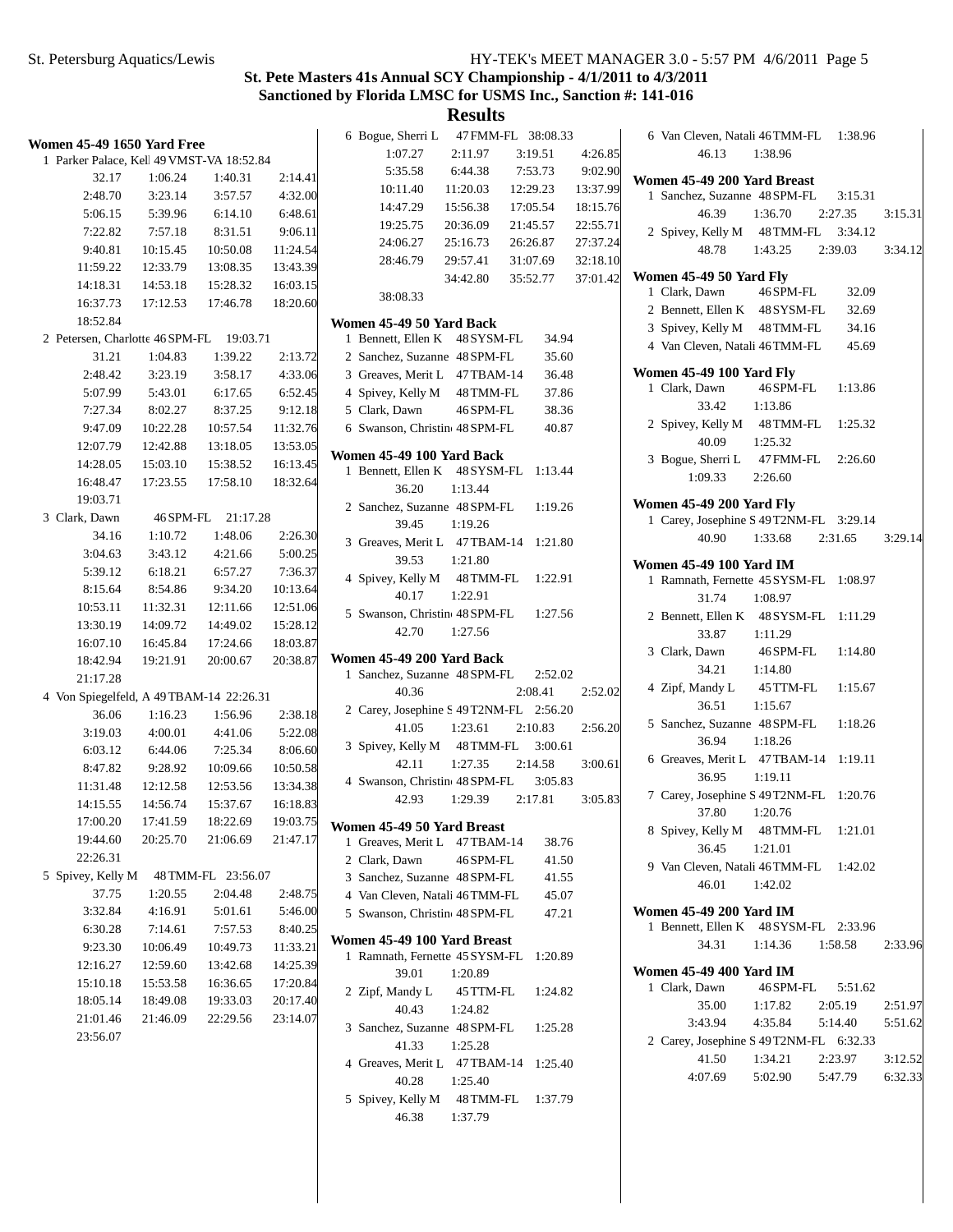## St. Pete Masters 41s Annual SCY Championship - 4/1/2011 to 4/3/2011

### Sanctioned by Florida LMSC for USMS Inc., Sanction #: 141-016

### Results

**Women 45-49 1650 Yard Free**

1 Parker Palace, Kell 49 VMST-VA 18:52.84

| | | | |
|---|---|---|---|
| 32.17 | 1:06.24 | 1:40.31 | 2:14.41 |
| 2:48.70 | 3:23.14 | 3:57.57 | 4:32.00 |
| 5:06.15 | 5:39.96 | 6:14.10 | 6:48.61 |
| 7:22.82 | 7:57.18 | 8:31.51 | 9:06.11 |
| 9:40.81 | 10:15.45 | 10:50.08 | 11:24.54 |
| 11:59.22 | 12:33.79 | 13:08.35 | 13:43.39 |
| 14:18.31 | 14:53.18 | 15:28.32 | 16:03.15 |
| 16:37.73 | 17:12.53 | 17:46.78 | 18:20.60 |
| 18:52.84 | | | |

2 Petersen, Charlotte 46 SPM-FL 19:03.71

| | | | |
|---|---|---|---|
| 31.21 | 1:04.83 | 1:39.22 | 2:13.72 |
| 2:48.42 | 3:23.19 | 3:58.17 | 4:33.06 |
| 5:07.99 | 5:43.01 | 6:17.65 | 6:52.45 |
| 7:27.34 | 8:02.27 | 8:37.25 | 9:12.18 |
| 9:47.09 | 10:22.28 | 10:57.54 | 11:32.76 |
| 12:07.79 | 12:42.88 | 13:18.05 | 13:53.05 |
| 14:28.05 | 15:03.10 | 15:38.52 | 16:13.45 |
| 16:48.47 | 17:23.55 | 17:58.10 | 18:32.64 |
| 19:03.71 | | | |

3 Clark, Dawn 46 SPM-FL 21:17.28

| | | | |
|---|---|---|---|
| 34.16 | 1:10.72 | 1:48.06 | 2:26.30 |
| 3:04.63 | 3:43.12 | 4:21.66 | 5:00.25 |
| 5:39.12 | 6:18.21 | 6:57.27 | 7:36.37 |
| 8:15.64 | 8:54.86 | 9:34.20 | 10:13.64 |
| 10:53.11 | 11:32.31 | 12:11.66 | 12:51.06 |
| 13:30.19 | 14:09.72 | 14:49.02 | 15:28.12 |
| 16:07.10 | 16:45.84 | 17:24.66 | 18:03.87 |
| 18:42.94 | 19:21.91 | 20:00.67 | 20:38.87 |
| 21:17.28 | | | |

4 Von Spiegelfeld, A 49 TBAM-14 22:26.31

| | | | |
|---|---|---|---|
| 36.06 | 1:16.23 | 1:56.96 | 2:38.18 |
| 3:19.03 | 4:00.01 | 4:41.06 | 5:22.08 |
| 6:03.12 | 6:44.06 | 7:25.34 | 8:06.60 |
| 8:47.82 | 9:28.92 | 10:09.66 | 10:50.58 |
| 11:31.48 | 12:12.58 | 12:53.56 | 13:34.38 |
| 14:15.55 | 14:56.74 | 15:37.67 | 16:18.83 |
| 17:00.20 | 17:41.59 | 18:22.69 | 19:03.75 |
| 19:44.60 | 20:25.70 | 21:06.69 | 21:47.17 |
| 22:26.31 | | | |

5 Spivey, Kelly M 48 TMM-FL 23:56.07

| | | | |
|---|---|---|---|
| 37.75 | 1:20.55 | 2:04.48 | 2:48.75 |
| 3:32.84 | 4:16.91 | 5:01.61 | 5:46.00 |
| 6:30.28 | 7:14.61 | 7:57.53 | 8:40.25 |
| 9:23.30 | 10:06.49 | 10:49.73 | 11:33.21 |
| 12:16.27 | 12:59.60 | 13:42.68 | 14:25.39 |
| 15:10.18 | 15:53.58 | 16:36.65 | 17:20.84 |
| 18:05.14 | 18:49.08 | 19:33.03 | 20:17.40 |
| 21:01.46 | 21:46.09 | 22:29.56 | 23:14.07 |
| 23:56.07 | | | |

6 Bogue, Sherri L 47 FMM-FL 38:08.33

| | | | |
|---|---|---|---|
| 1:07.27 | 2:11.97 | 3:19.51 | 4:26.85 |
| 5:35.58 | 6:44.38 | 7:53.73 | 9:02.90 |
| 10:11.40 | 11:20.03 | 12:29.23 | 13:37.99 |
| 14:47.29 | 15:56.38 | 17:05.54 | 18:15.76 |
| 19:25.75 | 20:36.09 | 21:45.57 | 22:55.71 |
| 24:06.27 | 25:16.73 | 26:26.87 | 27:37.24 |
| 28:46.79 | 29:57.41 | 31:07.69 | 32:18.10 |
| | 34:42.80 | 35:52.77 | 37:01.42 |
| 38:08.33 | | | |

**Women 45-49 50 Yard Back**

1 Bennett, Ellen K 48 SYSM-FL 34.94
2 Sanchez, Suzanne 48 SPM-FL 35.60
3 Greaves, Merit L 47 TBAM-14 36.48
4 Spivey, Kelly M 48 TMM-FL 37.86
5 Clark, Dawn 46 SPM-FL 38.36
6 Swanson, Christin 48 SPM-FL 40.87

**Women 45-49 100 Yard Back**

1 Bennett, Ellen K 48 SYSM-FL 1:13.44
  36.20 1:13.44
2 Sanchez, Suzanne 48 SPM-FL 1:19.26
  39.45 1:19.26
3 Greaves, Merit L 47 TBAM-14 1:21.80
  39.53 1:21.80
4 Spivey, Kelly M 48 TMM-FL 1:22.91
  40.17 1:22.91
5 Swanson, Christin 48 SPM-FL 1:27.56
  42.70 1:27.56

**Women 45-49 200 Yard Back**

1 Sanchez, Suzanne 48 SPM-FL 2:52.02
  40.36 2:08.41 2:52.02
2 Carey, Josephine S 49 T2NM-FL 2:56.20
  41.05 1:23.61 2:10.83 2:56.20
3 Spivey, Kelly M 48 TMM-FL 3:00.61
  42.11 1:27.35 2:14.58 3:00.61
4 Swanson, Christin 48 SPM-FL 3:05.83
  42.93 1:29.39 2:17.81 3:05.83

**Women 45-49 50 Yard Breast**

1 Greaves, Merit L 47 TBAM-14 38.76
2 Clark, Dawn 46 SPM-FL 41.50
3 Sanchez, Suzanne 48 SPM-FL 41.55
4 Van Cleven, Natali 46 TMM-FL 45.07
5 Swanson, Christin 48 SPM-FL 47.21

**Women 45-49 100 Yard Breast**

1 Ramnath, Fernette 45 SYSM-FL 1:20.89
  39.01 1:20.89
2 Zipf, Mandy L 45 TTM-FL 1:24.82
  40.43 1:24.82
3 Sanchez, Suzanne 48 SPM-FL 1:25.28
  41.33 1:25.28
4 Greaves, Merit L 47 TBAM-14 1:25.40
  40.28 1:25.40
5 Spivey, Kelly M 48 TMM-FL 1:37.79
  46.38 1:37.79
6 Van Cleven, Natali 46 TMM-FL 1:38.96
  46.13 1:38.96

**Women 45-49 200 Yard Breast**

1 Sanchez, Suzanne 48 SPM-FL 3:15.31
  46.39 1:36.70 2:27.35 3:15.31
2 Spivey, Kelly M 48 TMM-FL 3:34.12
  48.78 1:43.25 2:39.03 3:34.12

**Women 45-49 50 Yard Fly**

1 Clark, Dawn 46 SPM-FL 32.09
2 Bennett, Ellen K 48 SYSM-FL 32.69
3 Spivey, Kelly M 48 TMM-FL 34.16
4 Van Cleven, Natali 46 TMM-FL 45.69

**Women 45-49 100 Yard Fly**

1 Clark, Dawn 46 SPM-FL 1:13.86
  33.42 1:13.86
2 Spivey, Kelly M 48 TMM-FL 1:25.32
  40.09 1:25.32
3 Bogue, Sherri L 47 FMM-FL 2:26.60
  1:09.33 2:26.60

**Women 45-49 200 Yard Fly**

1 Carey, Josephine S 49 T2NM-FL 3:29.14
  40.90 1:33.68 2:31.65 3:29.14

**Women 45-49 100 Yard IM**

1 Ramnath, Fernette 45 SYSM-FL 1:08.97
  31.74 1:08.97
2 Bennett, Ellen K 48 SYSM-FL 1:11.29
  33.87 1:11.29
3 Clark, Dawn 46 SPM-FL 1:14.80
  34.21 1:14.80
4 Zipf, Mandy L 45 TTM-FL 1:15.67
  36.51 1:15.67
5 Sanchez, Suzanne 48 SPM-FL 1:18.26
  36.94 1:18.26
6 Greaves, Merit L 47 TBAM-14 1:19.11
  36.95 1:19.11
7 Carey, Josephine S 49 T2NM-FL 1:20.76
  37.80 1:20.76
8 Spivey, Kelly M 48 TMM-FL 1:21.01
  36.45 1:21.01
9 Van Cleven, Natali 46 TMM-FL 1:42.02
  46.01 1:42.02

**Women 45-49 200 Yard IM**

1 Bennett, Ellen K 48 SYSM-FL 2:33.96
  34.31 1:14.36 1:58.58 2:33.96

**Women 45-49 400 Yard IM**

1 Clark, Dawn 46 SPM-FL 5:51.62
  35.00 1:17.82 2:05.19 2:51.97
  3:43.94 4:35.84 5:14.40 5:51.62
2 Carey, Josephine S 49 T2NM-FL 6:32.33
  41.50 1:34.21 2:23.97 3:12.52
  4:07.69 5:02.90 5:47.79 6:32.33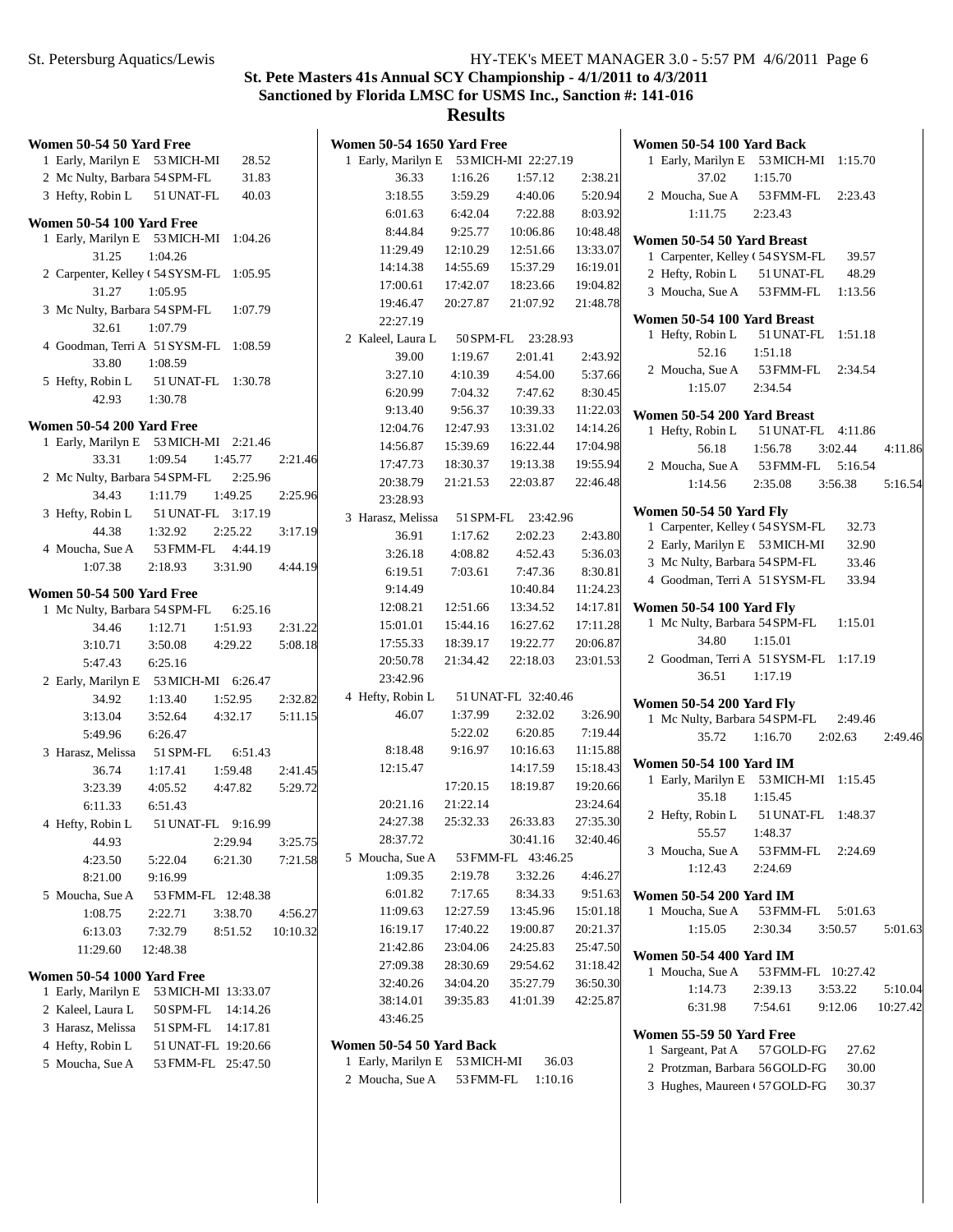# St. Pete Masters 41s Annual SCY Championship - 4/1/2011 to 4/3/2011

## Sanctioned by Florida LMSC for USMS Inc., Sanction #: 141-016

## Results

### Women 50-54 50 Yard Free

1 Early, Marilyn E 53 MICH-MI 28.52
2 Mc Nulty, Barbara 54 SPM-FL 31.83
3 Hefty, Robin L 51 UNAT-FL 40.03

### Women 50-54 100 Yard Free

1 Early, Marilyn E 53 MICH-MI 1:04.26
31.25 1:04.26
2 Carpenter, Kelley ( 54 SYSM-FL 1:05.95
31.27 1:05.95
3 Mc Nulty, Barbara 54 SPM-FL 1:07.79
32.61 1:07.79
4 Goodman, Terri A 51 SYSM-FL 1:08.59
33.80 1:08.59
5 Hefty, Robin L 51 UNAT-FL 1:30.78
42.93 1:30.78

### Women 50-54 200 Yard Free

1 Early, Marilyn E 53 MICH-MI 2:21.46
33.31 1:09.54 1:45.77 2:21.46
2 Mc Nulty, Barbara 54 SPM-FL 2:25.96
34.43 1:11.79 1:49.25 2:25.96
3 Hefty, Robin L 51 UNAT-FL 3:17.19
44.38 1:32.92 2:25.22 3:17.19
4 Moucha, Sue A 53 FMM-FL 4:44.19
1:07.38 2:18.93 3:31.90 4:44.19

### Women 50-54 500 Yard Free

1 Mc Nulty, Barbara 54 SPM-FL 6:25.16
34.46 1:12.71 1:51.93 2:31.22
3:10.71 3:50.08 4:29.22 5:08.18
5:47.43 6:25.16
2 Early, Marilyn E 53 MICH-MI 6:26.47
34.92 1:13.40 1:52.95 2:32.82
3:13.04 3:52.64 4:32.17 5:11.15
5:49.96 6:26.47
3 Harasz, Melissa 51 SPM-FL 6:51.43
36.74 1:17.41 1:59.48 2:41.45
3:23.39 4:05.52 4:47.82 5:29.72
6:11.33 6:51.43
4 Hefty, Robin L 51 UNAT-FL 9:16.99
44.93 2:29.94 3:25.75
4:23.50 5:22.04 6:21.30 7:21.58
8:21.00 9:16.99
5 Moucha, Sue A 53 FMM-FL 12:48.38
1:08.75 2:22.71 3:38.70 4:56.27
6:13.03 7:32.79 8:51.52 10:10.32
11:29.60 12:48.38

### Women 50-54 1000 Yard Free

1 Early, Marilyn E 53 MICH-MI 13:33.07
2 Kaleel, Laura L 50 SPM-FL 14:14.26
3 Harasz, Melissa 51 SPM-FL 14:17.81
4 Hefty, Robin L 51 UNAT-FL 19:20.66
5 Moucha, Sue A 53 FMM-FL 25:47.50

### Women 50-54 1650 Yard Free

1 Early, Marilyn E 53 MICH-MI 22:27.19
36.33 1:16.26 1:57.12 2:38.21
3:18.55 3:59.29 4:40.06 5:20.94
6:01.63 6:42.04 7:22.88 8:03.92
8:44.84 9:25.77 10:06.86 10:48.48
11:29.49 12:10.29 12:51.66 13:33.07
14:14.38 14:55.69 15:37.29 16:19.01
17:00.61 17:42.07 18:23.66 19:04.82
19:46.47 20:27.87 21:07.92 21:48.78
22:27.19
2 Kaleel, Laura L 50 SPM-FL 23:28.93
39.00 1:19.67 2:01.41 2:43.92
3:27.10 4:10.39 4:54.00 5:37.66
6:20.99 7:04.32 7:47.62 8:30.45
9:13.40 9:56.37 10:39.33 11:22.03
12:04.76 12:47.93 13:31.02 14:14.26
14:56.87 15:39.69 16:22.44 17:04.98
17:47.73 18:30.37 19:13.38 19:55.94
20:38.79 21:21.53 22:03.87 22:46.48
23:28.93
3 Harasz, Melissa 51 SPM-FL 23:42.96
36.91 1:17.62 2:02.23 2:43.80
3:26.18 4:08.82 4:52.43 5:36.03
6:19.51 7:03.61 7:47.36 8:30.81
9:14.49 10:40.84 11:24.23
12:08.21 12:51.66 13:34.52 14:17.81
15:01.01 15:44.16 16:27.62 17:11.28
17:55.33 18:39.17 19:22.77 20:06.87
20:50.78 21:34.42 22:18.03 23:01.53
23:42.96
4 Hefty, Robin L 51 UNAT-FL 32:40.46
46.07 1:37.99 2:32.02 3:26.90
5:22.02 6:20.85 7:19.44
8:18.48 9:16.97 10:16.63 11:15.88
12:15.47 14:17.59 15:18.43
17:20.15 18:19.87 19:20.66
20:21.16 21:22.14 23:24.64
24:27.38 25:32.33 26:33.83 27:35.30
28:37.72 30:41.16 32:40.46
5 Moucha, Sue A 53 FMM-FL 43:46.25
1:09.35 2:19.78 3:32.26 4:46.27
6:01.82 7:17.65 8:34.33 9:51.63
11:09.63 12:27.59 13:45.96 15:01.18
16:19.17 17:40.22 19:00.87 20:21.37
21:42.86 23:04.06 24:25.83 25:47.50
27:09.38 28:30.69 29:54.62 31:18.42
32:40.26 34:04.20 35:27.79 36:50.30
38:14.01 39:35.83 41:01.39 42:25.87
43:46.25

### Women 50-54 50 Yard Back

1 Early, Marilyn E 53 MICH-MI 36.03
2 Moucha, Sue A 53 FMM-FL 1:10.16

### Women 50-54 100 Yard Back

1 Early, Marilyn E 53 MICH-MI 1:15.70
37.02 1:15.70
2 Moucha, Sue A 53 FMM-FL 2:23.43
1:11.75 2:23.43

### Women 50-54 50 Yard Breast

1 Carpenter, Kelley ( 54 SYSM-FL 39.57
2 Hefty, Robin L 51 UNAT-FL 48.29
3 Moucha, Sue A 53 FMM-FL 1:13.56

### Women 50-54 100 Yard Breast

1 Hefty, Robin L 51 UNAT-FL 1:51.18
52.16 1:51.18
2 Moucha, Sue A 53 FMM-FL 2:34.54
1:15.07 2:34.54

### Women 50-54 200 Yard Breast

1 Hefty, Robin L 51 UNAT-FL 4:11.86
56.18 1:56.78 3:02.44 4:11.86
2 Moucha, Sue A 53 FMM-FL 5:16.54
1:14.56 2:35.08 3:56.38 5:16.54

### Women 50-54 50 Yard Fly

1 Carpenter, Kelley ( 54 SYSM-FL 32.73
2 Early, Marilyn E 53 MICH-MI 32.90
3 Mc Nulty, Barbara 54 SPM-FL 33.46
4 Goodman, Terri A 51 SYSM-FL 33.94

### Women 50-54 100 Yard Fly

1 Mc Nulty, Barbara 54 SPM-FL 1:15.01
34.80 1:15.01
2 Goodman, Terri A 51 SYSM-FL 1:17.19
36.51 1:17.19

### Women 50-54 200 Yard Fly

1 Mc Nulty, Barbara 54 SPM-FL 2:49.46
35.72 1:16.70 2:02.63 2:49.46

### Women 50-54 100 Yard IM

1 Early, Marilyn E 53 MICH-MI 1:15.45
35.18 1:15.45
2 Hefty, Robin L 51 UNAT-FL 1:48.37
55.57 1:48.37
3 Moucha, Sue A 53 FMM-FL 2:24.69
1:12.43 2:24.69

### Women 50-54 200 Yard IM

1 Moucha, Sue A 53 FMM-FL 5:01.63
1:15.05 2:30.34 3:50.57 5:01.63

### Women 50-54 400 Yard IM

1 Moucha, Sue A 53 FMM-FL 10:27.42
1:14.73 2:39.13 3:53.22 5:10.04
6:31.98 7:54.61 9:12.06 10:27.42

### Women 55-59 50 Yard Free

1 Sargeant, Pat A 57 GOLD-FG 27.62
2 Protzman, Barbara 56 GOLD-FG 30.00
3 Hughes, Maureen ( 57 GOLD-FG 30.37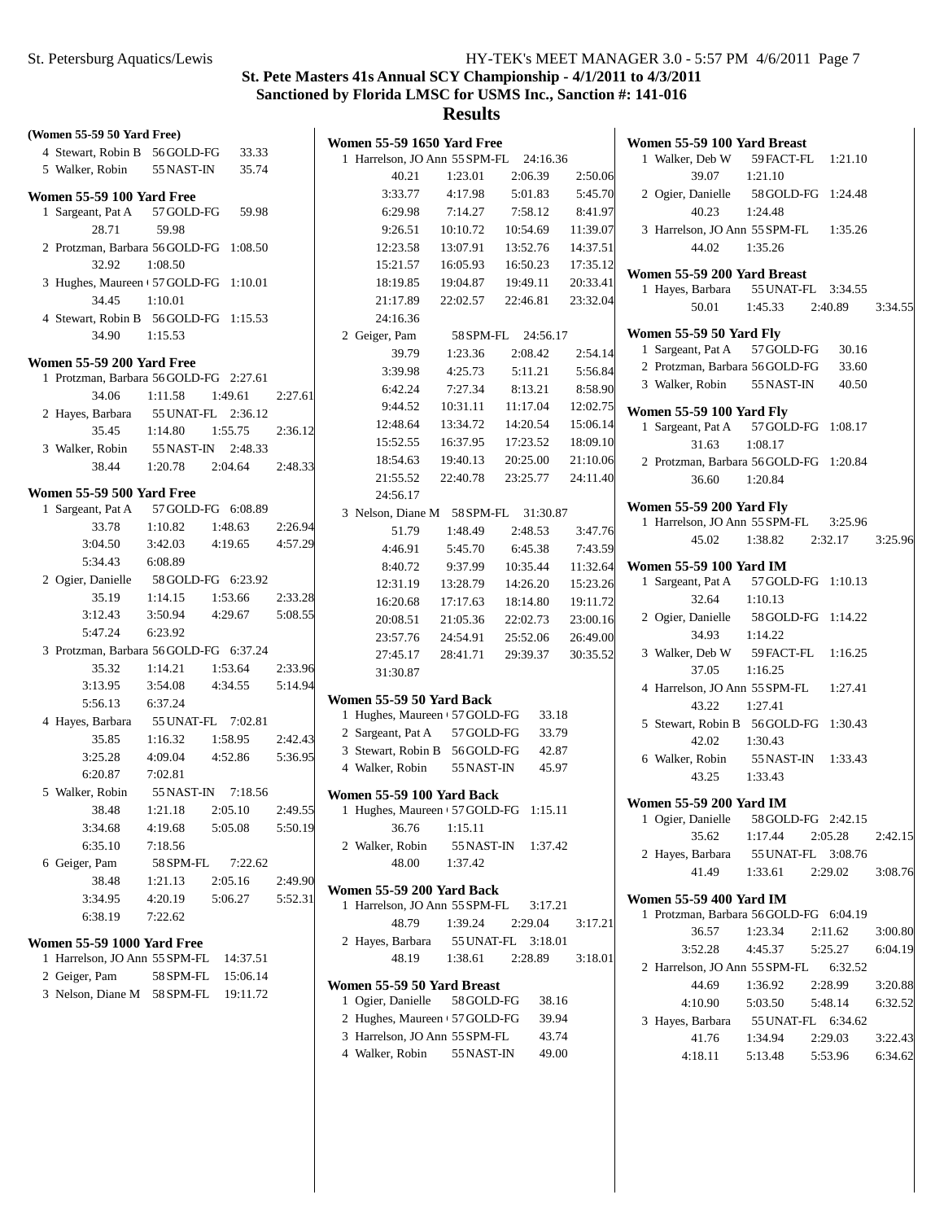## St. Pete Masters 41s Annual SCY Championship - 4/1/2011 to 4/3/2011

### Sanctioned by Florida LMSC for USMS Inc., Sanction #: 141-016

# Results

**(Women 55-59 50 Yard Free)**

4 Stewart, Robin B 56 GOLD-FG 33.33
5 Walker, Robin 55 NAST-IN 35.74

**Women 55-59 100 Yard Free**

1 Sargeant, Pat A 57 GOLD-FG 59.98
28.71 59.98
2 Protzman, Barbara 56 GOLD-FG 1:08.50
32.92 1:08.50
3 Hughes, Maureen 57 GOLD-FG 1:10.01
34.45 1:10.01
4 Stewart, Robin B 56 GOLD-FG 1:15.53
34.90 1:15.53

**Women 55-59 200 Yard Free**

1 Protzman, Barbara 56 GOLD-FG 2:27.61
34.06 1:11.58 1:49.61 2:27.61
2 Hayes, Barbara 55 UNAT-FL 2:36.12
35.45 1:14.80 1:55.75 2:36.12
3 Walker, Robin 55 NAST-IN 2:48.33
38.44 1:20.78 2:04.64 2:48.33

**Women 55-59 500 Yard Free**

1 Sargeant, Pat A 57 GOLD-FG 6:08.89
33.78 1:10.82 1:48.63 2:26.94
3:04.50 3:42.03 4:19.65 4:57.29
5:34.43 6:08.89
2 Ogier, Danielle 58 GOLD-FG 6:23.92
35.19 1:14.15 1:53.66 2:33.28
3:12.43 3:50.94 4:29.67 5:08.55
5:47.24 6:23.92
3 Protzman, Barbara 56 GOLD-FG 6:37.24
35.32 1:14.21 1:53.64 2:33.96
3:13.95 3:54.08 4:34.55 5:14.94
5:56.13 6:37.24
4 Hayes, Barbara 55 UNAT-FL 7:02.81
35.85 1:16.32 1:58.95 2:42.43
3:25.28 4:09.04 4:52.86 5:36.95
6:20.87 7:02.81
5 Walker, Robin 55 NAST-IN 7:18.56
38.48 1:21.18 2:05.10 2:49.55
3:34.68 4:19.68 5:05.08 5:50.19
6:35.10 7:18.56
6 Geiger, Pam 58 SPM-FL 7:22.62
38.48 1:21.13 2:05.16 2:49.90
3:34.95 4:20.19 5:06.27 5:52.31
6:38.19 7:22.62

**Women 55-59 1000 Yard Free**

1 Harrelson, JO Ann 55 SPM-FL 14:37.51
2 Geiger, Pam 58 SPM-FL 15:06.14
3 Nelson, Diane M 58 SPM-FL 19:11.72

**Women 55-59 1650 Yard Free**

1 Harrelson, JO Ann 55 SPM-FL 24:16.36
40.21 1:23.01 2:06.39 2:50.06
3:33.77 4:17.98 5:01.83 5:45.70
6:29.98 7:14.27 7:58.12 8:41.97
9:26.51 10:10.72 10:54.69 11:39.07
12:23.58 13:07.91 13:52.76 14:37.51
15:21.57 16:05.93 16:50.23 17:35.12
18:19.85 19:04.87 19:49.11 20:33.41
21:17.89 22:02.57 22:46.81 23:32.04
24:16.36
2 Geiger, Pam 58 SPM-FL 24:56.17
39.79 1:23.36 2:08.42 2:54.14
3:39.98 4:25.73 5:11.21 5:56.84
6:42.24 7:27.34 8:13.21 8:58.90
9:44.52 10:31.11 11:17.04 12:02.75
12:48.64 13:34.72 14:20.54 15:06.14
15:52.55 16:37.95 17:23.52 18:09.10
18:54.63 19:40.13 20:25.00 21:10.06
21:55.52 22:40.78 23:25.77 24:11.40
24:56.17
3 Nelson, Diane M 58 SPM-FL 31:30.87
51.79 1:48.49 2:48.53 3:47.76
4:46.91 5:45.70 6:45.38 7:43.59
8:40.72 9:37.99 10:35.44 11:32.64
12:31.19 13:28.79 14:26.20 15:23.26
16:20.68 17:17.63 18:14.80 19:11.72
20:08.51 21:05.36 22:02.73 23:00.16
23:57.76 24:54.91 25:52.06 26:49.00
27:45.17 28:41.71 29:39.37 30:35.52
31:30.87

**Women 55-59 50 Yard Back**

1 Hughes, Maureen 57 GOLD-FG 33.18
2 Sargeant, Pat A 57 GOLD-FG 33.79
3 Stewart, Robin B 56 GOLD-FG 42.87
4 Walker, Robin 55 NAST-IN 45.97

**Women 55-59 100 Yard Back**

1 Hughes, Maureen 57 GOLD-FG 1:15.11
36.76 1:15.11
2 Walker, Robin 55 NAST-IN 1:37.42
48.00 1:37.42

**Women 55-59 200 Yard Back**

1 Harrelson, JO Ann 55 SPM-FL 3:17.21
48.79 1:39.24 2:29.04 3:17.21
2 Hayes, Barbara 55 UNAT-FL 3:18.01
48.19 1:38.61 2:28.89 3:18.01

**Women 55-59 50 Yard Breast**

1 Ogier, Danielle 58 GOLD-FG 38.16
2 Hughes, Maureen 57 GOLD-FG 39.94
3 Harrelson, JO Ann 55 SPM-FL 43.74
4 Walker, Robin 55 NAST-IN 49.00

**Women 55-59 100 Yard Breast**

1 Walker, Deb W 59 FACT-FL 1:21.10
39.07 1:21.10
2 Ogier, Danielle 58 GOLD-FG 1:24.48
40.23 1:24.48
3 Harrelson, JO Ann 55 SPM-FL 1:35.26
44.02 1:35.26

**Women 55-59 200 Yard Breast**

1 Hayes, Barbara 55 UNAT-FL 3:34.55
50.01 1:45.33 2:40.89 3:34.55

**Women 55-59 50 Yard Fly**

1 Sargeant, Pat A 57 GOLD-FG 30.16
2 Protzman, Barbara 56 GOLD-FG 33.60
3 Walker, Robin 55 NAST-IN 40.50

**Women 55-59 100 Yard Fly**

1 Sargeant, Pat A 57 GOLD-FG 1:08.17
31.63 1:08.17
2 Protzman, Barbara 56 GOLD-FG 1:20.84
36.60 1:20.84

**Women 55-59 200 Yard Fly**

1 Harrelson, JO Ann 55 SPM-FL 3:25.96
45.02 1:38.82 2:32.17 3:25.96

**Women 55-59 100 Yard IM**

1 Sargeant, Pat A 57 GOLD-FG 1:10.13
32.64 1:10.13
2 Ogier, Danielle 58 GOLD-FG 1:14.22
34.93 1:14.22
3 Walker, Deb W 59 FACT-FL 1:16.25
37.05 1:16.25
4 Harrelson, JO Ann 55 SPM-FL 1:27.41
43.22 1:27.41
5 Stewart, Robin B 56 GOLD-FG 1:30.43
42.02 1:30.43
6 Walker, Robin 55 NAST-IN 1:33.43
43.25 1:33.43

**Women 55-59 200 Yard IM**

1 Ogier, Danielle 58 GOLD-FG 2:42.15
35.62 1:17.44 2:05.28 2:42.15
2 Hayes, Barbara 55 UNAT-FL 3:08.76
41.49 1:33.61 2:29.02 3:08.76

**Women 55-59 400 Yard IM**

1 Protzman, Barbara 56 GOLD-FG 6:04.19
36.57 1:23.34 2:11.62 3:00.80
3:52.28 4:45.37 5:25.27 6:04.19
2 Harrelson, JO Ann 55 SPM-FL 6:32.52
44.69 1:36.92 2:28.99 3:20.88
4:10.90 5:03.50 5:48.14 6:32.52
3 Hayes, Barbara 55 UNAT-FL 6:34.62
41.76 1:34.94 2:29.03 3:22.43
4:18.11 5:13.48 5:53.96 6:34.62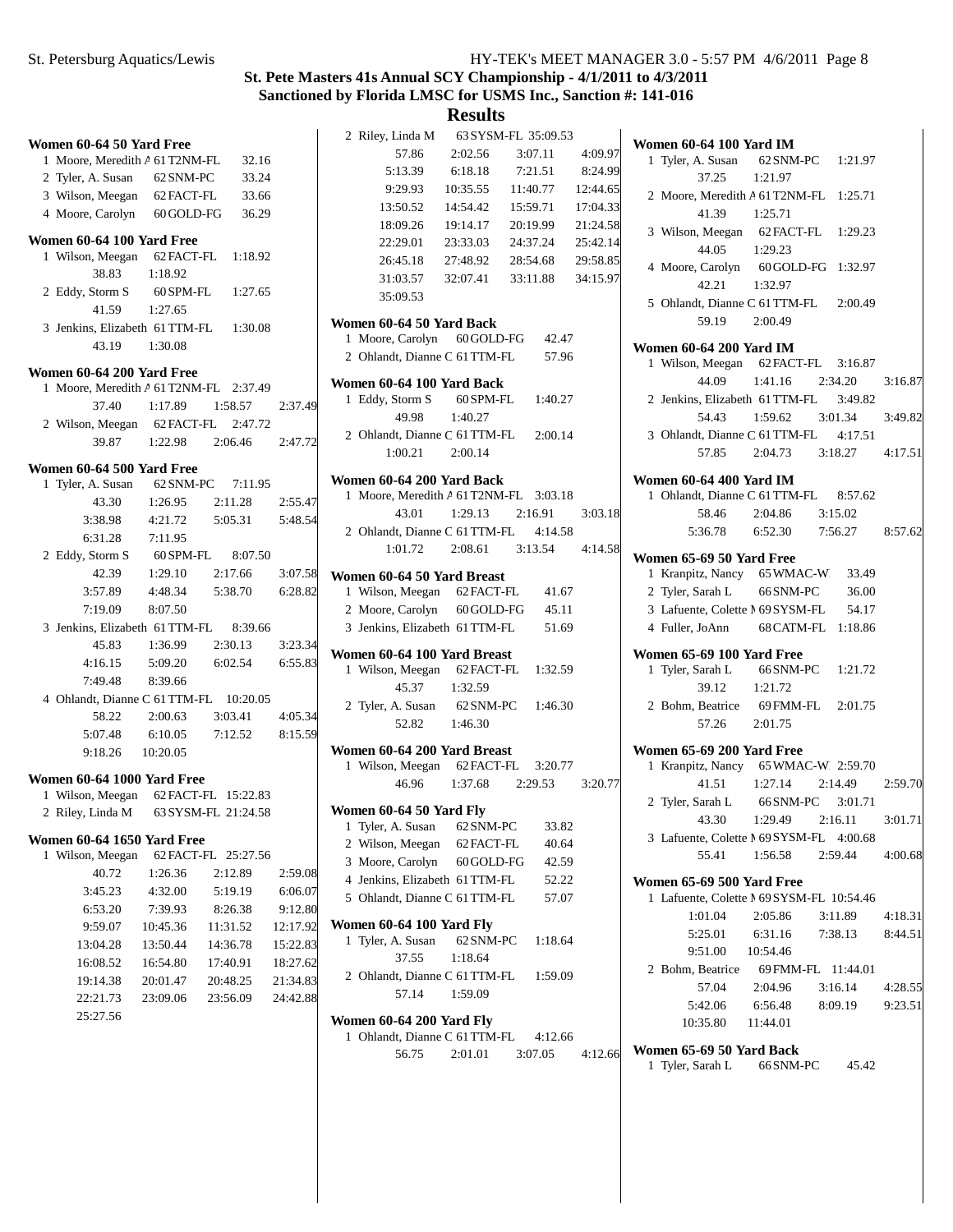## St. Pete Masters 41s Annual SCY Championship - 4/1/2011 to 4/3/2011

### Sanctioned by Florida LMSC for USMS Inc., Sanction #: 141-016

### Results

**Women 60-64 50 Yard Free**

1 Moore, Meredith A 61 T2NM-FL 32.16
2 Tyler, A. Susan 62 SNM-PC 33.24
3 Wilson, Meegan 62 FACT-FL 33.66
4 Moore, Carolyn 60 GOLD-FG 36.29

**Women 60-64 100 Yard Free**

1 Wilson, Meegan 62 FACT-FL 1:18.92
38.83 1:18.92
2 Eddy, Storm S 60 SPM-FL 1:27.65
41.59 1:27.65
3 Jenkins, Elizabeth 61 TTM-FL 1:30.08
43.19 1:30.08

**Women 60-64 200 Yard Free**

1 Moore, Meredith A 61 T2NM-FL 2:37.49
37.40 1:17.89 1:58.57 2:37.49
2 Wilson, Meegan 62 FACT-FL 2:47.72
39.87 1:22.98 2:06.46 2:47.72

**Women 60-64 500 Yard Free**

1 Tyler, A. Susan 62 SNM-PC 7:11.95
43.30 1:26.95 2:11.28 2:55.47
3:38.98 4:21.72 5:05.31 5:48.54
6:31.28 7:11.95
2 Eddy, Storm S 60 SPM-FL 8:07.50
42.39 1:29.10 2:17.66 3:07.58
3:57.89 4:48.34 5:38.70 6:28.82
7:19.09 8:07.50
3 Jenkins, Elizabeth 61 TTM-FL 8:39.66
45.83 1:36.99 2:30.13 3:23.34
4:16.15 5:09.20 6:02.54 6:55.83
7:49.48 8:39.66
4 Ohlandt, Dianne C 61 TTM-FL 10:20.05
58.22 2:00.63 3:03.41 4:05.34
5:07.48 6:10.05 7:12.52 8:15.59
9:18.26 10:20.05

**Women 60-64 1000 Yard Free**

1 Wilson, Meegan 62 FACT-FL 15:22.83
2 Riley, Linda M 63 SYSM-FL 21:24.58

**Women 60-64 1650 Yard Free**

1 Wilson, Meegan 62 FACT-FL 25:27.56
40.72 1:26.36 2:12.89 2:59.08
3:45.23 4:32.00 5:19.19 6:06.07
6:53.20 7:39.93 8:26.38 9:12.80
9:59.07 10:45.36 11:31.52 12:17.92
13:04.28 13:50.44 14:36.78 15:22.83
16:08.52 16:54.80 17:40.91 18:27.62
19:14.38 20:01.47 20:48.25 21:34.83
22:21.73 23:09.06 23:56.09 24:42.88
25:27.56
2 Riley, Linda M 63 SYSM-FL 35:09.53
57.86 2:02.56 3:07.11 4:09.97
5:13.39 6:18.18 7:21.51 8:24.99
9:29.93 10:35.55 11:40.77 12:44.65
13:50.52 14:54.42 15:59.71 17:04.33
18:09.26 19:14.17 20:19.99 21:24.58
22:29.01 23:33.03 24:37.24 25:42.14
26:45.18 27:48.92 28:54.68 29:58.85
31:03.57 32:07.41 33:11.88 34:15.97
35:09.53

**Women 60-64 50 Yard Back**

1 Moore, Carolyn 60 GOLD-FG 42.47
2 Ohlandt, Dianne C 61 TTM-FL 57.96

**Women 60-64 100 Yard Back**

1 Eddy, Storm S 60 SPM-FL 1:40.27
49.98 1:40.27
2 Ohlandt, Dianne C 61 TTM-FL 2:00.14
1:00.21 2:00.14

**Women 60-64 200 Yard Back**

1 Moore, Meredith A 61 T2NM-FL 3:03.18
43.01 1:29.13 2:16.91 3:03.18
2 Ohlandt, Dianne C 61 TTM-FL 4:14.58
1:01.72 2:08.61 3:13.54 4:14.58

**Women 60-64 50 Yard Breast**

1 Wilson, Meegan 62 FACT-FL 41.67
2 Moore, Carolyn 60 GOLD-FG 45.11
3 Jenkins, Elizabeth 61 TTM-FL 51.69

**Women 60-64 100 Yard Breast**

1 Wilson, Meegan 62 FACT-FL 1:32.59
45.37 1:32.59
2 Tyler, A. Susan 62 SNM-PC 1:46.30
52.82 1:46.30

**Women 60-64 200 Yard Breast**

1 Wilson, Meegan 62 FACT-FL 3:20.77
46.96 1:37.68 2:29.53 3:20.77

**Women 60-64 50 Yard Fly**

1 Tyler, A. Susan 62 SNM-PC 33.82
2 Wilson, Meegan 62 FACT-FL 40.64
3 Moore, Carolyn 60 GOLD-FG 42.59
4 Jenkins, Elizabeth 61 TTM-FL 52.22
5 Ohlandt, Dianne C 61 TTM-FL 57.07

**Women 60-64 100 Yard Fly**

1 Tyler, A. Susan 62 SNM-PC 1:18.64
37.55 1:18.64
2 Ohlandt, Dianne C 61 TTM-FL 1:59.09
57.14 1:59.09

**Women 60-64 200 Yard Fly**

1 Ohlandt, Dianne C 61 TTM-FL 4:12.66
56.75 2:01.01 3:07.05 4:12.66

**Women 60-64 100 Yard IM**

1 Tyler, A. Susan 62 SNM-PC 1:21.97
37.25 1:21.97
2 Moore, Meredith A 61 T2NM-FL 1:25.71
41.39 1:25.71
3 Wilson, Meegan 62 FACT-FL 1:29.23
44.05 1:29.23
4 Moore, Carolyn 60 GOLD-FG 1:32.97
42.21 1:32.97
5 Ohlandt, Dianne C 61 TTM-FL 2:00.49
59.19 2:00.49

**Women 60-64 200 Yard IM**

1 Wilson, Meegan 62 FACT-FL 3:16.87
44.09 1:41.16 2:34.20 3:16.87
2 Jenkins, Elizabeth 61 TTM-FL 3:49.82
54.43 1:59.62 3:01.34 3:49.82
3 Ohlandt, Dianne C 61 TTM-FL 4:17.51
57.85 2:04.73 3:18.27 4:17.51

**Women 60-64 400 Yard IM**

1 Ohlandt, Dianne C 61 TTM-FL 8:57.62
58.46 2:04.86 3:15.02
5:36.78 6:52.30 7:56.27 8:57.62

**Women 65-69 50 Yard Free**

1 Kranpitz, Nancy 65 WMAC-W 33.49
2 Tyler, Sarah L 66 SNM-PC 36.00
3 Lafuente, Colette M 69 SYSM-FL 54.17
4 Fuller, JoAnn 68 CATM-FL 1:18.86

**Women 65-69 100 Yard Free**

1 Tyler, Sarah L 66 SNM-PC 1:21.72
39.12 1:21.72
2 Bohm, Beatrice 69 FMM-FL 2:01.75
57.26 2:01.75

**Women 65-69 200 Yard Free**

1 Kranpitz, Nancy 65 WMAC-W 2:59.70
41.51 1:27.14 2:14.49 2:59.70
2 Tyler, Sarah L 66 SNM-PC 3:01.71
43.30 1:29.49 2:16.11 3:01.71
3 Lafuente, Colette M 69 SYSM-FL 4:00.68
55.41 1:56.58 2:59.44 4:00.68

**Women 65-69 500 Yard Free**

1 Lafuente, Colette M 69 SYSM-FL 10:54.46
1:01.04 2:05.86 3:11.89 4:18.31
5:25.01 6:31.16 7:38.13 8:44.51
9:51.00 10:54.46
2 Bohm, Beatrice 69 FMM-FL 11:44.01
57.04 2:04.96 3:16.14 4:28.55
5:42.06 6:56.48 8:09.19 9:23.51
10:35.80 11:44.01

**Women 65-69 50 Yard Back**

1 Tyler, Sarah L 66 SNM-PC 45.42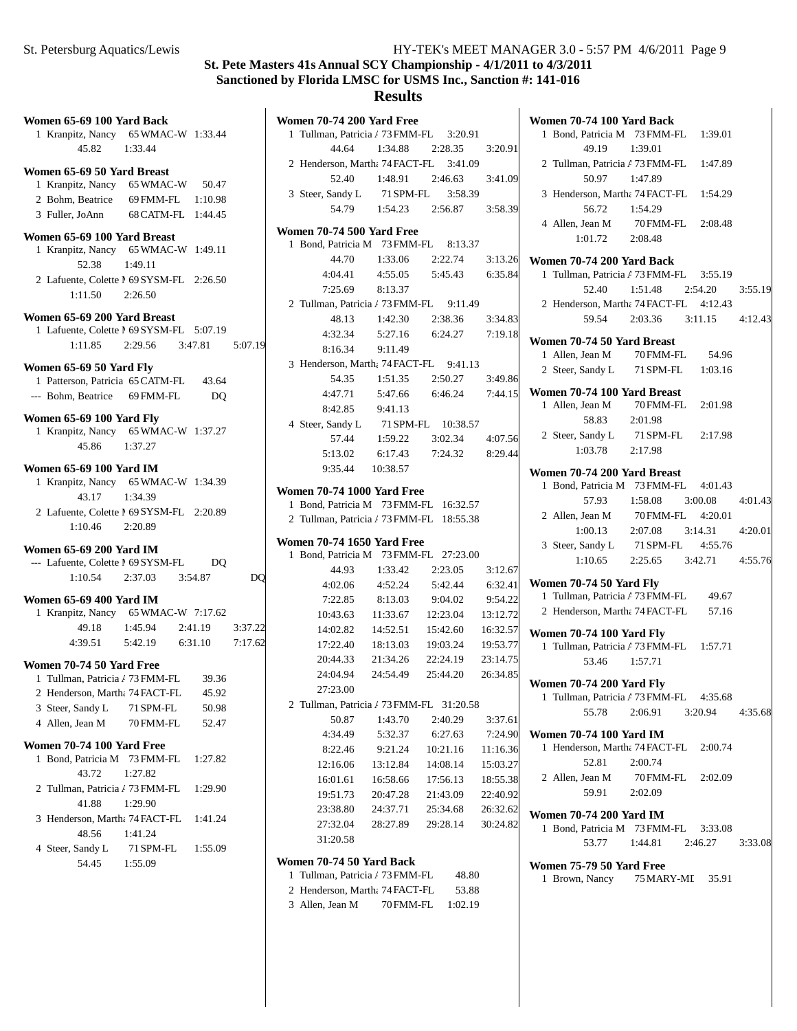# St. Pete Masters 41s Annual SCY Championship - 4/1/2011 to 4/3/2011

## Sanctioned by Florida LMSC for USMS Inc., Sanction #: 141-016

## Results

### Women 65-69 100 Yard Back

1 Kranpitz, Nancy 65 WMAC-W 1:33.44
45.82 1:33.44

### Women 65-69 50 Yard Breast

1 Kranpitz, Nancy 65 WMAC-W 50.47
2 Bohm, Beatrice 69 FMM-FL 1:10.98
3 Fuller, JoAnn 68 CATM-FL 1:44.45

### Women 65-69 100 Yard Breast

1 Kranpitz, Nancy 65 WMAC-W 1:49.11
52.38 1:49.11
2 Lafuente, Colette M 69 SYSM-FL 2:26.50
1:11.50 2:26.50

### Women 65-69 200 Yard Breast

1 Lafuente, Colette M 69 SYSM-FL 5:07.19
1:11.85 2:29.56 3:47.81 5:07.19

### Women 65-69 50 Yard Fly

1 Patterson, Patricia 65 CATM-FL 43.64
--- Bohm, Beatrice 69 FMM-FL DQ

### Women 65-69 100 Yard Fly

1 Kranpitz, Nancy 65 WMAC-W 1:37.27
45.86 1:37.27

### Women 65-69 100 Yard IM

1 Kranpitz, Nancy 65 WMAC-W 1:34.39
43.17 1:34.39
2 Lafuente, Colette M 69 SYSM-FL 2:20.89
1:10.46 2:20.89

### Women 65-69 200 Yard IM

--- Lafuente, Colette M 69 SYSM-FL DQ
1:10.54 2:37.03 3:54.87 DQ

### Women 65-69 400 Yard IM

1 Kranpitz, Nancy 65 WMAC-W 7:17.62
49.18 1:45.94 2:41.19 3:37.22
4:39.51 5:42.19 6:31.10 7:17.62

### Women 70-74 50 Yard Free

1 Tullman, Patricia A 73 FMM-FL 39.36
2 Henderson, Martha 74 FACT-FL 45.92
3 Steer, Sandy L 71 SPM-FL 50.98
4 Allen, Jean M 70 FMM-FL 52.47

### Women 70-74 100 Yard Free

1 Bond, Patricia M 73 FMM-FL 1:27.82
43.72 1:27.82
2 Tullman, Patricia A 73 FMM-FL 1:29.90
41.88 1:29.90
3 Henderson, Martha 74 FACT-FL 1:41.24
48.56 1:41.24
4 Steer, Sandy L 71 SPM-FL 1:55.09
54.45 1:55.09

### Women 70-74 200 Yard Free

1 Tullman, Patricia A 73 FMM-FL 3:20.91
44.64 1:34.88 2:28.35 3:20.91
2 Henderson, Martha 74 FACT-FL 3:41.09
52.40 1:48.91 2:46.63 3:41.09
3 Steer, Sandy L 71 SPM-FL 3:58.39
54.79 1:54.23 2:56.87 3:58.39

### Women 70-74 500 Yard Free

1 Bond, Patricia M 73 FMM-FL 8:13.37
44.70 1:33.06 2:22.74 3:13.26
4:04.41 4:55.05 5:45.43 6:35.84
7:25.69 8:13.37
2 Tullman, Patricia A 73 FMM-FL 9:11.49
48.13 1:42.30 2:38.36 3:34.83
4:32.34 5:27.16 6:24.27 7:19.18
8:16.34 9:11.49
3 Henderson, Martha 74 FACT-FL 9:41.13
54.35 1:51.35 2:50.27 3:49.86
4:47.71 5:47.66 6:46.24 7:44.15
8:42.85 9:41.13
4 Steer, Sandy L 71 SPM-FL 10:38.57
57.44 1:59.22 3:02.34 4:07.56
5:13.02 6:17.43 7:24.32 8:29.44
9:35.44 10:38.57

### Women 70-74 1000 Yard Free

1 Bond, Patricia M 73 FMM-FL 16:32.57
2 Tullman, Patricia A 73 FMM-FL 18:55.38

### Women 70-74 1650 Yard Free

1 Bond, Patricia M 73 FMM-FL 27:23.00
44.93 1:33.42 2:23.05 3:12.67
4:02.06 4:52.24 5:42.44 6:32.41
7:22.85 8:13.03 9:04.02 9:54.22
10:43.63 11:33.67 12:23.04 13:12.72
14:02.82 14:52.51 15:42.60 16:32.57
17:22.40 18:13.03 19:03.24 19:53.77
20:44.33 21:34.26 22:24.19 23:14.75
24:04.94 24:54.49 25:44.20 26:34.85
27:23.00
2 Tullman, Patricia A 73 FMM-FL 31:20.58
50.87 1:43.70 2:40.29 3:37.61
4:34.49 5:32.37 6:27.63 7:24.90
8:22.46 9:21.24 10:21.16 11:16.36
12:16.06 13:12.84 14:08.14 15:03.27
16:01.61 16:58.66 17:56.13 18:55.38
19:51.73 20:47.28 21:43.09 22:40.92
23:38.80 24:37.71 25:34.68 26:32.62
27:32.04 28:27.89 29:28.14 30:24.82
31:20.58

### Women 70-74 50 Yard Back

1 Tullman, Patricia A 73 FMM-FL 48.80
2 Henderson, Martha 74 FACT-FL 53.88
3 Allen, Jean M 70 FMM-FL 1:02.19

### Women 70-74 100 Yard Back

1 Bond, Patricia M 73 FMM-FL 1:39.01
49.19 1:39.01
2 Tullman, Patricia A 73 FMM-FL 1:47.89
50.97 1:47.89
3 Henderson, Martha 74 FACT-FL 1:54.29
56.72 1:54.29
4 Allen, Jean M 70 FMM-FL 2:08.48
1:01.72 2:08.48

### Women 70-74 200 Yard Back

1 Tullman, Patricia A 73 FMM-FL 3:55.19
52.40 1:51.48 2:54.20 3:55.19
2 Henderson, Martha 74 FACT-FL 4:12.43
59.54 2:03.36 3:11.15 4:12.43

### Women 70-74 50 Yard Breast

1 Allen, Jean M 70 FMM-FL 54.96
2 Steer, Sandy L 71 SPM-FL 1:03.16

### Women 70-74 100 Yard Breast

1 Allen, Jean M 70 FMM-FL 2:01.98
58.83 2:01.98
2 Steer, Sandy L 71 SPM-FL 2:17.98
1:03.78 2:17.98

### Women 70-74 200 Yard Breast

1 Bond, Patricia M 73 FMM-FL 4:01.43
57.93 1:58.08 3:00.08 4:01.43
2 Allen, Jean M 70 FMM-FL 4:20.01
1:00.13 2:07.08 3:14.31 4:20.01
3 Steer, Sandy L 71 SPM-FL 4:55.76
1:10.65 2:25.65 3:42.71 4:55.76

### Women 70-74 50 Yard Fly

1 Tullman, Patricia A 73 FMM-FL 49.67
2 Henderson, Martha 74 FACT-FL 57.16

### Women 70-74 100 Yard Fly

1 Tullman, Patricia A 73 FMM-FL 1:57.71
53.46 1:57.71

### Women 70-74 200 Yard Fly

1 Tullman, Patricia A 73 FMM-FL 4:35.68
55.78 2:06.91 3:20.94 4:35.68

### Women 70-74 100 Yard IM

1 Henderson, Martha 74 FACT-FL 2:00.74
52.81 2:00.74
2 Allen, Jean M 70 FMM-FL 2:02.09
59.91 2:02.09

### Women 70-74 200 Yard IM

1 Bond, Patricia M 73 FMM-FL 3:33.08
53.77 1:44.81 2:46.27 3:33.08

### Women 75-79 50 Yard Free

1 Brown, Nancy 75 MARY-MD 35.91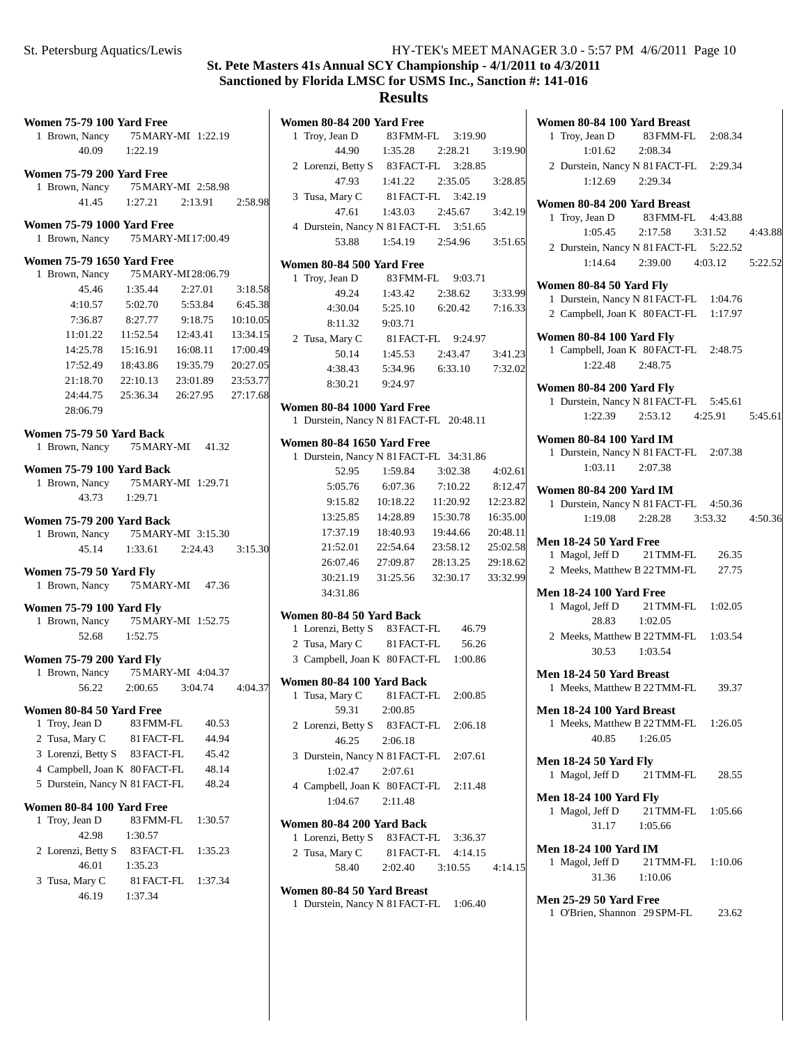# St. Pete Masters 41s Annual SCY Championship - 4/1/2011 to 4/3/2011

**Sanctioned by Florida LMSC for USMS Inc., Sanction #: 141-016**

## Results

**Women 75-79 100 Yard Free**

1 Brown, Nancy 75 MARY-MI 1:22.19
40.09 1:22.19

**Women 75-79 200 Yard Free**

1 Brown, Nancy 75 MARY-MI 2:58.98
41.45 1:27.21 2:13.91 2:58.98

**Women 75-79 1000 Yard Free**

1 Brown, Nancy 75 MARY-MI 17:00.49

**Women 75-79 1650 Yard Free**

1 Brown, Nancy 75 MARY-MI 28:06.79
45.46 1:35.44 2:27.01 3:18.58
4:10.57 5:02.70 5:53.84 6:45.38
7:36.87 8:27.77 9:18.75 10:10.05
11:01.22 11:52.54 12:43.41 13:34.15
14:25.78 15:16.91 16:08.11 17:00.49
17:52.49 18:43.86 19:35.79 20:27.05
21:18.70 22:10.13 23:01.89 23:53.77
24:44.75 25:36.34 26:27.95 27:17.68
28:06.79

**Women 75-79 50 Yard Back**

1 Brown, Nancy 75 MARY-MI 41.32

**Women 75-79 100 Yard Back**

1 Brown, Nancy 75 MARY-MI 1:29.71
43.73 1:29.71

**Women 75-79 200 Yard Back**

1 Brown, Nancy 75 MARY-MI 3:15.30
45.14 1:33.61 2:24.43 3:15.30

**Women 75-79 50 Yard Fly**

1 Brown, Nancy 75 MARY-MI 47.36

**Women 75-79 100 Yard Fly**

1 Brown, Nancy 75 MARY-MI 1:52.75
52.68 1:52.75

**Women 75-79 200 Yard Fly**

1 Brown, Nancy 75 MARY-MI 4:04.37
56.22 2:00.65 3:04.74 4:04.37

**Women 80-84 50 Yard Free**

1 Troy, Jean D 83 FMM-FL 40.53
2 Tusa, Mary C 81 FACT-FL 44.94
3 Lorenzi, Betty S 83 FACT-FL 45.42
4 Campbell, Joan K 80 FACT-FL 48.14
5 Durstein, Nancy N 81 FACT-FL 48.24

**Women 80-84 100 Yard Free**

1 Troy, Jean D 83 FMM-FL 1:30.57
42.98 1:30.57
2 Lorenzi, Betty S 83 FACT-FL 1:35.23
46.01 1:35.23
3 Tusa, Mary C 81 FACT-FL 1:37.34
46.19 1:37.34

**Women 80-84 200 Yard Free**

1 Troy, Jean D 83 FMM-FL 3:19.90
44.90 1:35.28 2:28.21 3:19.90
2 Lorenzi, Betty S 83 FACT-FL 3:28.85
47.93 1:41.22 2:35.05 3:28.85
3 Tusa, Mary C 81 FACT-FL 3:42.19
47.61 1:43.03 2:45.67 3:42.19
4 Durstein, Nancy N 81 FACT-FL 3:51.65
53.88 1:54.19 2:54.96 3:51.65

**Women 80-84 500 Yard Free**

1 Troy, Jean D 83 FMM-FL 9:03.71
49.24 1:43.42 2:38.62 3:33.99
4:30.04 5:25.10 6:20.42 7:16.33
8:11.32 9:03.71
2 Tusa, Mary C 81 FACT-FL 9:24.97
50.14 1:45.53 2:43.47 3:41.23
4:38.43 5:34.96 6:33.10 7:32.02
8:30.21 9:24.97

**Women 80-84 1000 Yard Free**

1 Durstein, Nancy N 81 FACT-FL 20:48.11

**Women 80-84 1650 Yard Free**

1 Durstein, Nancy N 81 FACT-FL 34:31.86
52.95 1:59.84 3:02.38 4:02.61
5:05.76 6:07.36 7:10.22 8:12.47
9:15.82 10:18.22 11:20.92 12:23.82
13:25.85 14:28.89 15:30.78 16:35.00
17:37.19 18:40.93 19:44.66 20:48.11
21:52.01 22:54.64 23:58.12 25:02.58
26:07.46 27:09.87 28:13.25 29:18.62
30:21.19 31:25.56 32:30.17 33:32.99
34:31.86

**Women 80-84 50 Yard Back**

1 Lorenzi, Betty S 83 FACT-FL 46.79
2 Tusa, Mary C 81 FACT-FL 56.26
3 Campbell, Joan K 80 FACT-FL 1:00.86

**Women 80-84 100 Yard Back**

1 Tusa, Mary C 81 FACT-FL 2:00.85
59.31 2:00.85
2 Lorenzi, Betty S 83 FACT-FL 2:06.18
46.25 2:06.18
3 Durstein, Nancy N 81 FACT-FL 2:07.61
1:02.47 2:07.61
4 Campbell, Joan K 80 FACT-FL 2:11.48
1:04.67 2:11.48

**Women 80-84 200 Yard Back**

1 Lorenzi, Betty S 83 FACT-FL 3:36.37
2 Tusa, Mary C 81 FACT-FL 4:14.15
58.40 2:02.40 3:10.55 4:14.15

**Women 80-84 50 Yard Breast**

1 Durstein, Nancy N 81 FACT-FL 1:06.40

**Women 80-84 100 Yard Breast**

1 Troy, Jean D 83 FMM-FL 2:08.34
1:01.62 2:08.34
2 Durstein, Nancy N 81 FACT-FL 2:29.34
1:12.69 2:29.34

**Women 80-84 200 Yard Breast**

1 Troy, Jean D 83 FMM-FL 4:43.88
1:05.45 2:17.58 3:31.52 4:43.88
2 Durstein, Nancy N 81 FACT-FL 5:22.52
1:14.64 2:39.00 4:03.12 5:22.52

**Women 80-84 50 Yard Fly**

1 Durstein, Nancy N 81 FACT-FL 1:04.76
2 Campbell, Joan K 80 FACT-FL 1:17.97

**Women 80-84 100 Yard Fly**

1 Campbell, Joan K 80 FACT-FL 2:48.75
1:22.48 2:48.75

**Women 80-84 200 Yard Fly**

1 Durstein, Nancy N 81 FACT-FL 5:45.61
1:22.39 2:53.12 4:25.91 5:45.61

**Women 80-84 100 Yard IM**

1 Durstein, Nancy N 81 FACT-FL 2:07.38
1:03.11 2:07.38

**Women 80-84 200 Yard IM**

1 Durstein, Nancy N 81 FACT-FL 4:50.36
1:19.08 2:28.28 3:53.32 4:50.36

**Men 18-24 50 Yard Free**

1 Magol, Jeff D 21 TMM-FL 26.35
2 Meeks, Matthew B 22 TMM-FL 27.75

**Men 18-24 100 Yard Free**

1 Magol, Jeff D 21 TMM-FL 1:02.05
28.83 1:02.05
2 Meeks, Matthew B 22 TMM-FL 1:03.54
30.53 1:03.54

**Men 18-24 50 Yard Breast**

1 Meeks, Matthew B 22 TMM-FL 39.37

**Men 18-24 100 Yard Breast**

1 Meeks, Matthew B 22 TMM-FL 1:26.05
40.85 1:26.05

**Men 18-24 50 Yard Fly**

1 Magol, Jeff D 21 TMM-FL 28.55

**Men 18-24 100 Yard Fly**

1 Magol, Jeff D 21 TMM-FL 1:05.66
31.17 1:05.66

**Men 18-24 100 Yard IM**

1 Magol, Jeff D 21 TMM-FL 1:10.06
31.36 1:10.06

**Men 25-29 50 Yard Free**

1 O'Brien, Shannon 29 SPM-FL 23.62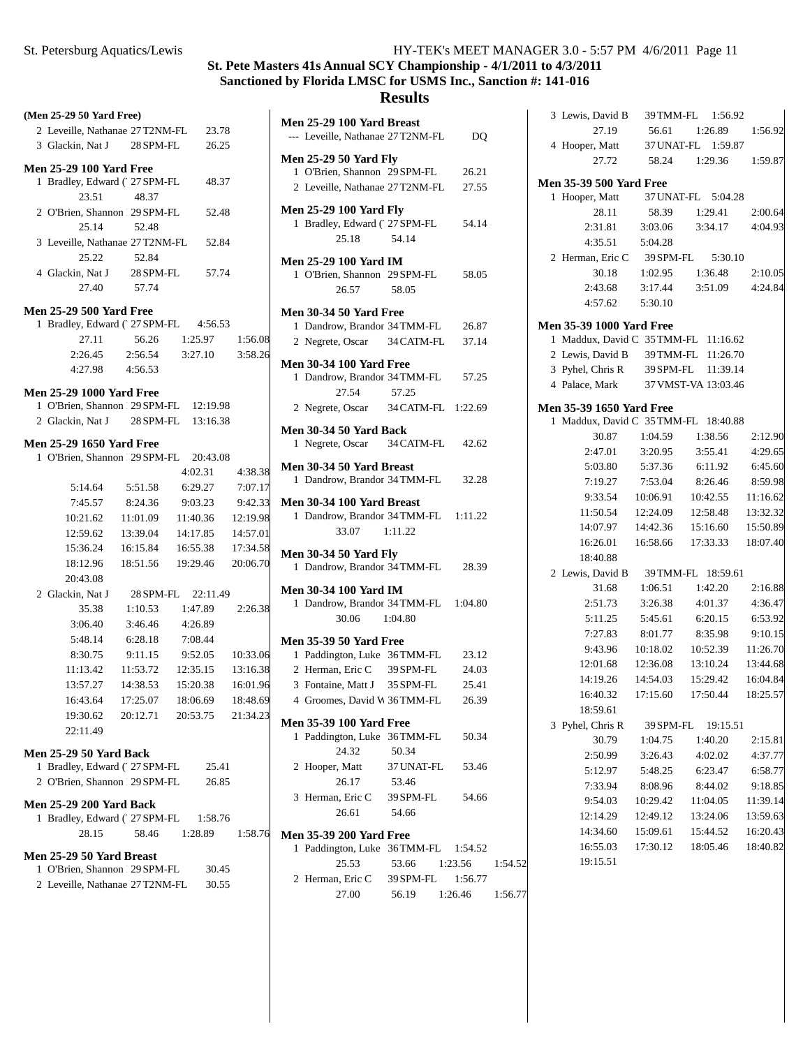# St. Pete Masters 41s Annual SCY Championship - 4/1/2011 to 4/3/2011

## Sanctioned by Florida LMSC for USMS Inc., Sanction #: 141-016

## Results

**(Men 25-29 50 Yard Free)**

2 Leveille, Nathanae 27 T2NM-FL 23.78
3 Glackin, Nat J 28 SPM-FL 26.25

**Men 25-29 100 Yard Free**

1 Bradley, Edward (' 27 SPM-FL 48.37
23.51 48.37
2 O'Brien, Shannon 29 SPM-FL 52.48
25.14 52.48
3 Leveille, Nathanae 27 T2NM-FL 52.84
25.22 52.84
4 Glackin, Nat J 28 SPM-FL 57.74
27.40 57.74

**Men 25-29 500 Yard Free**

1 Bradley, Edward (' 27 SPM-FL 4:56.53
27.11 56.26 1:25.97 1:56.08
2:26.45 2:56.54 3:27.10 3:58.26
4:27.98 4:56.53

**Men 25-29 1000 Yard Free**

1 O'Brien, Shannon 29 SPM-FL 12:19.98
2 Glackin, Nat J 28 SPM-FL 13:16.38

**Men 25-29 1650 Yard Free**

1 O'Brien, Shannon 29 SPM-FL 20:43.08
4:02.31 4:38.38
5:14.64 5:51.58 6:29.27 7:07.17
7:45.57 8:24.36 9:03.23 9:42.33
10:21.62 11:01.09 11:40.36 12:19.98
12:59.62 13:39.04 14:17.85 14:57.01
15:36.24 16:15.84 16:55.38 17:34.58
18:12.96 18:51.56 19:29.46 20:06.70
20:43.08
2 Glackin, Nat J 28 SPM-FL 22:11.49
35.38 1:10.53 1:47.89 2:26.38
3:06.40 3:46.46 4:26.89
5:48.14 6:28.18 7:08.44
8:30.75 9:11.15 9:52.05 10:33.06
11:13.42 11:53.72 12:35.15 13:16.38
13:57.27 14:38.53 15:20.38 16:01.96
16:43.64 17:25.07 18:06.69 18:48.69
19:30.62 20:12.71 20:53.75 21:34.23
22:11.49

**Men 25-29 50 Yard Back**

1 Bradley, Edward (' 27 SPM-FL 25.41
2 O'Brien, Shannon 29 SPM-FL 26.85

**Men 25-29 200 Yard Back**

1 Bradley, Edward (' 27 SPM-FL 1:58.76
28.15 58.46 1:28.89 1:58.76

**Men 25-29 50 Yard Breast**

1 O'Brien, Shannon 29 SPM-FL 30.45
2 Leveille, Nathanae 27 T2NM-FL 30.55

**Men 25-29 100 Yard Breast**

--- Leveille, Nathanae 27 T2NM-FL DQ

**Men 25-29 50 Yard Fly**

1 O'Brien, Shannon 29 SPM-FL 26.21
2 Leveille, Nathanae 27 T2NM-FL 27.55

**Men 25-29 100 Yard Fly**

1 Bradley, Edward (' 27 SPM-FL 54.14
25.18 54.14

**Men 25-29 100 Yard IM**

1 O'Brien, Shannon 29 SPM-FL 58.05
26.57 58.05

**Men 30-34 50 Yard Free**

1 Dandrow, Brandor 34 TMM-FL 26.87
2 Negrete, Oscar 34 CATM-FL 37.14

**Men 30-34 100 Yard Free**

1 Dandrow, Brandor 34 TMM-FL 57.25
27.54 57.25
2 Negrete, Oscar 34 CATM-FL 1:22.69

**Men 30-34 50 Yard Back**

1 Negrete, Oscar 34 CATM-FL 42.62

**Men 30-34 50 Yard Breast**

1 Dandrow, Brandor 34 TMM-FL 32.28

**Men 30-34 100 Yard Breast**

1 Dandrow, Brandor 34 TMM-FL 1:11.22
33.07 1:11.22

**Men 30-34 50 Yard Fly**

1 Dandrow, Brandor 34 TMM-FL 28.39

**Men 30-34 100 Yard IM**

1 Dandrow, Brandor 34 TMM-FL 1:04.80
30.06 1:04.80

**Men 35-39 50 Yard Free**

1 Paddington, Luke 36 TMM-FL 23.12
2 Herman, Eric C 39 SPM-FL 24.03
3 Fontaine, Matt J 35 SPM-FL 25.41
4 Groomes, David W 36 TMM-FL 26.39

**Men 35-39 100 Yard Free**

1 Paddington, Luke 36 TMM-FL 50.34
24.32 50.34
2 Hooper, Matt 37 UNAT-FL 53.46
26.17 53.46
3 Herman, Eric C 39 SPM-FL 54.66
26.61 54.66

**Men 35-39 200 Yard Free**

1 Paddington, Luke 36 TMM-FL 1:54.52
25.53 53.66 1:23.56 1:54.52
2 Herman, Eric C 39 SPM-FL 1:56.77
27.00 56.19 1:26.46 1:56.77
3 Lewis, David B 39 TMM-FL 1:56.92
27.19 56.61 1:26.89 1:56.92
4 Hooper, Matt 37 UNAT-FL 1:59.87
27.72 58.24 1:29.36 1:59.87

**Men 35-39 500 Yard Free**

1 Hooper, Matt 37 UNAT-FL 5:04.28
28.11 58.39 1:29.41 2:00.64
2:31.81 3:03.06 3:34.17 4:04.93
4:35.51 5:04.28
2 Herman, Eric C 39 SPM-FL 5:30.10
30.18 1:02.95 1:36.48 2:10.05
2:43.68 3:17.44 3:51.09 4:24.84
4:57.62 5:30.10

**Men 35-39 1000 Yard Free**

1 Maddux, David C 35 TMM-FL 11:16.62
2 Lewis, David B 39 TMM-FL 11:26.70
3 Pyhel, Chris R 39 SPM-FL 11:39.14
4 Palace, Mark 37 VMST-VA 13:03.46

**Men 35-39 1650 Yard Free**

1 Maddux, David C 35 TMM-FL 18:40.88
30.87 1:04.59 1:38.56 2:12.90
2:47.01 3:20.95 3:55.41 4:29.65
5:03.80 5:37.36 6:11.92 6:45.60
7:19.27 7:53.04 8:26.46 8:59.98
9:33.54 10:06.91 10:42.55 11:16.62
11:50.54 12:24.09 12:58.48 13:32.32
14:07.97 14:42.36 15:16.60 15:50.89
16:26.01 16:58.66 17:33.33 18:07.40
18:40.88
2 Lewis, David B 39 TMM-FL 18:59.61
31.68 1:06.51 1:42.20 2:16.88
2:51.73 3:26.38 4:01.37 4:36.47
5:11.25 5:45.61 6:20.15 6:53.92
7:27.83 8:01.77 8:35.98 9:10.15
9:43.96 10:18.02 10:52.39 11:26.70
12:01.68 12:36.08 13:10.24 13:44.68
14:19.26 14:54.03 15:29.42 16:04.84
16:40.32 17:15.60 17:50.44 18:25.57
18:59.61
3 Pyhel, Chris R 39 SPM-FL 19:15.51
30.79 1:04.75 1:40.20 2:15.81
2:50.99 3:26.43 4:02.02 4:37.77
5:12.97 5:48.25 6:23.47 6:58.77
7:33.94 8:08.96 8:44.02 9:18.85
9:54.03 10:29.42 11:04.05 11:39.14
12:14.29 12:49.12 13:24.06 13:59.63
14:34.60 15:09.61 15:44.52 16:20.43
16:55.03 17:30.12 18:05.46 18:40.82
19:15.51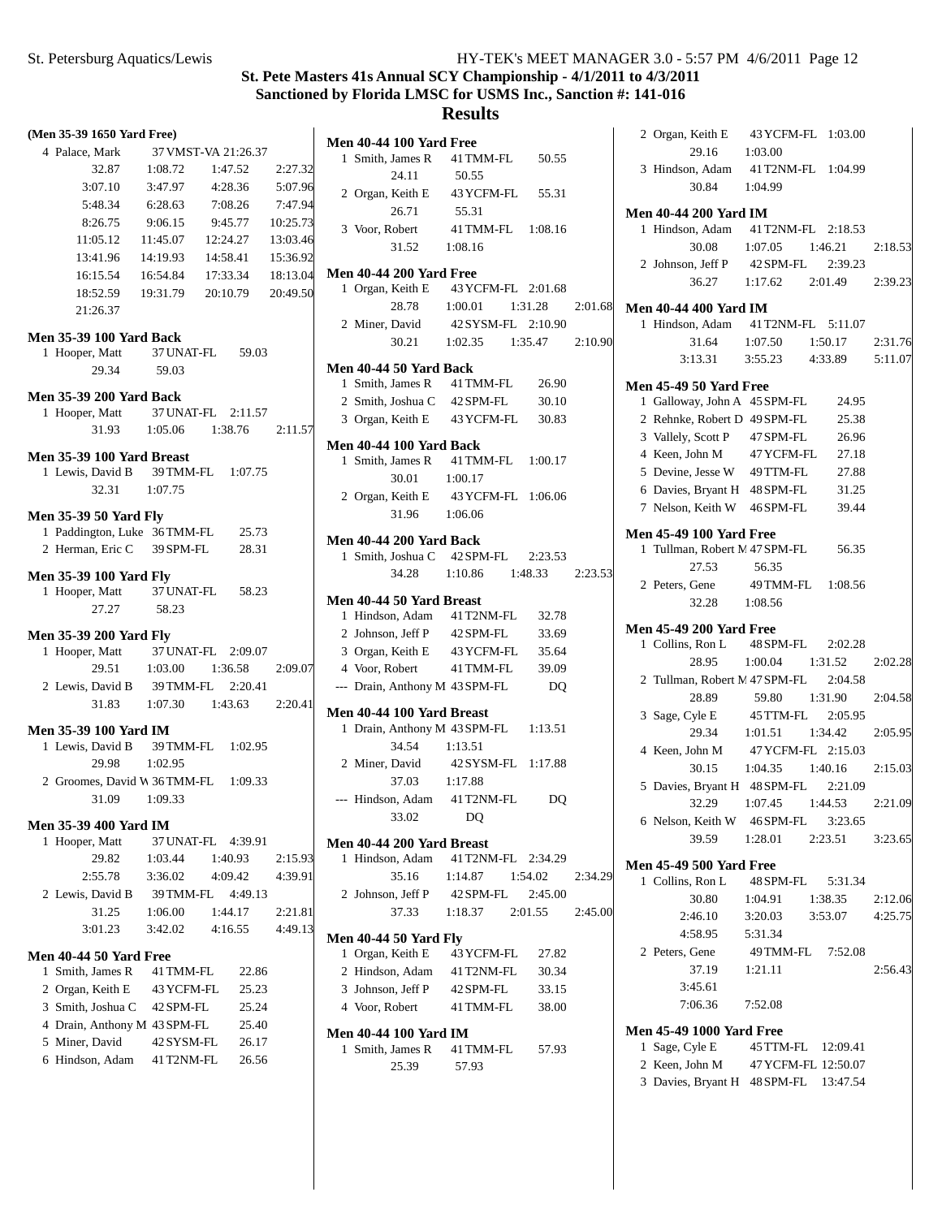# St. Pete Masters 41s Annual SCY Championship - 4/1/2011 to 4/3/2011

## Sanctioned by Florida LMSC for USMS Inc., Sanction #: 141-016

## Results

**(Men 35-39 1650 Yard Free)**

4 Palace, Mark 37 VMST-VA 21:26.37

| | | | |
|---|---|---|---|
| 32.87 | 1:08.72 | 1:47.52 | 2:27.32 |
| 3:07.10 | 3:47.97 | 4:28.36 | 5:07.96 |
| 5:48.34 | 6:28.63 | 7:08.26 | 7:47.94 |
| 8:26.75 | 9:06.15 | 9:45.77 | 10:25.73 |
| 11:05.12 | 11:45.07 | 12:24.27 | 13:03.46 |
| 13:41.96 | 14:19.93 | 14:58.41 | 15:36.92 |
| 16:15.54 | 16:54.84 | 17:33.34 | 18:13.04 |
| 18:52.59 | 19:31.79 | 20:10.79 | 20:49.50 |
| 21:26.37 | | | |

**Men 35-39 100 Yard Back**

1 Hooper, Matt 37 UNAT-FL 59.03
 29.34 59.03

**Men 35-39 200 Yard Back**

1 Hooper, Matt 37 UNAT-FL 2:11.57
 31.93 1:05.06 1:38.76 2:11.57

**Men 35-39 100 Yard Breast**

1 Lewis, David B 39 TMM-FL 1:07.75
 32.31 1:07.75

**Men 35-39 50 Yard Fly**

1 Paddington, Luke 36 TMM-FL 25.73
2 Herman, Eric C 39 SPM-FL 28.31

**Men 35-39 100 Yard Fly**

1 Hooper, Matt 37 UNAT-FL 58.23
 27.27 58.23

**Men 35-39 200 Yard Fly**

1 Hooper, Matt 37 UNAT-FL 2:09.07
 29.51 1:03.00 1:36.58 2:09.07
2 Lewis, David B 39 TMM-FL 2:20.41
 31.83 1:07.30 1:43.63 2:20.41

**Men 35-39 100 Yard IM**

1 Lewis, David B 39 TMM-FL 1:02.95
 29.98 1:02.95
2 Groomes, David W 36 TMM-FL 1:09.33
 31.09 1:09.33

**Men 35-39 400 Yard IM**

1 Hooper, Matt 37 UNAT-FL 4:39.91
 29.82 1:03.44 1:40.93 2:15.93
 2:55.78 3:36.02 4:09.42 4:39.91
2 Lewis, David B 39 TMM-FL 4:49.13
 31.25 1:06.00 1:44.17 2:21.81
 3:01.23 3:42.02 4:16.55 4:49.13

**Men 40-44 50 Yard Free**

1 Smith, James R 41 TMM-FL 22.86
2 Organ, Keith E 43 YCFM-FL 25.23
3 Smith, Joshua C 42 SPM-FL 25.24
4 Drain, Anthony M 43 SPM-FL 25.40
5 Miner, David 42 SYSM-FL 26.17
6 Hindson, Adam 41 T2NM-FL 26.56

**Men 40-44 100 Yard Free**

1 Smith, James R 41 TMM-FL 50.55
 24.11 50.55
2 Organ, Keith E 43 YCFM-FL 55.31
 26.71 55.31
3 Voor, Robert 41 TMM-FL 1:08.16
 31.52 1:08.16

**Men 40-44 200 Yard Free**

1 Organ, Keith E 43 YCFM-FL 2:01.68
 28.78 1:00.01 1:31.28 2:01.68
2 Miner, David 42 SYSM-FL 2:10.90
 30.21 1:02.35 1:35.47 2:10.90

**Men 40-44 50 Yard Back**

1 Smith, James R 41 TMM-FL 26.90
2 Smith, Joshua C 42 SPM-FL 30.10
3 Organ, Keith E 43 YCFM-FL 30.83

**Men 40-44 100 Yard Back**

1 Smith, James R 41 TMM-FL 1:00.17
 30.01 1:00.17
2 Organ, Keith E 43 YCFM-FL 1:06.06
 31.96 1:06.06

**Men 40-44 200 Yard Back**

1 Smith, Joshua C 42 SPM-FL 2:23.53
 34.28 1:10.86 1:48.33 2:23.53

**Men 40-44 50 Yard Breast**

1 Hindson, Adam 41 T2NM-FL 32.78
2 Johnson, Jeff P 42 SPM-FL 33.69
3 Organ, Keith E 43 YCFM-FL 35.64
4 Voor, Robert 41 TMM-FL 39.09
--- Drain, Anthony M 43 SPM-FL DQ

**Men 40-44 100 Yard Breast**

1 Drain, Anthony M 43 SPM-FL 1:13.51
 34.54 1:13.51
2 Miner, David 42 SYSM-FL 1:17.88
 37.03 1:17.88
--- Hindson, Adam 41 T2NM-FL DQ
 33.02 DQ

**Men 40-44 200 Yard Breast**

1 Hindson, Adam 41 T2NM-FL 2:34.29
 35.16 1:14.87 1:54.02 2:34.29
2 Johnson, Jeff P 42 SPM-FL 2:45.00
 37.33 1:18.37 2:01.55 2:45.00

**Men 40-44 50 Yard Fly**

1 Organ, Keith E 43 YCFM-FL 27.82
2 Hindson, Adam 41 T2NM-FL 30.34
3 Johnson, Jeff P 42 SPM-FL 33.15
4 Voor, Robert 41 TMM-FL 38.00

**Men 40-44 100 Yard IM**

1 Smith, James R 41 TMM-FL 57.93
 25.39 57.93
2 Organ, Keith E 43 YCFM-FL 1:03.00
 29.16 1:03.00
3 Hindson, Adam 41 T2NM-FL 1:04.99
 30.84 1:04.99

**Men 40-44 200 Yard IM**

1 Hindson, Adam 41 T2NM-FL 2:18.53
 30.08 1:07.05 1:46.21 2:18.53
2 Johnson, Jeff P 42 SPM-FL 2:39.23
 36.27 1:17.62 2:01.49 2:39.23

**Men 40-44 400 Yard IM**

1 Hindson, Adam 41 T2NM-FL 5:11.07
 31.64 1:07.50 1:50.17 2:31.76
 3:13.31 3:55.23 4:33.89 5:11.07

**Men 45-49 50 Yard Free**

1 Galloway, John A 45 SPM-FL 24.95
2 Rehnke, Robert D 49 SPM-FL 25.38
3 Vallely, Scott P 47 SPM-FL 26.96
4 Keen, John M 47 YCFM-FL 27.18
5 Devine, Jesse W 49 TTM-FL 27.88
6 Davies, Bryant H 48 SPM-FL 31.25
7 Nelson, Keith W 46 SPM-FL 39.44

**Men 45-49 100 Yard Free**

1 Tullman, Robert M 47 SPM-FL 56.35
 27.53 56.35
2 Peters, Gene 49 TMM-FL 1:08.56
 32.28 1:08.56

**Men 45-49 200 Yard Free**

1 Collins, Ron L 48 SPM-FL 2:02.28
 28.95 1:00.04 1:31.52 2:02.28
2 Tullman, Robert M 47 SPM-FL 2:04.58
 28.89 59.80 1:31.90 2:04.58
3 Sage, Cyle E 45 TTM-FL 2:05.95
 29.34 1:01.51 1:34.42 2:05.95
4 Keen, John M 47 YCFM-FL 2:15.03
 30.15 1:04.35 1:40.16 2:15.03
5 Davies, Bryant H 48 SPM-FL 2:21.09
 32.29 1:07.45 1:44.53 2:21.09
6 Nelson, Keith W 46 SPM-FL 3:23.65
 39.59 1:28.01 2:23.51 3:23.65

**Men 45-49 500 Yard Free**

1 Collins, Ron L 48 SPM-FL 5:31.34
 30.80 1:04.91 1:38.35 2:12.06
 2:46.10 3:20.03 3:53.07 4:25.75
 4:58.95 5:31.34
2 Peters, Gene 49 TMM-FL 7:52.08
 37.19 1:21.11 2:56.43
 3:45.61
 7:06.36 7:52.08

**Men 45-49 1000 Yard Free**

1 Sage, Cyle E 45 TTM-FL 12:09.41
2 Keen, John M 47 YCFM-FL 12:50.07
3 Davies, Bryant H 48 SPM-FL 13:47.54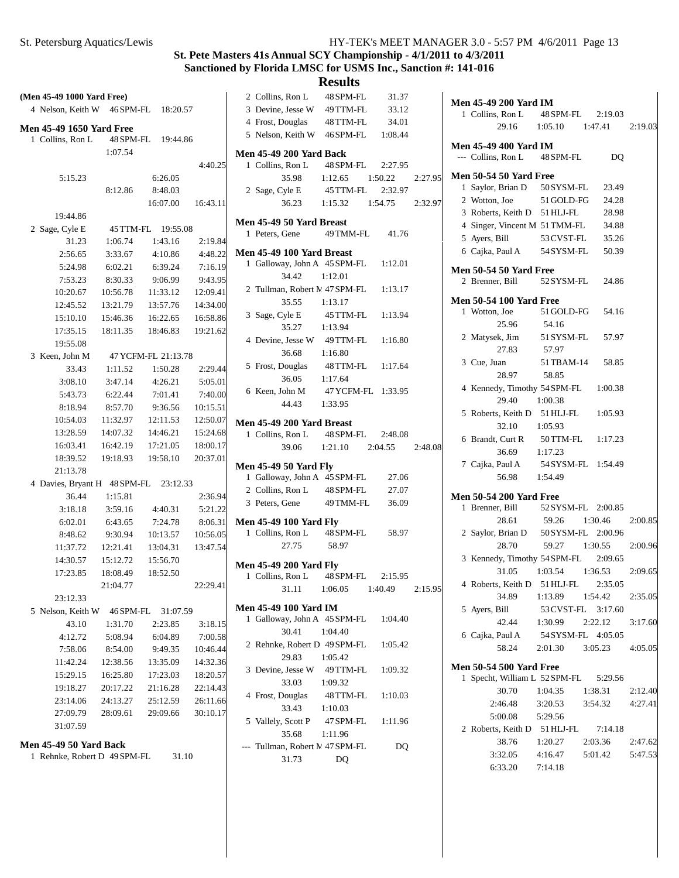# St. Pete Masters 41s Annual SCY Championship - 4/1/2011 to 4/3/2011

## Sanctioned by Florida LMSC for USMS Inc., Sanction #: 141-016

## Results

**(Men 45-49 1000 Yard Free)**

4 Nelson, Keith W 46 SPM-FL 18:20.57

**Men 45-49 1650 Yard Free**

1 Collins, Ron L 48 SPM-FL 19:44.86

1:07.54 4:40.25 5:15.23 6:26.05 8:12.86 8:48.03 16:07.00 16:43.11 19:44.86

2 Sage, Cyle E 45 TTM-FL 19:55.08

31.23 1:06.74 1:43.16 2:19.84 2:56.65 3:33.67 4:10.86 4:48.22 5:24.98 6:02.21 6:39.24 7:16.19 7:53.23 8:30.33 9:06.99 9:43.95 10:20.67 10:56.78 11:33.12 12:09.41 12:45.52 13:21.79 13:57.76 14:34.00 15:10.10 15:46.36 16:22.65 16:58.86 17:35.15 18:11.35 18:46.83 19:21.62 19:55.08

3 Keen, John M 47 YCFM-FL 21:13.78

33.43 1:11.52 1:50.28 2:29.44 3:08.10 3:47.14 4:26.21 5:05.01 5:43.73 6:22.44 7:01.41 7:40.00 8:18.94 8:57.70 9:36.56 10:15.51 10:54.03 11:32.97 12:11.53 12:50.07 13:28.59 14:07.32 14:46.21 15:24.68 16:03.41 16:42.19 17:21.05 18:00.17 18:39.52 19:18.93 19:58.10 20:37.01 21:13.78

4 Davies, Bryant H 48 SPM-FL 23:12.33

36.44 1:15.81 2:36.94 3:18.18 3:59.16 4:40.31 5:21.22 6:02.01 6:43.65 7:24.78 8:06.31 8:48.62 9:30.94 10:13.57 10:56.05 11:37.72 12:21.41 13:04.31 13:47.54 14:30.57 15:12.72 15:56.70 17:23.85 18:08.49 18:52.50 21:04.77 22:29.41 23:12.33

5 Nelson, Keith W 46 SPM-FL 31:07.59

43.10 1:31.70 2:23.85 3:18.15 4:12.72 5:08.94 6:04.89 7:00.58 7:58.06 8:54.00 9:49.35 10:46.44 11:42.24 12:38.56 13:35.09 14:32.36 15:29.15 16:25.80 17:23.03 18:20.57 19:18.27 20:17.22 21:16.28 22:14.43 23:14.06 24:13.27 25:12.59 26:11.66 27:09.79 28:09.61 29:09.66 30:10.17 31:07.59

**Men 45-49 50 Yard Back**

1 Rehnke, Robert D 49 SPM-FL 31.10
2 Collins, Ron L 48 SPM-FL 31.37
3 Devine, Jesse W 49 TTM-FL 33.12
4 Frost, Douglas 48 TTM-FL 34.01
5 Nelson, Keith W 46 SPM-FL 1:08.44

**Men 45-49 200 Yard Back**

1 Collins, Ron L 48 SPM-FL 2:27.95
35.98 1:12.65 1:50.22 2:27.95
2 Sage, Cyle E 45 TTM-FL 2:32.97
36.23 1:15.32 1:54.75 2:32.97

**Men 45-49 50 Yard Breast**

1 Peters, Gene 49 TMM-FL 41.76

**Men 45-49 100 Yard Breast**

1 Galloway, John A 45 SPM-FL 1:12.01
34.42 1:12.01
2 Tullman, Robert M 47 SPM-FL 1:13.17
35.55 1:13.17
3 Sage, Cyle E 45 TTM-FL 1:13.94
35.27 1:13.94
4 Devine, Jesse W 49 TTM-FL 1:16.80
36.68 1:16.80
5 Frost, Douglas 48 TTM-FL 1:17.64
36.05 1:17.64
6 Keen, John M 47 YCFM-FL 1:33.95
44.43 1:33.95

**Men 45-49 200 Yard Breast**

1 Collins, Ron L 48 SPM-FL 2:48.08
39.06 1:21.10 2:04.55 2:48.08

**Men 45-49 50 Yard Fly**

1 Galloway, John A 45 SPM-FL 27.06
2 Collins, Ron L 48 SPM-FL 27.07
3 Peters, Gene 49 TMM-FL 36.09

**Men 45-49 100 Yard Fly**

1 Collins, Ron L 48 SPM-FL 58.97
27.75 58.97

**Men 45-49 200 Yard Fly**

1 Collins, Ron L 48 SPM-FL 2:15.95
31.11 1:06.05 1:40.49 2:15.95

**Men 45-49 100 Yard IM**

1 Galloway, John A 45 SPM-FL 1:04.40
30.41 1:04.40
2 Rehnke, Robert D 49 SPM-FL 1:05.42
29.83 1:05.42
3 Devine, Jesse W 49 TTM-FL 1:09.32
33.03 1:09.32
4 Frost, Douglas 48 TTM-FL 1:10.03
33.43 1:10.03
5 Vallely, Scott P 47 SPM-FL 1:11.96
35.68 1:11.96
--- Tullman, Robert M 47 SPM-FL DQ
31.73 DQ

**Men 45-49 200 Yard IM**

1 Collins, Ron L 48 SPM-FL 2:19.03
29.16 1:05.10 1:47.41 2:19.03

**Men 45-49 400 Yard IM**

--- Collins, Ron L 48 SPM-FL DQ

**Men 50-54 50 Yard Free**

1 Saylor, Brian D 50 SYSM-FL 23.49
2 Wotton, Joe 51 GOLD-FG 24.28
3 Roberts, Keith D 51 HLJ-FL 28.98
4 Singer, Vincent M 51 TMM-FL 34.88
5 Ayers, Bill 53 CVST-FL 35.26
6 Cajka, Paul A 54 SYSM-FL 50.39

**Men 50-54 50 Yard Free**

2 Brenner, Bill 52 SYSM-FL 24.86

**Men 50-54 100 Yard Free**

1 Wotton, Joe 51 GOLD-FG 54.16
25.96 54.16
2 Matysek, Jim 51 SYSM-FL 57.97
27.83 57.97
3 Cue, Juan 51 TBAM-14 58.85
28.97 58.85
4 Kennedy, Timothy 54 SPM-FL 1:00.38
29.40 1:00.38
5 Roberts, Keith D 51 HLJ-FL 1:05.93
32.10 1:05.93
6 Brandt, Curt R 50 TTM-FL 1:17.23
36.69 1:17.23
7 Cajka, Paul A 54 SYSM-FL 1:54.49
56.98 1:54.49

**Men 50-54 200 Yard Free**

1 Brenner, Bill 52 SYSM-FL 2:00.85
28.61 59.26 1:30.46 2:00.85
2 Saylor, Brian D 50 SYSM-FL 2:00.96
28.70 59.27 1:30.55 2:00.96
3 Kennedy, Timothy 54 SPM-FL 2:09.65
31.05 1:03.54 1:36.53 2:09.65
4 Roberts, Keith D 51 HLJ-FL 2:35.05
34.89 1:13.89 1:54.42 2:35.05
5 Ayers, Bill 53 CVST-FL 3:17.60
42.44 1:30.99 2:22.12 3:17.60
6 Cajka, Paul A 54 SYSM-FL 4:05.05
58.24 2:01.30 3:05.23 4:05.05

**Men 50-54 500 Yard Free**

1 Specht, William L 52 SPM-FL 5:29.56
30.70 1:04.35 1:38.31 2:12.40 2:46.48 3:20.53 3:54.32 4:27.41 5:00.08 5:29.56
2 Roberts, Keith D 51 HLJ-FL 7:14.18
38.76 1:20.27 2:03.36 2:47.62 3:32.05 4:16.47 5:01.42 5:47.53 6:33.20 7:14.18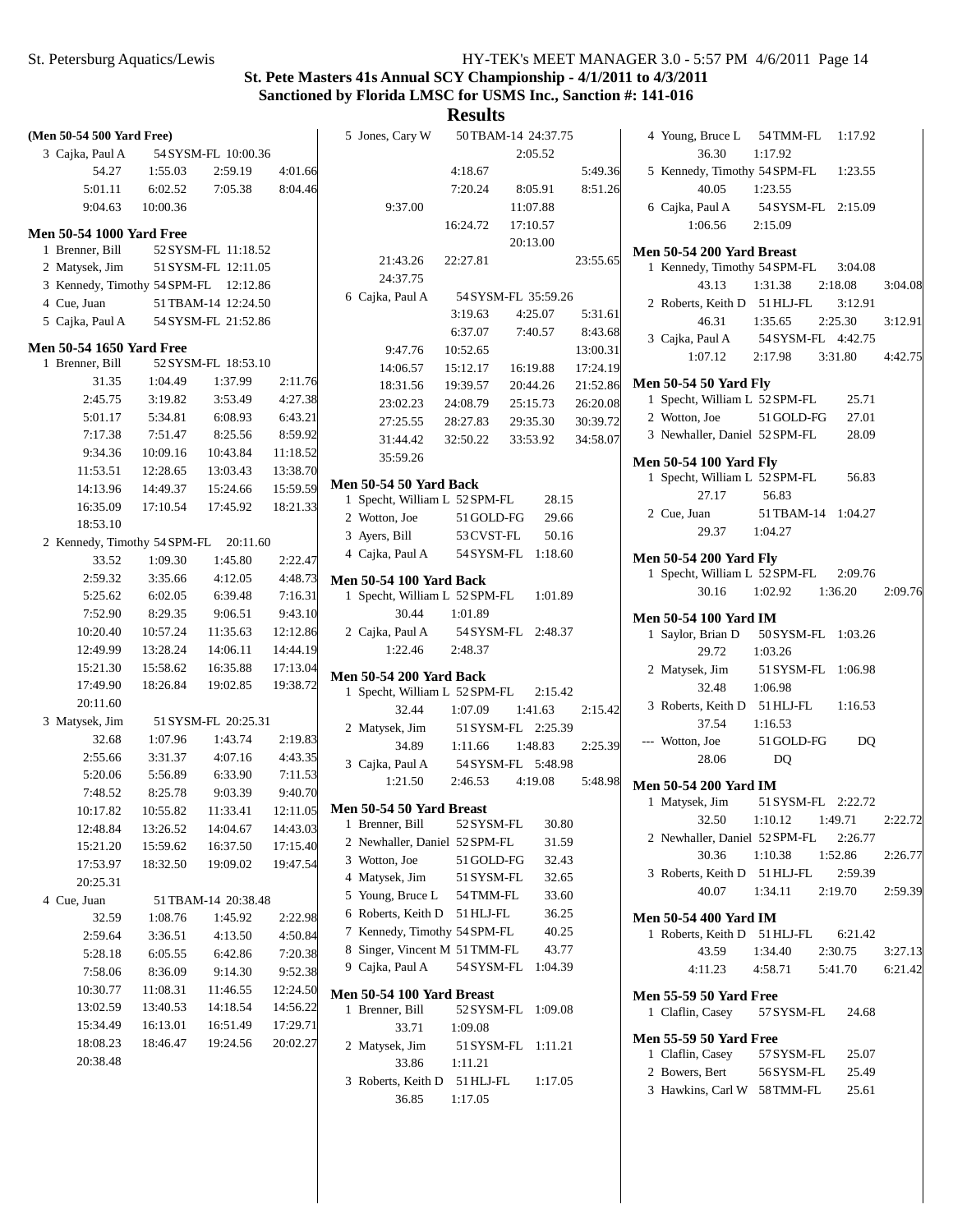# St. Pete Masters 41s Annual SCY Championship - 4/1/2011 to 4/3/2011

## Sanctioned by Florida LMSC for USMS Inc., Sanction #: 141-016

## Results

**(Men 50-54 500 Yard Free)**

3 Cajka, Paul A 54 SYSM-FL 10:00.36
54.27 1:55.03 2:59.19 4:01.66
5:01.11 6:02.52 7:05.38 8:04.46
9:04.63 10:00.36

**Men 50-54 1000 Yard Free**

1 Brenner, Bill 52 SYSM-FL 11:18.52
2 Matysek, Jim 51 SYSM-FL 12:11.05
3 Kennedy, Timothy 54 SPM-FL 12:12.86
4 Cue, Juan 51 TBAM-14 12:24.50
5 Cajka, Paul A 54 SYSM-FL 21:52.86

**Men 50-54 1650 Yard Free**

1 Brenner, Bill 52 SYSM-FL 18:53.10
31.35 1:04.49 1:37.99 2:11.76
2:45.75 3:19.82 3:53.49 4:27.38
5:01.17 5:34.81 6:08.93 6:43.21
7:17.38 7:51.47 8:25.56 8:59.92
9:34.36 10:09.16 10:43.84 11:18.52
11:53.51 12:28.65 13:03.43 13:38.70
14:13.96 14:49.37 15:24.66 15:59.59
16:35.09 17:10.54 17:45.92 18:21.33
18:53.10

2 Kennedy, Timothy 54 SPM-FL 20:11.60
33.52 1:09.30 1:45.80 2:22.47
2:59.32 3:35.66 4:12.05 4:48.73
5:25.62 6:02.05 6:39.48 7:16.31
7:52.90 8:29.35 9:06.51 9:43.10
10:20.40 10:57.24 11:35.63 12:12.86
12:49.99 13:28.24 14:06.11 14:44.19
15:21.30 15:58.62 16:35.88 17:13.04
17:49.90 18:26.84 19:02.85 19:38.72
20:11.60

3 Matysek, Jim 51 SYSM-FL 20:25.31
32.68 1:07.96 1:43.74 2:19.83
2:55.66 3:31.37 4:07.16 4:43.35
5:20.06 5:56.89 6:33.90 7:11.53
7:48.52 8:25.78 9:03.39 9:40.70
10:17.82 10:55.82 11:33.41 12:11.05
12:48.84 13:26.52 14:04.67 14:43.03
15:21.20 15:59.62 16:37.50 17:15.40
17:53.97 18:32.50 19:09.02 19:47.54
20:25.31

4 Cue, Juan 51 TBAM-14 20:38.48
32.59 1:08.76 1:45.92 2:22.98
2:59.64 3:36.51 4:13.50 4:50.84
5:28.18 6:05.55 6:42.86 7:20.38
7:58.06 8:36.09 9:14.30 9:52.38
10:30.77 11:08.31 11:46.55 12:24.50
13:02.59 13:40.53 14:18.54 14:56.22
15:34.49 16:13.01 16:51.49 17:29.71
18:08.23 18:46.47 19:24.56 20:02.27
20:38.48

5 Jones, Cary W 50 TBAM-14 24:37.75
2:05.52
4:18.67 5:49.36
7:20.24 8:05.91 8:51.26
9:37.00 11:07.88
16:24.72 17:10.57
20:13.00
21:43.26 22:27.81 23:55.65
24:37.75

6 Cajka, Paul A 54 SYSM-FL 35:59.26
3:19.63 4:25.07 5:31.61
6:37.07 7:40.57 8:43.68
9:47.76 10:52.65 13:00.31
14:06.57 15:12.17 16:19.88 17:24.19
18:31.56 19:39.57 20:44.26 21:52.86
23:02.23 24:08.79 25:15.73 26:20.08
27:25.55 28:27.83 29:35.30 30:39.72
31:44.42 32:50.22 33:53.92 34:58.07
35:59.26

**Men 50-54 50 Yard Back**

1 Specht, William L 52 SPM-FL 28.15
2 Wotton, Joe 51 GOLD-FG 29.66
3 Ayers, Bill 53 CVST-FL 50.16
4 Cajka, Paul A 54 SYSM-FL 1:18.60

**Men 50-54 100 Yard Back**

1 Specht, William L 52 SPM-FL 1:01.89
30.44 1:01.89
2 Cajka, Paul A 54 SYSM-FL 2:48.37
1:22.46 2:48.37

**Men 50-54 200 Yard Back**

1 Specht, William L 52 SPM-FL 2:15.42
32.44 1:07.09 1:41.63 2:15.42
2 Matysek, Jim 51 SYSM-FL 2:25.39
34.89 1:11.66 1:48.83 2:25.39
3 Cajka, Paul A 54 SYSM-FL 5:48.98
1:21.50 2:46.53 4:19.08 5:48.98

**Men 50-54 50 Yard Breast**

1 Brenner, Bill 52 SYSM-FL 30.80
2 Newhaller, Daniel 52 SPM-FL 31.59
3 Wotton, Joe 51 GOLD-FG 32.43
4 Matysek, Jim 51 SYSM-FL 32.65
5 Young, Bruce L 54 TMM-FL 33.60
6 Roberts, Keith D 51 HLJ-FL 36.25
7 Kennedy, Timothy 54 SPM-FL 40.25
8 Singer, Vincent M 51 TMM-FL 43.77
9 Cajka, Paul A 54 SYSM-FL 1:04.39

**Men 50-54 100 Yard Breast**

1 Brenner, Bill 52 SYSM-FL 1:09.08
33.71 1:09.08
2 Matysek, Jim 51 SYSM-FL 1:11.21
33.86 1:11.21
3 Roberts, Keith D 51 HLJ-FL 1:17.05
36.85 1:17.05
4 Young, Bruce L 54 TMM-FL 1:17.92
36.30 1:17.92
5 Kennedy, Timothy 54 SPM-FL 1:23.55
40.05 1:23.55
6 Cajka, Paul A 54 SYSM-FL 2:15.09
1:06.56 2:15.09

**Men 50-54 200 Yard Breast**

1 Kennedy, Timothy 54 SPM-FL 3:04.08
43.13 1:31.38 2:18.08 3:04.08
2 Roberts, Keith D 51 HLJ-FL 3:12.91
46.31 1:35.65 2:25.30 3:12.91
3 Cajka, Paul A 54 SYSM-FL 4:42.75
1:07.12 2:17.98 3:31.80 4:42.75

**Men 50-54 50 Yard Fly**

1 Specht, William L 52 SPM-FL 25.71
2 Wotton, Joe 51 GOLD-FG 27.01
3 Newhaller, Daniel 52 SPM-FL 28.09

**Men 50-54 100 Yard Fly**

1 Specht, William L 52 SPM-FL 56.83
27.17 56.83
2 Cue, Juan 51 TBAM-14 1:04.27
29.37 1:04.27

**Men 50-54 200 Yard Fly**

1 Specht, William L 52 SPM-FL 2:09.76
30.16 1:02.92 1:36.20 2:09.76

**Men 50-54 100 Yard IM**

1 Saylor, Brian D 50 SYSM-FL 1:03.26
29.72 1:03.26
2 Matysek, Jim 51 SYSM-FL 1:06.98
32.48 1:06.98
3 Roberts, Keith D 51 HLJ-FL 1:16.53
37.54 1:16.53
--- Wotton, Joe 51 GOLD-FG DQ
28.06 DQ

**Men 50-54 200 Yard IM**

1 Matysek, Jim 51 SYSM-FL 2:22.72
32.50 1:10.12 1:49.71 2:22.72
2 Newhaller, Daniel 52 SPM-FL 2:26.77
30.36 1:10.38 1:52.86 2:26.77
3 Roberts, Keith D 51 HLJ-FL 2:59.39
40.07 1:34.11 2:19.70 2:59.39

**Men 50-54 400 Yard IM**

1 Roberts, Keith D 51 HLJ-FL 6:21.42
43.59 1:34.40 2:30.75 3:27.13
4:11.23 4:58.71 5:41.70 6:21.42

**Men 55-59 50 Yard Free**

1 Claflin, Casey 57 SYSM-FL 24.68

**Men 55-59 50 Yard Free**

1 Claflin, Casey 57 SYSM-FL 25.07
2 Bowers, Bert 56 SYSM-FL 25.49
3 Hawkins, Carl W 58 TMM-FL 25.61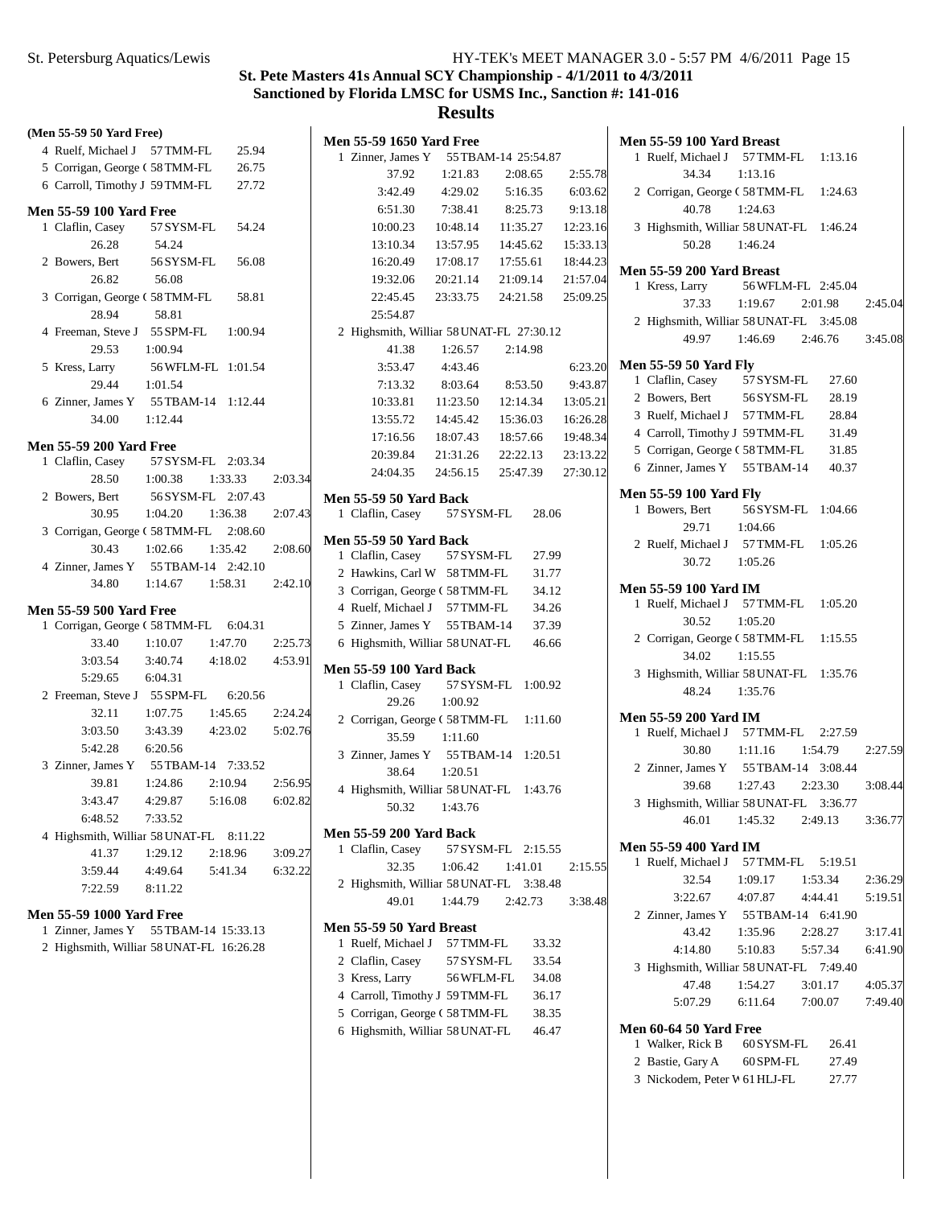# St. Pete Masters 41s Annual SCY Championship - 4/1/2011 to 4/3/2011
## Sanctioned by Florida LMSC for USMS Inc., Sanction #: 141-016
## Results

**(Men 55-59 50 Yard Free)**

4 Ruelf, Michael J 57 TMM-FL 25.94
5 Corrigan, George ( 58 TMM-FL 26.75
6 Carroll, Timothy J 59 TMM-FL 27.72

**Men 55-59 100 Yard Free**

1 Claflin, Casey 57 SYSM-FL 54.24
26.28 54.24
2 Bowers, Bert 56 SYSM-FL 56.08
26.82 56.08
3 Corrigan, George ( 58 TMM-FL 58.81
28.94 58.81
4 Freeman, Steve J 55 SPM-FL 1:00.94
29.53 1:00.94
5 Kress, Larry 56 WFLM-FL 1:01.54
29.44 1:01.54
6 Zinner, James Y 55 TBAM-14 1:12.44
34.00 1:12.44

**Men 55-59 200 Yard Free**

1 Claflin, Casey 57 SYSM-FL 2:03.34
28.50 1:00.38 1:33.33 2:03.34
2 Bowers, Bert 56 SYSM-FL 2:07.43
30.95 1:04.20 1:36.38 2:07.43
3 Corrigan, George ( 58 TMM-FL 2:08.60
30.43 1:02.66 1:35.42 2:08.60
4 Zinner, James Y 55 TBAM-14 2:42.10
34.80 1:14.67 1:58.31 2:42.10

**Men 55-59 500 Yard Free**

1 Corrigan, George ( 58 TMM-FL 6:04.31
33.40 1:10.07 1:47.70 2:25.73
3:03.54 3:40.74 4:18.02 4:53.91
5:29.65 6:04.31
2 Freeman, Steve J 55 SPM-FL 6:20.56
32.11 1:07.75 1:45.65 2:24.24
3:03.50 3:43.39 4:23.02 5:02.76
5:42.28 6:20.56
3 Zinner, James Y 55 TBAM-14 7:33.52
39.81 1:24.86 2:10.94 2:56.95
3:43.47 4:29.87 5:16.08 6:02.82
6:48.52 7:33.52
4 Highsmith, Williar 58 UNAT-FL 8:11.22
41.37 1:29.12 2:18.96 3:09.27
3:59.44 4:49.64 5:41.34 6:32.22
7:22.59 8:11.22

**Men 55-59 1000 Yard Free**

1 Zinner, James Y 55 TBAM-14 15:33.13
2 Highsmith, Williar 58 UNAT-FL 16:26.28

**Men 55-59 1650 Yard Free**

1 Zinner, James Y 55 TBAM-14 25:54.87
37.92 1:21.83 2:08.65 2:55.78
3:42.49 4:29.02 5:16.35 6:03.62
6:51.30 7:38.41 8:25.73 9:13.18
10:00.23 10:48.14 11:35.27 12:23.16
13:10.34 13:57.95 14:45.62 15:33.13
16:20.49 17:08.17 17:55.61 18:44.23
19:32.06 20:21.14 21:09.14 21:57.04
22:45.45 23:33.75 24:21.58 25:09.25
25:54.87
2 Highsmith, Williar 58 UNAT-FL 27:30.12
41.38 1:26.57 2:14.98
3:53.47 4:43.46 6:23.20
7:13.32 8:03.64 8:53.50 9:43.87
10:33.81 11:23.50 12:14.34 13:05.21
13:55.72 14:45.42 15:36.03 16:26.28
17:16.56 18:07.43 18:57.66 19:48.34
20:39.84 21:31.26 22:22.13 23:13.22
24:04.35 24:56.15 25:47.39 27:30.12

**Men 55-59 50 Yard Back**

1 Claflin, Casey 57 SYSM-FL 28.06

**Men 55-59 50 Yard Back**

1 Claflin, Casey 57 SYSM-FL 27.99
2 Hawkins, Carl W 58 TMM-FL 31.77
3 Corrigan, George ( 58 TMM-FL 34.12
4 Ruelf, Michael J 57 TMM-FL 34.26
5 Zinner, James Y 55 TBAM-14 37.39
6 Highsmith, Williar 58 UNAT-FL 46.66

**Men 55-59 100 Yard Back**

1 Claflin, Casey 57 SYSM-FL 1:00.92
29.26 1:00.92
2 Corrigan, George ( 58 TMM-FL 1:11.60
35.59 1:11.60
3 Zinner, James Y 55 TBAM-14 1:20.51
38.64 1:20.51
4 Highsmith, Williar 58 UNAT-FL 1:43.76
50.32 1:43.76

**Men 55-59 200 Yard Back**

1 Claflin, Casey 57 SYSM-FL 2:15.55
32.35 1:06.42 1:41.01 2:15.55
2 Highsmith, Williar 58 UNAT-FL 3:38.48
49.01 1:44.79 2:42.73 3:38.48

**Men 55-59 50 Yard Breast**

1 Ruelf, Michael J 57 TMM-FL 33.32
2 Claflin, Casey 57 SYSM-FL 33.54
3 Kress, Larry 56 WFLM-FL 34.08
4 Carroll, Timothy J 59 TMM-FL 36.17
5 Corrigan, George ( 58 TMM-FL 38.35
6 Highsmith, Williar 58 UNAT-FL 46.47

**Men 55-59 100 Yard Breast**

1 Ruelf, Michael J 57 TMM-FL 1:13.16
34.34 1:13.16
2 Corrigan, George ( 58 TMM-FL 1:24.63
40.78 1:24.63
3 Highsmith, Williar 58 UNAT-FL 1:46.24
50.28 1:46.24

**Men 55-59 200 Yard Breast**

1 Kress, Larry 56 WFLM-FL 2:45.04
37.33 1:19.67 2:01.98 2:45.04
2 Highsmith, Williar 58 UNAT-FL 3:45.08
49.97 1:46.69 2:46.76 3:45.08

**Men 55-59 50 Yard Fly**

1 Claflin, Casey 57 SYSM-FL 27.60
2 Bowers, Bert 56 SYSM-FL 28.19
3 Ruelf, Michael J 57 TMM-FL 28.84
4 Carroll, Timothy J 59 TMM-FL 31.49
5 Corrigan, George ( 58 TMM-FL 31.85
6 Zinner, James Y 55 TBAM-14 40.37

**Men 55-59 100 Yard Fly**

1 Bowers, Bert 56 SYSM-FL 1:04.66
29.71 1:04.66
2 Ruelf, Michael J 57 TMM-FL 1:05.26
30.72 1:05.26

**Men 55-59 100 Yard IM**

1 Ruelf, Michael J 57 TMM-FL 1:05.20
30.52 1:05.20
2 Corrigan, George ( 58 TMM-FL 1:15.55
34.02 1:15.55
3 Highsmith, Williar 58 UNAT-FL 1:35.76
48.24 1:35.76

**Men 55-59 200 Yard IM**

1 Ruelf, Michael J 57 TMM-FL 2:27.59
30.80 1:11.16 1:54.79 2:27.59
2 Zinner, James Y 55 TBAM-14 3:08.44
39.68 1:27.43 2:23.30 3:08.44
3 Highsmith, Williar 58 UNAT-FL 3:36.77
46.01 1:45.32 2:49.13 3:36.77

**Men 55-59 400 Yard IM**

1 Ruelf, Michael J 57 TMM-FL 5:19.51
32.54 1:09.17 1:53.34 2:36.29
3:22.67 4:07.87 4:44.41 5:19.51
2 Zinner, James Y 55 TBAM-14 6:41.90
43.42 1:35.96 2:28.27 3:17.41
4:14.80 5:10.83 5:57.34 6:41.90
3 Highsmith, Williar 58 UNAT-FL 7:49.40
47.48 1:54.27 3:01.17 4:05.37
5:07.29 6:11.64 7:00.07 7:49.40

**Men 60-64 50 Yard Free**

1 Walker, Rick B 60 SYSM-FL 26.41
2 Bastie, Gary A 60 SPM-FL 27.49
3 Nickodem, Peter W 61 HLJ-FL 27.77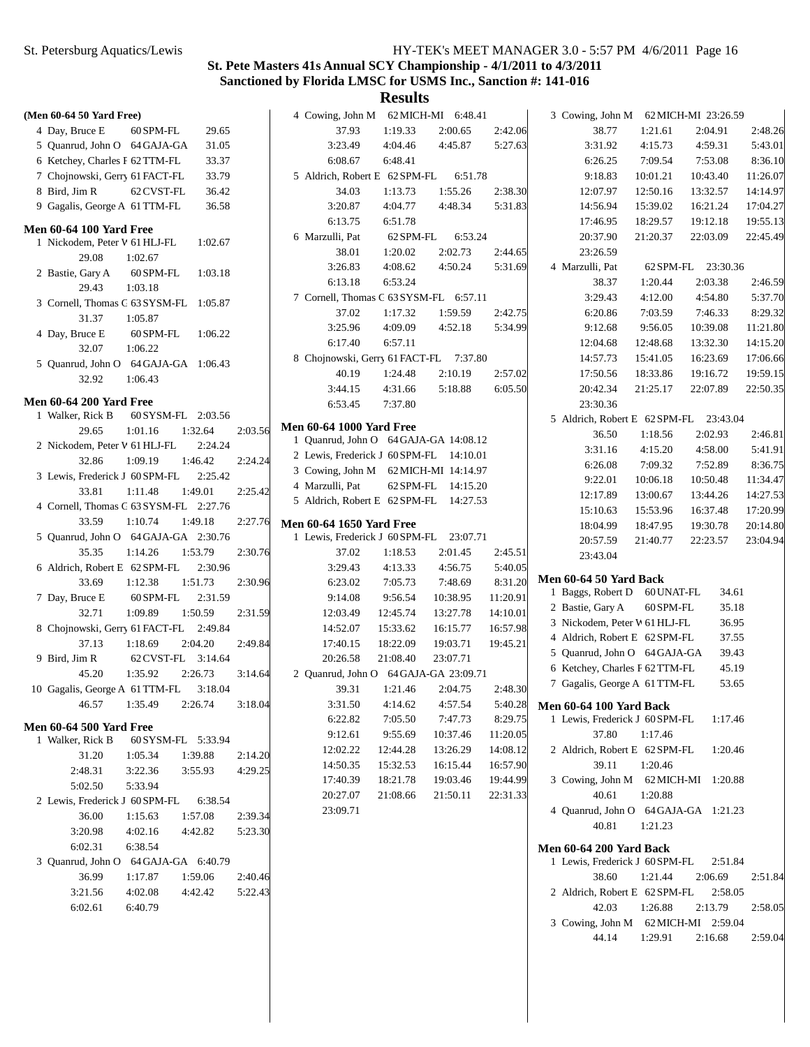# St. Pete Masters 41s Annual SCY Championship - 4/1/2011 to 4/3/2011

## Sanctioned by Florida LMSC for USMS Inc., Sanction #: 141-016

## Results

**(Men 60-64 50 Yard Free)**

| | Name | Age | Team | Time |
|---|---|---|---|---|
| 4 | Day, Bruce E | 60 | SPM-FL | 29.65 |
| 5 | Quanrud, John O | 64 | GAJA-GA | 31.05 |
| 6 | Ketchey, Charles F | 62 | TTM-FL | 33.37 |
| 7 | Chojnowski, Gerry | 61 | FACT-FL | 33.79 |
| 8 | Bird, Jim R | 62 | CVST-FL | 36.42 |
| 9 | Gagalis, George A | 61 | TTM-FL | 36.58 |

**Men 60-64 100 Yard Free**

1 Nickodem, Peter W 61 HLJ-FL 1:02.67
29.08 1:02.67

2 Bastie, Gary A 60 SPM-FL 1:03.18
29.43 1:03.18

3 Cornell, Thomas C 63 SYSM-FL 1:05.87
31.37 1:05.87

4 Day, Bruce E 60 SPM-FL 1:06.22
32.07 1:06.22

5 Quanrud, John O 64 GAJA-GA 1:06.43
32.92 1:06.43

**Men 60-64 200 Yard Free**

1 Walker, Rick B 60 SYSM-FL 2:03.56
29.65 1:01.16 1:32.64 2:03.56

2 Nickodem, Peter W 61 HLJ-FL 2:24.24
32.86 1:09.19 1:46.42 2:24.24

3 Lewis, Frederick J 60 SPM-FL 2:25.42
33.81 1:11.48 1:49.01 2:25.42

4 Cornell, Thomas C 63 SYSM-FL 2:27.76
33.59 1:10.74 1:49.18 2:27.76

5 Quanrud, John O 64 GAJA-GA 2:30.76
35.35 1:14.26 1:53.79 2:30.76

6 Aldrich, Robert E 62 SPM-FL 2:30.96
33.69 1:12.38 1:51.73 2:30.96

7 Day, Bruce E 60 SPM-FL 2:31.59
32.71 1:09.89 1:50.59 2:31.59

8 Chojnowski, Gerry 61 FACT-FL 2:49.84
37.13 1:18.69 2:04.20 2:49.84

9 Bird, Jim R 62 CVST-FL 3:14.64
45.20 1:35.92 2:26.73 3:14.64

10 Gagalis, George A 61 TTM-FL 3:18.04
46.57 1:35.49 2:26.74 3:18.04

**Men 60-64 500 Yard Free**

1 Walker, Rick B 60 SYSM-FL 5:33.94
31.20 1:05.34 1:39.88 2:14.20
2:48.31 3:22.36 3:55.93 4:29.25
5:02.50 5:33.94

2 Lewis, Frederick J 60 SPM-FL 6:38.54
36.00 1:15.63 1:57.08 2:39.34
3:20.98 4:02.16 4:42.82 5:23.30
6:02.31 6:38.54

3 Quanrud, John O 64 GAJA-GA 6:40.79
36.99 1:17.87 1:59.06 2:40.46
3:21.56 4:02.08 4:42.42 5:22.43
6:02.61 6:40.79

4 Cowing, John M 62 MICH-MI 6:48.41
37.93 1:19.33 2:00.65 2:42.06
3:23.49 4:04.46 4:45.87 5:27.63
6:08.67 6:48.41

5 Aldrich, Robert E 62 SPM-FL 6:51.78
34.03 1:13.73 1:55.26 2:38.30
3:20.87 4:04.77 4:48.34 5:31.83
6:13.75 6:51.78

6 Marzulli, Pat 62 SPM-FL 6:53.24
38.01 1:20.02 2:02.73 2:44.65
3:26.83 4:08.62 4:50.24 5:31.69
6:13.18 6:53.24

7 Cornell, Thomas C 63 SYSM-FL 6:57.11
37.02 1:17.32 1:59.59 2:42.75
3:25.96 4:09.09 4:52.18 5:34.99
6:17.40 6:57.11

8 Chojnowski, Gerry 61 FACT-FL 7:37.80
40.19 1:24.48 2:10.19 2:57.02
3:44.15 4:31.66 5:18.88 6:05.50
6:53.45 7:37.80

**Men 60-64 1000 Yard Free**

| | Name | Age | Team | Time |
|---|---|---|---|---|
| 1 | Quanrud, John O | 64 | GAJA-GA | 14:08.12 |
| 2 | Lewis, Frederick J | 60 | SPM-FL | 14:10.01 |
| 3 | Cowing, John M | 62 | MICH-MI | 14:14.97 |
| 4 | Marzulli, Pat | 62 | SPM-FL | 14:15.20 |
| 5 | Aldrich, Robert E | 62 | SPM-FL | 14:27.53 |

**Men 60-64 1650 Yard Free**

1 Lewis, Frederick J 60 SPM-FL 23:07.71
37.02 1:18.53 2:01.45 2:45.51
3:29.43 4:13.33 4:56.75 5:40.05
6:23.02 7:05.73 7:48.69 8:31.20
9:14.08 9:56.54 10:38.95 11:20.91
12:03.49 12:45.74 13:27.78 14:10.01
14:52.07 15:33.62 16:15.77 16:57.98
17:40.15 18:22.09 19:03.71 19:45.21
20:26.58 21:08.40 23:07.71

2 Quanrud, John O 64 GAJA-GA 23:09.71
39.31 1:21.46 2:04.75 2:48.30
3:31.50 4:14.62 4:57.54 5:40.28
6:22.82 7:05.50 7:47.73 8:29.75
9:12.61 9:55.69 10:37.46 11:20.05
12:02.22 12:44.28 13:26.29 14:08.12
14:50.35 15:32.53 16:15.44 16:57.90
17:40.39 18:21.78 19:03.46 19:44.99
20:27.07 21:08.66 21:50.11 22:31.33
23:09.71

3 Cowing, John M 62 MICH-MI 23:26.59
38.77 1:21.61 2:04.91 2:48.26
3:31.92 4:15.73 4:59.31 5:43.01
6:26.25 7:09.54 7:53.08 8:36.10
9:18.83 10:01.21 10:43.40 11:26.07
12:07.97 12:50.16 13:32.57 14:14.97
14:56.94 15:39.02 16:21.24 17:04.27
17:46.95 18:29.57 19:12.18 19:55.13
20:37.90 21:20.37 22:03.09 22:45.49
23:26.59

4 Marzulli, Pat 62 SPM-FL 23:30.36
38.37 1:20.44 2:03.38 2:46.59
3:29.43 4:12.00 4:54.80 5:37.70
6:20.86 7:03.59 7:46.33 8:29.32
9:12.68 9:56.05 10:39.08 11:21.80
12:04.68 12:48.68 13:32.30 14:15.20
14:57.73 15:41.05 16:23.69 17:06.66
17:50.56 18:33.86 19:16.72 19:59.15
20:42.34 21:25.17 22:07.89 22:50.35
23:30.36

5 Aldrich, Robert E 62 SPM-FL 23:43.04
36.50 1:18.56 2:02.93 2:46.81
3:31.16 4:15.20 4:58.00 5:41.91
6:26.08 7:09.32 7:52.89 8:36.75
9:22.01 10:06.18 10:50.48 11:34.47
12:17.89 13:00.67 13:44.26 14:27.53
15:10.63 15:53.96 16:37.48 17:20.99
18:04.99 18:47.95 19:30.78 20:14.80
20:57.59 21:40.77 22:23.57 23:04.94
23:43.04

**Men 60-64 50 Yard Back**

| | Name | Age | Team | Time |
|---|---|---|---|---|
| 1 | Baggs, Robert D | 60 | UNAT-FL | 34.61 |
| 2 | Bastie, Gary A | 60 | SPM-FL | 35.18 |
| 3 | Nickodem, Peter W | 61 | HLJ-FL | 36.95 |
| 4 | Aldrich, Robert E | 62 | SPM-FL | 37.55 |
| 5 | Quanrud, John O | 64 | GAJA-GA | 39.43 |
| 6 | Ketchey, Charles F | 62 | TTM-FL | 45.19 |
| 7 | Gagalis, George A | 61 | TTM-FL | 53.65 |

**Men 60-64 100 Yard Back**

1 Lewis, Frederick J 60 SPM-FL 1:17.46
37.80 1:17.46

2 Aldrich, Robert E 62 SPM-FL 1:20.46
39.11 1:20.46

3 Cowing, John M 62 MICH-MI 1:20.88
40.61 1:20.88

4 Quanrud, John O 64 GAJA-GA 1:21.23
40.81 1:21.23

**Men 60-64 200 Yard Back**

1 Lewis, Frederick J 60 SPM-FL 2:51.84
38.60 1:21.44 2:06.69 2:51.84

2 Aldrich, Robert E 62 SPM-FL 2:58.05
42.03 1:26.88 2:13.79 2:58.05

3 Cowing, John M 62 MICH-MI 2:59.04
44.14 1:29.91 2:16.68 2:59.04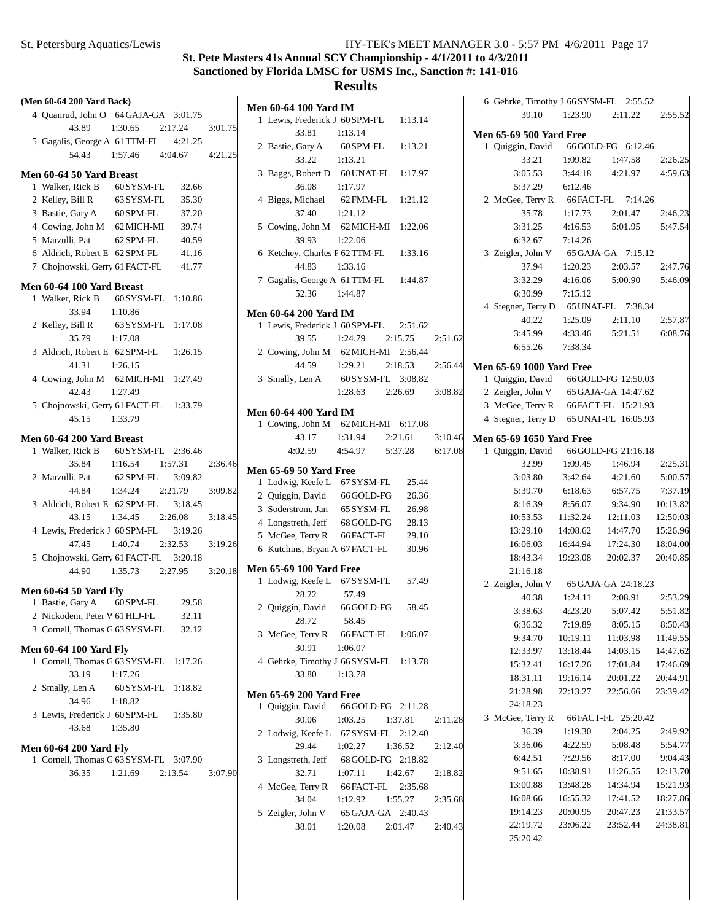# St. Pete Masters 41s Annual SCY Championship - 4/1/2011 to 4/3/2011

## Sanctioned by Florida LMSC for USMS Inc., Sanction #: 141-016

## Results

### (Men 60-64 200 Yard Back)

4 Quanrud, John O 64 GAJA-GA 3:01.75
43.89 1:30.65 2:17.24 3:01.75

5 Gagalis, George A 61 TTM-FL 4:21.25
54.43 1:57.46 4:04.67 4:21.25

### Men 60-64 50 Yard Breast

1 Walker, Rick B 60 SYSM-FL 32.66
2 Kelley, Bill R 63 SYSM-FL 35.30
3 Bastie, Gary A 60 SPM-FL 37.20
4 Cowing, John M 62 MICH-MI 39.74
5 Marzulli, Pat 62 SPM-FL 40.59
6 Aldrich, Robert E 62 SPM-FL 41.16
7 Chojnowski, Gerry 61 FACT-FL 41.77

### Men 60-64 100 Yard Breast

1 Walker, Rick B 60 SYSM-FL 1:10.86
33.94 1:10.86

2 Kelley, Bill R 63 SYSM-FL 1:17.08
35.79 1:17.08

3 Aldrich, Robert E 62 SPM-FL 1:26.15
41.31 1:26.15

4 Cowing, John M 62 MICH-MI 1:27.49
42.43 1:27.49

5 Chojnowski, Gerry 61 FACT-FL 1:33.79
45.15 1:33.79

### Men 60-64 200 Yard Breast

1 Walker, Rick B 60 SYSM-FL 2:36.46
35.84 1:16.54 1:57.31 2:36.46

2 Marzulli, Pat 62 SPM-FL 3:09.82
44.84 1:34.24 2:21.79 3:09.82

3 Aldrich, Robert E 62 SPM-FL 3:18.45
43.15 1:34.45 2:26.08 3:18.45

4 Lewis, Frederick J 60 SPM-FL 3:19.26
47.45 1:40.74 2:32.53 3:19.26

5 Chojnowski, Gerry 61 FACT-FL 3:20.18
44.90 1:35.73 2:27.95 3:20.18

### Men 60-64 50 Yard Fly

1 Bastie, Gary A 60 SPM-FL 29.58
2 Nickodem, Peter V 61 HLJ-FL 32.11
3 Cornell, Thomas C 63 SYSM-FL 32.12

### Men 60-64 100 Yard Fly

1 Cornell, Thomas C 63 SYSM-FL 1:17.26
33.19 1:17.26

2 Smally, Len A 60 SYSM-FL 1:18.82
34.96 1:18.82

3 Lewis, Frederick J 60 SPM-FL 1:35.80
43.68 1:35.80

### Men 60-64 200 Yard Fly

1 Cornell, Thomas C 63 SYSM-FL 3:07.90
36.35 1:21.69 2:13.54 3:07.90

### Men 60-64 100 Yard IM

1 Lewis, Frederick J 60 SPM-FL 1:13.14
33.81 1:13.14

2 Bastie, Gary A 60 SPM-FL 1:13.21
33.22 1:13.21

3 Baggs, Robert D 60 UNAT-FL 1:17.97
36.08 1:17.97

4 Biggs, Michael 62 FMM-FL 1:21.12
37.40 1:21.12

5 Cowing, John M 62 MICH-MI 1:22.06
39.93 1:22.06

6 Ketchey, Charles F 62 TTM-FL 1:33.16
44.83 1:33.16

7 Gagalis, George A 61 TTM-FL 1:44.87
52.36 1:44.87

### Men 60-64 200 Yard IM

1 Lewis, Frederick J 60 SPM-FL 2:51.62
39.55 1:24.79 2:15.75 2:51.62

2 Cowing, John M 62 MICH-MI 2:56.44
44.59 1:29.21 2:18.53 2:56.44

3 Smally, Len A 60 SYSM-FL 3:08.82
1:28.63 2:26.69 3:08.82

### Men 60-64 400 Yard IM

1 Cowing, John M 62 MICH-MI 6:17.08
43.17 1:31.94 2:21.61 3:10.46
4:02.59 4:54.97 5:37.28 6:17.08

### Men 65-69 50 Yard Free

1 Lodwig, Keefe L 67 SYSM-FL 25.44
2 Quiggin, David 66 GOLD-FG 26.36
3 Soderstrom, Jan 65 SYSM-FL 26.98
4 Longstreth, Jeff 68 GOLD-FG 28.13
5 McGee, Terry R 66 FACT-FL 29.10
6 Kutchins, Bryan A 67 FACT-FL 30.96

### Men 65-69 100 Yard Free

1 Lodwig, Keefe L 67 SYSM-FL 57.49
28.22 57.49

2 Quiggin, David 66 GOLD-FG 58.45
28.72 58.45

3 McGee, Terry R 66 FACT-FL 1:06.07
30.91 1:06.07

4 Gehrke, Timothy J 66 SYSM-FL 1:13.78
33.80 1:13.78

### Men 65-69 200 Yard Free

1 Quiggin, David 66 GOLD-FG 2:11.28
30.06 1:03.25 1:37.81 2:11.28

2 Lodwig, Keefe L 67 SYSM-FL 2:12.40
29.44 1:02.27 1:36.52 2:12.40

3 Longstreth, Jeff 68 GOLD-FG 2:18.82
32.71 1:07.11 1:42.67 2:18.82

4 McGee, Terry R 66 FACT-FL 2:35.68
34.04 1:12.92 1:55.27 2:35.68

5 Zeigler, John V 65 GAJA-GA 2:40.43
38.01 1:20.08 2:01.47 2:40.43

6 Gehrke, Timothy J 66 SYSM-FL 2:55.52
39.10 1:23.90 2:11.22 2:55.52

### Men 65-69 500 Yard Free

1 Quiggin, David 66 GOLD-FG 6:12.46
33.21 1:09.82 1:47.58 2:26.25
3:05.53 3:44.18 4:21.97 4:59.63
5:37.29 6:12.46

2 McGee, Terry R 66 FACT-FL 7:14.26
35.78 1:17.73 2:01.47 2:46.23
3:31.25 4:16.53 5:01.95 5:47.54
6:32.67 7:14.26

3 Zeigler, John V 65 GAJA-GA 7:15.12
37.94 1:20.23 2:03.57 2:47.76
3:32.29 4:16.06 5:00.90 5:46.09
6:30.99 7:15.12

4 Stegner, Terry D 65 UNAT-FL 7:38.34
40.22 1:25.09 2:11.10 2:57.87
3:45.99 4:33.46 5:21.51 6:08.76
6:55.26 7:38.34

### Men 65-69 1000 Yard Free

1 Quiggin, David 66 GOLD-FG 12:50.03
2 Zeigler, John V 65 GAJA-GA 14:47.62
3 McGee, Terry R 66 FACT-FL 15:21.93
4 Stegner, Terry D 65 UNAT-FL 16:05.93

### Men 65-69 1650 Yard Free

1 Quiggin, David 66 GOLD-FG 21:16.18
32.99 1:09.45 1:46.94 2:25.31
3:03.80 3:42.64 4:21.60 5:00.57
5:39.70 6:18.63 6:57.75 7:37.19
8:16.39 8:56.07 9:34.90 10:13.82
10:53.53 11:32.24 12:11.03 12:50.03
13:29.10 14:08.62 14:47.70 15:26.96
16:06.03 16:44.94 17:24.30 18:04.00
18:43.34 19:23.08 20:02.37 20:40.85
21:16.18

2 Zeigler, John V 65 GAJA-GA 24:18.23
40.38 1:24.11 2:08.91 2:53.29
3:38.63 4:23.20 5:07.42 5:51.82
6:36.32 7:19.89 8:05.15 8:50.43
9:34.70 10:19.11 11:03.98 11:49.55
12:33.97 13:18.44 14:03.15 14:47.62
15:32.41 16:17.26 17:01.84 17:46.69
18:31.11 19:16.14 20:01.22 20:44.91
21:28.98 22:13.27 22:56.66 23:39.42
24:18.23

3 McGee, Terry R 66 FACT-FL 25:20.42
36.39 1:19.30 2:04.25 2:49.92
3:36.06 4:22.59 5:08.48 5:54.77
6:42.51 7:29.56 8:17.00 9:04.43
9:51.65 10:38.91 11:26.55 12:13.70
13:00.88 13:48.28 14:34.94 15:21.93
16:08.66 16:55.32 17:41.52 18:27.86
19:14.23 20:00.95 20:47.23 21:33.57
22:19.72 23:06.22 23:52.44 24:38.81
25:20.42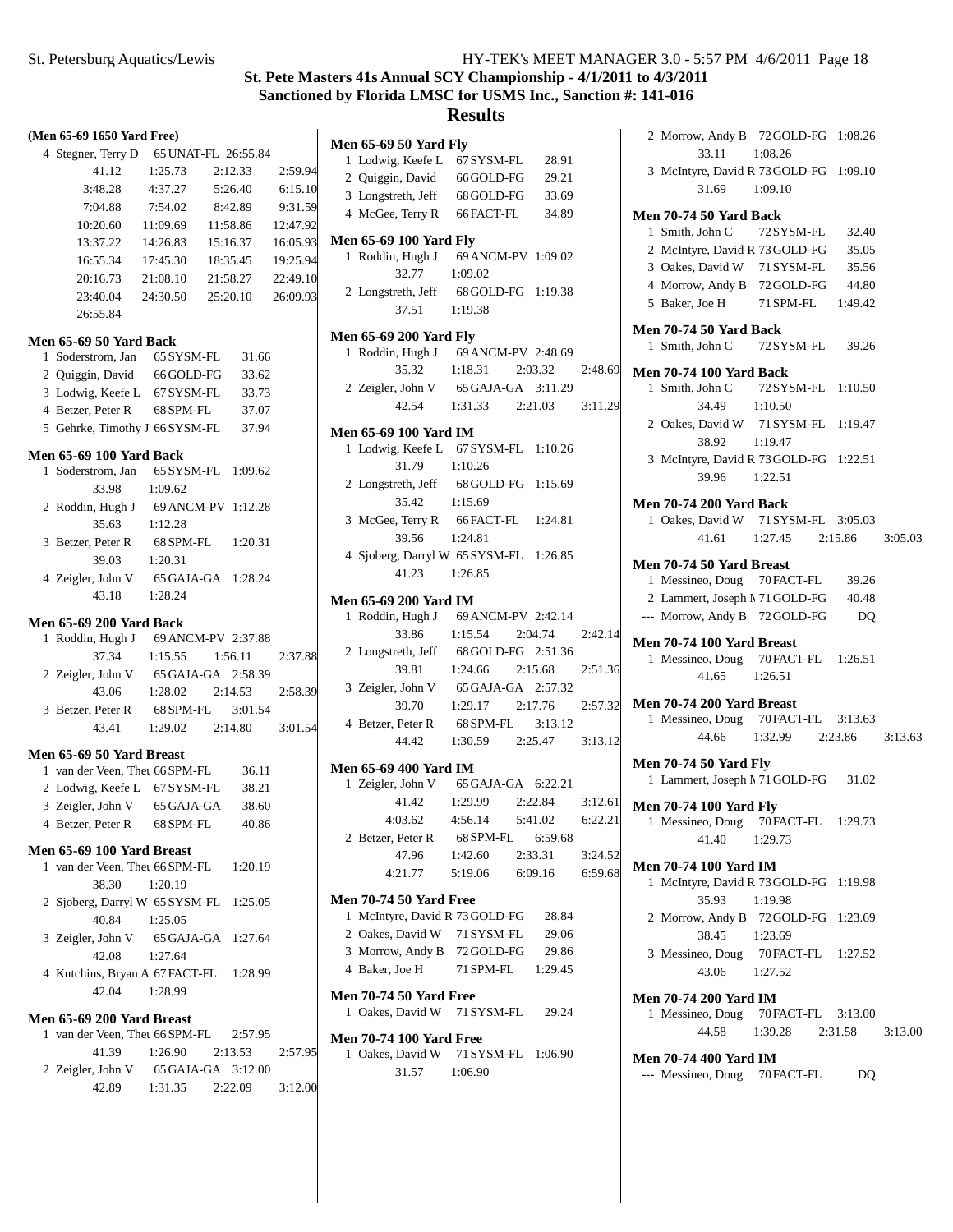# St. Pete Masters 41s Annual SCY Championship - 4/1/2011 to 4/3/2011

## Sanctioned by Florida LMSC for USMS Inc., Sanction #: 141-016

## Results

**(Men 65-69 1650 Yard Free)**

4 Stegner, Terry D 65 UNAT-FL 26:55.84
41.12 1:25.73 2:12.33 2:59.94
3:48.28 4:37.27 5:26.40 6:15.10
7:04.88 7:54.02 8:42.89 9:31.59
10:20.60 11:09.69 11:58.86 12:47.92
13:37.22 14:26.83 15:16.37 16:05.93
16:55.34 17:45.30 18:35.45 19:25.94
20:16.73 21:08.10 21:58.27 22:49.10
23:40.04 24:30.50 25:20.10 26:09.93
26:55.84

**Men 65-69 50 Yard Back**

1 Soderstrom, Jan 65 SYSM-FL 31.66
2 Quiggin, David 66 GOLD-FG 33.62
3 Lodwig, Keefe L 67 SYSM-FL 33.73
4 Betzer, Peter R 68 SPM-FL 37.07
5 Gehrke, Timothy J 66 SYSM-FL 37.94

**Men 65-69 100 Yard Back**

1 Soderstrom, Jan 65 SYSM-FL 1:09.62
33.98 1:09.62
2 Roddin, Hugh J 69 ANCM-PV 1:12.28
35.63 1:12.28
3 Betzer, Peter R 68 SPM-FL 1:20.31
39.03 1:20.31
4 Zeigler, John V 65 GAJA-GA 1:28.24
43.18 1:28.24

**Men 65-69 200 Yard Back**

1 Roddin, Hugh J 69 ANCM-PV 2:37.88
37.34 1:15.55 1:56.11 2:37.88
2 Zeigler, John V 65 GAJA-GA 2:58.39
43.06 1:28.02 2:14.53 2:58.39
3 Betzer, Peter R 68 SPM-FL 3:01.54
43.41 1:29.02 2:14.80 3:01.54

**Men 65-69 50 Yard Breast**

1 van der Veen, Theı 66 SPM-FL 36.11
2 Lodwig, Keefe L 67 SYSM-FL 38.21
3 Zeigler, John V 65 GAJA-GA 38.60
4 Betzer, Peter R 68 SPM-FL 40.86

**Men 65-69 100 Yard Breast**

1 van der Veen, Theı 66 SPM-FL 1:20.19
38.30 1:20.19
2 Sjoberg, Darryl W 65 SYSM-FL 1:25.05
40.84 1:25.05
3 Zeigler, John V 65 GAJA-GA 1:27.64
42.08 1:27.64
4 Kutchins, Bryan A 67 FACT-FL 1:28.99
42.04 1:28.99

**Men 65-69 200 Yard Breast**

1 van der Veen, Theı 66 SPM-FL 2:57.95
41.39 1:26.90 2:13.53 2:57.95
2 Zeigler, John V 65 GAJA-GA 3:12.00
42.89 1:31.35 2:22.09 3:12.00

**Men 65-69 50 Yard Fly**

1 Lodwig, Keefe L 67 SYSM-FL 28.91
2 Quiggin, David 66 GOLD-FG 29.21
3 Longstreth, Jeff 68 GOLD-FG 33.69
4 McGee, Terry R 66 FACT-FL 34.89

**Men 65-69 100 Yard Fly**

1 Roddin, Hugh J 69 ANCM-PV 1:09.02
32.77 1:09.02
2 Longstreth, Jeff 68 GOLD-FG 1:19.38
37.51 1:19.38

**Men 65-69 200 Yard Fly**

1 Roddin, Hugh J 69 ANCM-PV 2:48.69
35.32 1:18.31 2:03.32 2:48.69
2 Zeigler, John V 65 GAJA-GA 3:11.29
42.54 1:31.33 2:21.03 3:11.29

**Men 65-69 100 Yard IM**

1 Lodwig, Keefe L 67 SYSM-FL 1:10.26
31.79 1:10.26
2 Longstreth, Jeff 68 GOLD-FG 1:15.69
35.42 1:15.69
3 McGee, Terry R 66 FACT-FL 1:24.81
39.56 1:24.81
4 Sjoberg, Darryl W 65 SYSM-FL 1:26.85
41.23 1:26.85

**Men 65-69 200 Yard IM**

1 Roddin, Hugh J 69 ANCM-PV 2:42.14
33.86 1:15.54 2:04.74 2:42.14
2 Longstreth, Jeff 68 GOLD-FG 2:51.36
39.81 1:24.66 2:15.68 2:51.36
3 Zeigler, John V 65 GAJA-GA 2:57.32
39.70 1:29.17 2:17.76 2:57.32
4 Betzer, Peter R 68 SPM-FL 3:13.12
44.42 1:30.59 2:25.47 3:13.12

**Men 65-69 400 Yard IM**

1 Zeigler, John V 65 GAJA-GA 6:22.21
41.42 1:29.99 2:22.84 3:12.61
4:03.62 4:56.14 5:41.02 6:22.21
2 Betzer, Peter R 68 SPM-FL 6:59.68
47.96 1:42.60 2:33.31 3:24.52
4:21.77 5:19.06 6:09.16 6:59.68

**Men 70-74 50 Yard Free**

1 McIntyre, David R 73 GOLD-FG 28.84
2 Oakes, David W 71 SYSM-FL 29.06
3 Morrow, Andy B 72 GOLD-FG 29.86
4 Baker, Joe H 71 SPM-FL 1:29.45

**Men 70-74 50 Yard Free**

1 Oakes, David W 71 SYSM-FL 29.24

**Men 70-74 100 Yard Free**

1 Oakes, David W 71 SYSM-FL 1:06.90
31.57 1:06.90

2 Morrow, Andy B 72 GOLD-FG 1:08.26
33.11 1:08.26
3 McIntyre, David R 73 GOLD-FG 1:09.10
31.69 1:09.10

**Men 70-74 50 Yard Back**

1 Smith, John C 72 SYSM-FL 32.40
2 McIntyre, David R 73 GOLD-FG 35.05
3 Oakes, David W 71 SYSM-FL 35.56
4 Morrow, Andy B 72 GOLD-FG 44.80
5 Baker, Joe H 71 SPM-FL 1:49.42

**Men 70-74 50 Yard Back**

1 Smith, John C 72 SYSM-FL 39.26

**Men 70-74 100 Yard Back**

1 Smith, John C 72 SYSM-FL 1:10.50
34.49 1:10.50
2 Oakes, David W 71 SYSM-FL 1:19.47
38.92 1:19.47
3 McIntyre, David R 73 GOLD-FG 1:22.51
39.96 1:22.51

**Men 70-74 200 Yard Back**

1 Oakes, David W 71 SYSM-FL 3:05.03
41.61 1:27.45 2:15.86 3:05.03

**Men 70-74 50 Yard Breast**

1 Messineo, Doug 70 FACT-FL 39.26
2 Lammert, Joseph M 71 GOLD-FG 40.48
--- Morrow, Andy B 72 GOLD-FG DQ

**Men 70-74 100 Yard Breast**

1 Messineo, Doug 70 FACT-FL 1:26.51
41.65 1:26.51

**Men 70-74 200 Yard Breast**

1 Messineo, Doug 70 FACT-FL 3:13.63
44.66 1:32.99 2:23.86 3:13.63

**Men 70-74 50 Yard Fly**

1 Lammert, Joseph M 71 GOLD-FG 31.02

**Men 70-74 100 Yard Fly**

1 Messineo, Doug 70 FACT-FL 1:29.73
41.40 1:29.73

**Men 70-74 100 Yard IM**

1 McIntyre, David R 73 GOLD-FG 1:19.98
35.93 1:19.98
2 Morrow, Andy B 72 GOLD-FG 1:23.69
38.45 1:23.69
3 Messineo, Doug 70 FACT-FL 1:27.52
43.06 1:27.52

**Men 70-74 200 Yard IM**

1 Messineo, Doug 70 FACT-FL 3:13.00
44.58 1:39.28 2:31.58 3:13.00

**Men 70-74 400 Yard IM**

--- Messineo, Doug 70 FACT-FL DQ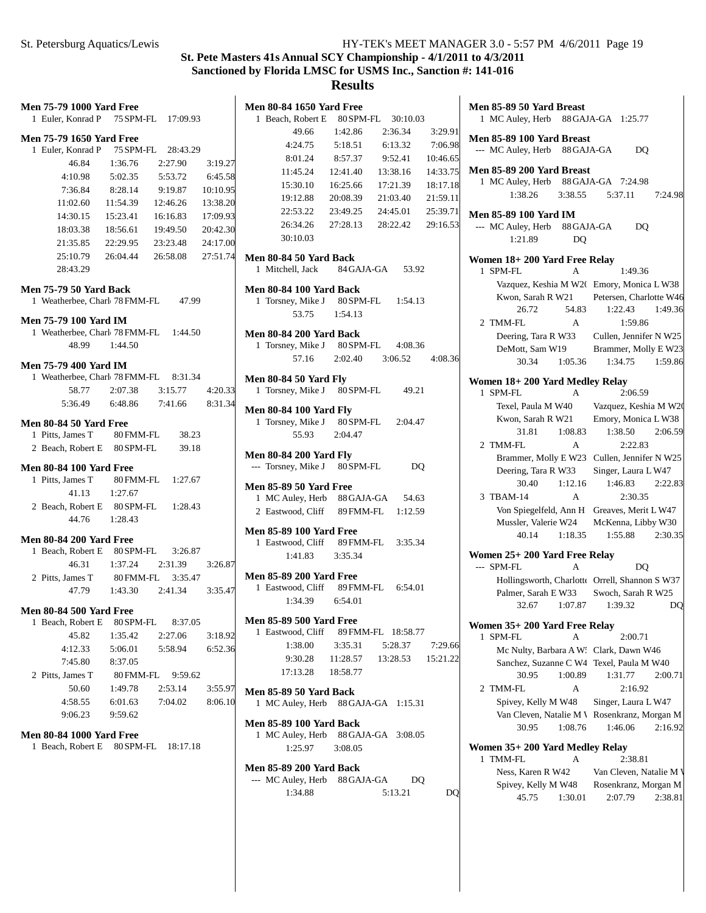## St. Pete Masters 41s Annual SCY Championship - 4/1/2011 to 4/3/2011

## Sanctioned by Florida LMSC for USMS Inc., Sanction #: 141-016

# Results

### Men 75-79 1000 Yard Free

1 Euler, Konrad P 75 SPM-FL 17:09.93

### Men 75-79 1650 Yard Free

1 Euler, Konrad P 75 SPM-FL 28:43.29

| | | | |
|---|---|---|---|
| 46.84 | 1:36.76 | 2:27.90 | 3:19.27 |
| 4:10.98 | 5:02.35 | 5:53.72 | 6:45.58 |
| 7:36.84 | 8:28.14 | 9:19.87 | 10:10.95 |
| 11:02.60 | 11:54.39 | 12:46.26 | 13:38.20 |
| 14:30.15 | 15:23.41 | 16:16.83 | 17:09.93 |
| 18:03.38 | 18:56.61 | 19:49.50 | 20:42.30 |
| 21:35.85 | 22:29.95 | 23:23.48 | 24:17.00 |
| 25:10.79 | 26:04.44 | 26:58.08 | 27:51.74 |
| 28:43.29 | | | |

### Men 75-79 50 Yard Back

1 Weatherbee, Charl 78 FMM-FL 47.99

### Men 75-79 100 Yard IM

1 Weatherbee, Charl 78 FMM-FL 1:44.50
48.99 1:44.50

### Men 75-79 400 Yard IM

1 Weatherbee, Charl 78 FMM-FL 8:31.34

| | | | |
|---|---|---|---|
| 58.77 | 2:07.38 | 3:15.77 | 4:20.33 |
| 5:36.49 | 6:48.86 | 7:41.66 | 8:31.34 |

### Men 80-84 50 Yard Free

1 Pitts, James T 80 FMM-FL 38.23
2 Beach, Robert E 80 SPM-FL 39.18

### Men 80-84 100 Yard Free

1 Pitts, James T 80 FMM-FL 1:27.67
41.13 1:27.67
2 Beach, Robert E 80 SPM-FL 1:28.43
44.76 1:28.43

### Men 80-84 200 Yard Free

1 Beach, Robert E 80 SPM-FL 3:26.87
46.31 1:37.24 2:31.39 3:26.87
2 Pitts, James T 80 FMM-FL 3:35.47
47.79 1:43.30 2:41.34 3:35.47

### Men 80-84 500 Yard Free

1 Beach, Robert E 80 SPM-FL 8:37.05

| | | | |
|---|---|---|---|
| 45.82 | 1:35.42 | 2:27.06 | 3:18.92 |
| 4:12.33 | 5:06.01 | 5:58.94 | 6:52.36 |
| 7:45.80 | 8:37.05 | | |

2 Pitts, James T 80 FMM-FL 9:59.62

| | | | |
|---|---|---|---|
| 50.60 | 1:49.78 | 2:53.14 | 3:55.97 |
| 4:58.55 | 6:01.63 | 7:04.02 | 8:06.10 |
| 9:06.23 | 9:59.62 | | |

### Men 80-84 1000 Yard Free

1 Beach, Robert E 80 SPM-FL 18:17.18

### Men 80-84 1650 Yard Free

1 Beach, Robert E 80 SPM-FL 30:10.03

| | | | |
|---|---|---|---|
| 49.66 | 1:42.86 | 2:36.34 | 3:29.91 |
| 4:24.75 | 5:18.51 | 6:13.32 | 7:06.98 |
| 8:01.24 | 8:57.37 | 9:52.41 | 10:46.65 |
| 11:45.24 | 12:41.40 | 13:38.16 | 14:33.75 |
| 15:30.10 | 16:25.66 | 17:21.39 | 18:17.18 |
| 19:12.88 | 20:08.39 | 21:03.40 | 21:59.11 |
| 22:53.22 | 23:49.25 | 24:45.01 | 25:39.71 |
| 26:34.26 | 27:28.13 | 28:22.42 | 29:16.53 |
| 30:10.03 | | | |

### Men 80-84 50 Yard Back

1 Mitchell, Jack 84 GAJA-GA 53.92

### Men 80-84 100 Yard Back

1 Torsney, Mike J 80 SPM-FL 1:54.13
53.75 1:54.13

### Men 80-84 200 Yard Back

1 Torsney, Mike J 80 SPM-FL 4:08.36
57.16 2:02.40 3:06.52 4:08.36

### Men 80-84 50 Yard Fly

1 Torsney, Mike J 80 SPM-FL 49.21

### Men 80-84 100 Yard Fly

1 Torsney, Mike J 80 SPM-FL 2:04.47
55.93 2:04.47

### Men 80-84 200 Yard Fly

--- Torsney, Mike J 80 SPM-FL DQ

### Men 85-89 50 Yard Free

1 MC Auley, Herb 88 GAJA-GA 54.63
2 Eastwood, Cliff 89 FMM-FL 1:12.59

### Men 85-89 100 Yard Free

1 Eastwood, Cliff 89 FMM-FL 3:35.34
1:41.83 3:35.34

### Men 85-89 200 Yard Free

1 Eastwood, Cliff 89 FMM-FL 6:54.01
1:34.39 6:54.01

### Men 85-89 500 Yard Free

1 Eastwood, Cliff 89 FMM-FL 18:58.77

| | | | |
|---|---|---|---|
| 1:38.00 | 3:35.31 | 5:28.37 | 7:29.66 |
| 9:30.28 | 11:28.57 | 13:28.53 | 15:21.22 |
| 17:13.28 | 18:58.77 | | |

### Men 85-89 50 Yard Back

1 MC Auley, Herb 88 GAJA-GA 1:15.31

### Men 85-89 100 Yard Back

1 MC Auley, Herb 88 GAJA-GA 3:08.05
1:25.97 3:08.05

### Men 85-89 200 Yard Back

--- MC Auley, Herb 88 GAJA-GA DQ
1:34.88 5:13.21 DQ

### Men 85-89 50 Yard Breast

1 MC Auley, Herb 88 GAJA-GA 1:25.77

### Men 85-89 100 Yard Breast

--- MC Auley, Herb 88 GAJA-GA DQ

### Men 85-89 200 Yard Breast

1 MC Auley, Herb 88 GAJA-GA 7:24.98
1:38.26 3:38.55 5:37.11 7:24.98

### Men 85-89 100 Yard IM

--- MC Auley, Herb 88 GAJA-GA DQ
1:21.89 DQ

### Women 18+ 200 Yard Free Relay

1 SPM-FL A 1:49.36
Vazquez, Keshia M W2( Emory, Monica L W38
Kwon, Sarah R W21 Petersen, Charlotte W46
26.72 54.83 1:22.43 1:49.36

2 TMM-FL A 1:59.86
Deering, Tara R W33 Cullen, Jennifer N W25
DeMott, Sam W19 Brammer, Molly E W23
30.34 1:05.36 1:34.75 1:59.86

### Women 18+ 200 Yard Medley Relay

1 SPM-FL A 2:06.59
Texel, Paula M W40 Vazquez, Keshia M W2(
Kwon, Sarah R W21 Emory, Monica L W38
31.81 1:08.83 1:38.50 2:06.59

2 TMM-FL A 2:22.83
Brammer, Molly E W23 Cullen, Jennifer N W25
Deering, Tara R W33 Singer, Laura L W47
30.40 1:12.16 1:46.83 2:22.83

3 TBAM-14 A 2:30.35
Von Spiegelfeld, Ann H Greaves, Merit L W47
Mussler, Valerie W24 McKenna, Libby W30
40.14 1:18.35 1:55.88 2:30.35

### Women 25+ 200 Yard Free Relay

--- SPM-FL A DQ
Hollingsworth, Charlotte Orrell, Shannon S W37
Palmer, Sarah E W33 Swoch, Sarah R W25
32.67 1:07.87 1:39.32 DQ

### Women 35+ 200 Yard Free Relay

1 SPM-FL A 2:00.71
Mc Nulty, Barbara A W5 Clark, Dawn W46
Sanchez, Suzanne C W4 Texel, Paula M W40
30.95 1:00.89 1:31.77 2:00.71

2 TMM-FL A 2:16.92
Spivey, Kelly M W48 Singer, Laura L W47
Van Cleven, Natalie M V Rosenkranz, Morgan M
30.95 1:08.76 1:46.06 2:16.92

### Women 35+ 200 Yard Medley Relay

1 TMM-FL A 2:38.81
Ness, Karen R W42 Van Cleven, Natalie M V
Spivey, Kelly M W48 Rosenkranz, Morgan M
45.75 1:30.01 2:07.79 2:38.81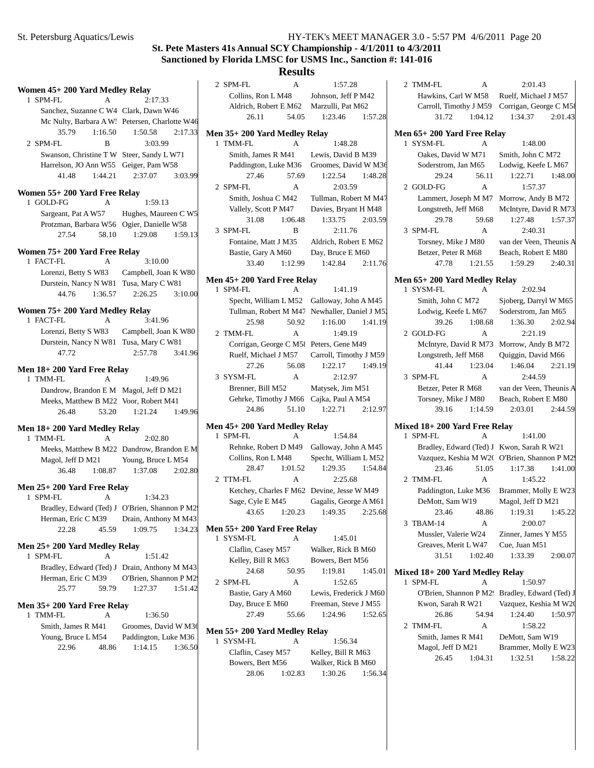## St. Pete Masters 41s Annual SCY Championship - 4/1/2011 to 4/3/2011
### Sanctioned by Florida LMSC for USMS Inc., Sanction #: 141-016
# Results

### Women 45+ 200 Yard Medley Relay

1 SPM-FL A 2:17.33
Sanchez, Suzanne C W4 Clark, Dawn W46
Mc Nulty, Barbara A W! Petersen, Charlotte W46
35.79 1:16.50 1:50.58 2:17.33

2 SPM-FL B 3:03.99
Swanson, Christine T W Steer, Sandy L W71
Harrelson, JO Ann W55 Geiger, Pam W58
41.48 1:44.21 2:37.07 3:03.99

### Women 55+ 200 Yard Free Relay

1 GOLD-FG A 1:59.13
Sargeant, Pat A W57 Hughes, Maureen C W5
Protzman, Barbara W56 Ogier, Danielle W58
27.54 58.10 1:29.08 1:59.13

### Women 75+ 200 Yard Free Relay

1 FACT-FL A 3:10.00
Lorenzi, Betty S W83 Campbell, Joan K W80
Durstein, Nancy N W81 Tusa, Mary C W81
44.76 1:36.57 2:26.25 3:10.00

### Women 75+ 200 Yard Medley Relay

1 FACT-FL A 3:41.96
Lorenzi, Betty S W83 Campbell, Joan K W80
Durstein, Nancy N W81 Tusa, Mary C W81
47.72 2:57.78 3:41.96

### Men 18+ 200 Yard Free Relay

1 TMM-FL A 1:49.96
Dandrow, Brandon E M Magol, Jeff D M21
Meeks, Matthew B M22 Voor, Robert M41
26.48 53.20 1:21.24 1:49.96

### Men 18+ 200 Yard Medley Relay

1 TMM-FL A 2:02.80
Meeks, Matthew B M22 Dandrow, Brandon E M
Magol, Jeff D M21 Young, Bruce L M54
36.48 1:08.87 1:37.08 2:02.80

### Men 25+ 200 Yard Free Relay

1 SPM-FL A 1:34.23
Bradley, Edward (Ted) J O'Brien, Shannon P M2
Herman, Eric C M39 Drain, Anthony M M43
22.28 45.59 1:09.75 1:34.23

### Men 25+ 200 Yard Medley Relay

1 SPM-FL A 1:51.42
Bradley, Edward (Ted) J Drain, Anthony M M43
Herman, Eric C M39 O'Brien, Shannon P M2
25.77 59.79 1:27.37 1:51.42

### Men 35+ 200 Yard Free Relay

1 TMM-FL A 1:36.50
Smith, James R M41 Groomes, David W M36
Young, Bruce L M54 Paddington, Luke M36
22.96 48.86 1:14.15 1:36.50

2 SPM-FL A 1:57.28
Collins, Ron L M48 Johnson, Jeff P M42
Aldrich, Robert E M62 Marzulli, Pat M62
26.11 54.05 1:23.46 1:57.28

### Men 35+ 200 Yard Medley Relay

1 TMM-FL A 1:48.28
Smith, James R M41 Lewis, David B M39
Paddington, Luke M36 Groomes, David W M36
27.46 57.69 1:22.54 1:48.28

2 SPM-FL A 2:03.59
Smith, Joshua C M42 Tullman, Robert M M47
Vallely, Scott P M47 Davies, Bryant H M48
31.08 1:06.48 1:33.75 2:03.59

3 SPM-FL B 2:11.76
Fontaine, Matt J M35 Aldrich, Robert E M62
Bastie, Gary A M60 Day, Bruce E M60
33.40 1:12.99 1:42.84 2:11.76

### Men 45+ 200 Yard Free Relay

1 SPM-FL A 1:41.19
Specht, William L M52 Galloway, John A M45
Tullman, Robert M M47 Newhaller, Daniel J M5
25.98 50.92 1:16.00 1:41.19

2 TMM-FL A 1:49.19
Corrigan, George C M5 Peters, Gene M49
Ruelf, Michael J M57 Carroll, Timothy J M59
27.26 56.08 1:22.17 1:49.19

3 SYSM-FL A 2:12.97
Brenner, Bill M52 Matysek, Jim M51
Gehrke, Timothy J M66 Cajka, Paul A M54
24.86 51.10 1:22.71 2:12.97

### Men 45+ 200 Yard Medley Relay

1 SPM-FL A 1:54.84
Rehnke, Robert D M49 Galloway, John A M45
Collins, Ron L M48 Specht, William L M52
28.47 1:01.52 1:29.35 1:54.84

2 TTM-FL A 2:25.68
Ketchey, Charles F M62 Devine, Jesse W M49
Sage, Cyle E M45 Gagalis, George A M61
43.65 1:20.23 1:49.35 2:25.68

### Men 55+ 200 Yard Free Relay

1 SYSM-FL A 1:45.01
Claflin, Casey M57 Walker, Rick B M60
Kelley, Bill R M63 Bowers, Bert M56
24.68 50.95 1:19.81 1:45.01

2 SPM-FL A 1:52.65
Bastie, Gary A M60 Lewis, Frederick J M60
Day, Bruce E M60 Freeman, Steve J M55
27.49 55.66 1:24.96 1:52.65

### Men 55+ 200 Yard Medley Relay

1 SYSM-FL A 1:56.34
Claflin, Casey M57 Kelley, Bill R M63
Bowers, Bert M56 Walker, Rick B M60
28.06 1:02.83 1:30.26 1:56.34

2 TMM-FL A 2:01.43
Hawkins, Carl W M58 Ruelf, Michael J M57
Carroll, Timothy J M59 Corrigan, George C M5
31.72 1:04.12 1:34.37 2:01.43

### Men 65+ 200 Yard Free Relay

1 SYSM-FL A 1:48.00
Oakes, David W M71 Smith, John C M72
Soderstrom, Jan M65 Lodwig, Keefe L M67
29.24 56.11 1:22.71 1:48.00

2 GOLD-FG A 1:57.37
Lammert, Joseph M M7 Morrow, Andy B M72
Longstreth, Jeff M68 McIntyre, David R M73
29.78 59.68 1:27.48 1:57.37

3 SPM-FL A 2:40.31
Torsney, Mike J M80 van der Veen, Theunis A
Betzer, Peter R M68 Beach, Robert E M80
47.78 1:21.55 1:59.29 2:40.31

### Men 65+ 200 Yard Medley Relay

1 SYSM-FL A 2:02.94
Smith, John C M72 Sjoberg, Darryl W M65
Lodwig, Keefe L M67 Soderstrom, Jan M65
39.26 1:08.68 1:36.30 2:02.94

2 GOLD-FG A 2:21.19
McIntyre, David R M73 Morrow, Andy B M72
Longstreth, Jeff M68 Quiggin, David M66
41.44 1:23.04 1:46.04 2:21.19

3 SPM-FL A 2:44.59
Betzer, Peter R M68 van der Veen, Theunis A
Torsney, Mike J M80 Beach, Robert E M80
39.16 1:14.59 2:03.01 2:44.59

### Mixed 18+ 200 Yard Free Relay

1 SPM-FL A 1:41.00
Bradley, Edward (Ted) J Kwon, Sarah R W21
Vazquez, Keshia M W2 O'Brien, Shannon P M2
23.46 51.05 1:17.38 1:41.00

2 TMM-FL A 1:45.22
Paddington, Luke M36 Brammer, Molly E W23
DeMott, Sam W19 Magol, Jeff D M21
23.46 48.86 1:19.31 1:45.22

3 TBAM-14 A 2:00.07
Mussler, Valerie W24 Zinner, James Y M55
Greaves, Merit L W47 Cue, Juan M51
31.51 1:02.40 1:33.39 2:00.07

### Mixed 18+ 200 Yard Medley Relay

1 SPM-FL A 1:50.97
O'Brien, Shannon P M2 Bradley, Edward (Ted) J
Kwon, Sarah R W21 Vazquez, Keshia M W2
26.86 54.94 1:24.40 1:50.97

2 TMM-FL A 1:58.22
Smith, James R M41 DeMott, Sam W19
Magol, Jeff D M21 Brammer, Molly E W23
26.45 1:04.31 1:32.51 1:58.22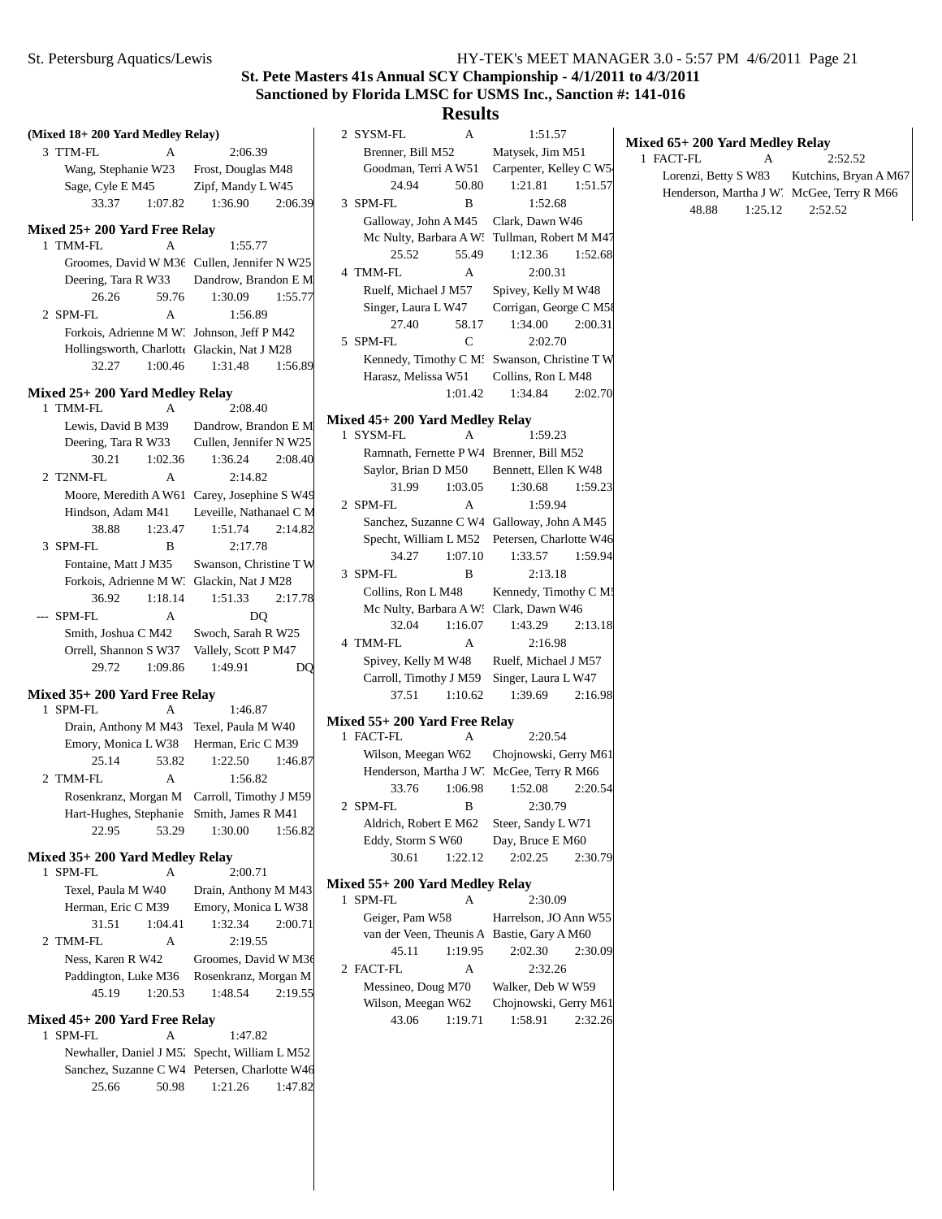# St. Pete Masters 41s Annual SCY Championship - 4/1/2011 to 4/3/2011

## Sanctioned by Florida LMSC for USMS Inc., Sanction #: 141-016

## Results

**(Mixed 18+ 200 Yard Medley Relay)**

3 TTM-FL A 2:06.39
Wang, Stephanie W23 Frost, Douglas M48
Sage, Cyle E M45 Zipf, Mandy L W45
33.37 1:07.82 1:36.90 2:06.39

### Mixed 25+ 200 Yard Free Relay

1 TMM-FL A 1:55.77
Groomes, David W M36 Cullen, Jennifer N W25
Deering, Tara R W33 Dandrow, Brandon E M
26.26 59.76 1:30.09 1:55.77

2 SPM-FL A 1:56.89
Forkois, Adrienne M W. Johnson, Jeff P M42
Hollingsworth, Charlotte Glackin, Nat J M28
32.27 1:00.46 1:31.48 1:56.89

### Mixed 25+ 200 Yard Medley Relay

1 TMM-FL A 2:08.40
Lewis, David B M39 Dandrow, Brandon E M
Deering, Tara R W33 Cullen, Jennifer N W25
30.21 1:02.36 1:36.24 2:08.40

2 T2NM-FL A 2:14.82
Moore, Meredith A W61 Carey, Josephine S W49
Hindson, Adam M41 Leveille, Nathanael C M
38.88 1:23.47 1:51.74 2:14.82

3 SPM-FL B 2:17.78
Fontaine, Matt J M35 Swanson, Christine T W
Forkois, Adrienne M W. Glackin, Nat J M28
36.92 1:18.14 1:51.33 2:17.78

--- SPM-FL A DQ
Smith, Joshua C M42 Swoch, Sarah R W25
Orrell, Shannon S W37 Vallely, Scott P M47
29.72 1:09.86 1:49.91 DQ

### Mixed 35+ 200 Yard Free Relay

1 SPM-FL A 1:46.87
Drain, Anthony M M43 Texel, Paula M W40
Emory, Monica L W38 Herman, Eric C M39
25.14 53.82 1:22.50 1:46.87

2 TMM-FL A 1:56.82
Rosenkranz, Morgan M Carroll, Timothy J M59
Hart-Hughes, Stephanie Smith, James R M41
22.95 53.29 1:30.00 1:56.82

### Mixed 35+ 200 Yard Medley Relay

1 SPM-FL A 2:00.71
Texel, Paula M W40 Drain, Anthony M M43
Herman, Eric C M39 Emory, Monica L W38
31.51 1:04.41 1:32.34 2:00.71

2 TMM-FL A 2:19.55
Ness, Karen R W42 Groomes, David W M36
Paddington, Luke M36 Rosenkranz, Morgan M
45.19 1:20.53 1:48.54 2:19.55

### Mixed 45+ 200 Yard Free Relay

1 SPM-FL A 1:47.82
Newhaller, Daniel J M5. Specht, William L M52
Sanchez, Suzanne C W4 Petersen, Charlotte W46
25.66 50.98 1:21.26 1:47.82

2 SYSM-FL A 1:51.57
Brenner, Bill M52 Matysek, Jim M51
Goodman, Terri A W51 Carpenter, Kelley C W5
24.94 50.80 1:21.81 1:51.57

3 SPM-FL B 1:52.68
Galloway, John A M45 Clark, Dawn W46
Mc Nulty, Barbara A W5 Tullman, Robert M M47
25.52 55.49 1:12.36 1:52.68

4 TMM-FL A 2:00.31
Ruelf, Michael J M57 Spivey, Kelly M W48
Singer, Laura L W47 Corrigan, George C M5
27.40 58.17 1:34.00 2:00.31

5 SPM-FL C 2:02.70
Kennedy, Timothy C M5 Swanson, Christine T W
Harasz, Melissa W51 Collins, Ron L M48
1:01.42 1:34.84 2:02.70

### Mixed 45+ 200 Yard Medley Relay

1 SYSM-FL A 1:59.23
Ramnath, Fernette P W4 Brenner, Bill M52
Saylor, Brian D M50 Bennett, Ellen K W48
31.99 1:03.05 1:30.68 1:59.23

2 SPM-FL A 1:59.94
Sanchez, Suzanne C W4 Galloway, John A M45
Specht, William L M52 Petersen, Charlotte W46
34.27 1:07.10 1:33.57 1:59.94

3 SPM-FL B 2:13.18
Collins, Ron L M48 Kennedy, Timothy C M5
Mc Nulty, Barbara A W5 Clark, Dawn W46
32.04 1:16.07 1:43.29 2:13.18

4 TMM-FL A 2:16.98
Spivey, Kelly M W48 Ruelf, Michael J M57
Carroll, Timothy J M59 Singer, Laura L W47
37.51 1:10.62 1:39.69 2:16.98

### Mixed 55+ 200 Yard Free Relay

1 FACT-FL A 2:20.54
Wilson, Meegan W62 Chojnowski, Gerry M61
Henderson, Martha J W. McGee, Terry R M66
33.76 1:06.98 1:52.08 2:20.54

2 SPM-FL B 2:30.79
Aldrich, Robert E M62 Steer, Sandy L W71
Eddy, Storm S W60 Day, Bruce E M60
30.61 1:22.12 2:02.25 2:30.79

### Mixed 55+ 200 Yard Medley Relay

1 SPM-FL A 2:30.09
Geiger, Pam W58 Harrelson, JO Ann W55
van der Veen, Theunis A Bastie, Gary A M60
45.11 1:19.95 2:02.30 2:30.09

2 FACT-FL A 2:32.26
Messineo, Doug M70 Walker, Deb W W59
Wilson, Meegan W62 Chojnowski, Gerry M61
43.06 1:19.71 1:58.91 2:32.26

### Mixed 65+ 200 Yard Medley Relay

1 FACT-FL A 2:52.52
Lorenzi, Betty S W83 Kutchins, Bryan A M67
Henderson, Martha J W. McGee, Terry R M66
48.88 1:25.12 2:52.52